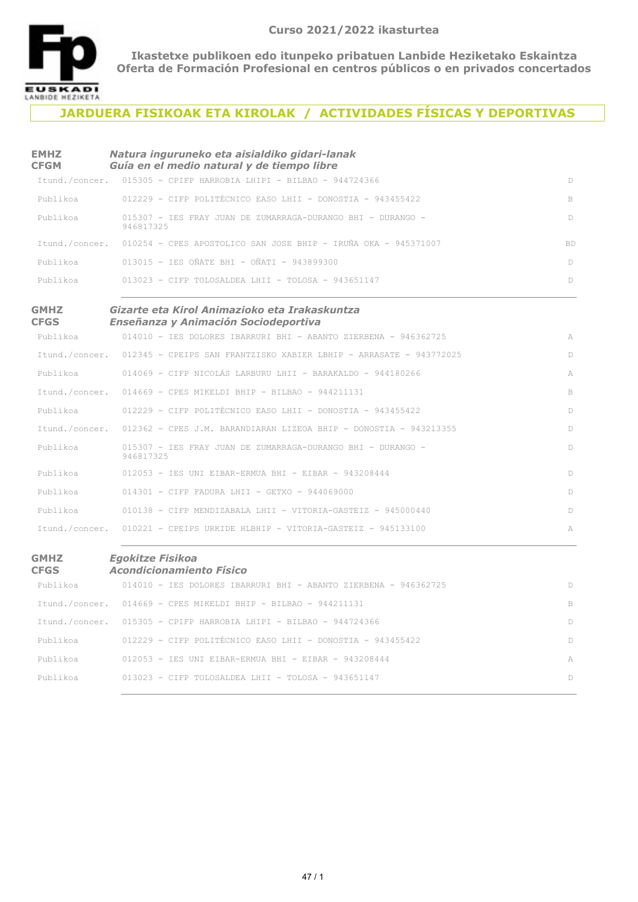**Curso 2021/2022 ikasturtea**

**Ikastetxe publikoen edo itunpeko pribatuen Lanbide Heziketako Eskaintza**
**Oferta de Formación Profesional en centros públicos o en privados concertados**

## JARDUERA FISIKOAK ETA KIROLAK / ACTIVIDADES FÍSICAS Y DEPORTIVAS

### EMHZ / CFGM — *Natura inguruneko eta aisialdiko gidari-lanak* / *Guía en el medio natural y de tiempo libre*

| | | |
|---|---|---|
| Itund./concer. | 015305 - CPIFP HARROBIA LHIPI - BILBAO - 944724366 | D |
| Publikoa | 012229 - CIFP POLITÉCNICO EASO LHII - DONOSTIA - 943455422 | B |
| Publikoa | 015307 - IES FRAY JUAN DE ZUMARRAGA-DURANGO BHI - DURANGO - 946817325 | D |
| Itund./concer. | 010254 - CPES APOSTOLICO SAN JOSE BHIP - IRUÑA OKA - 945371007 | BD |
| Publikoa | 013015 - IES OÑATE BHI - OÑATI - 943899300 | D |
| Publikoa | 013023 - CIFP TOLOSALDEA LHII - TOLOSA - 943651147 | D |

### GMHZ / CFGS — *Gizarte eta Kirol Animazioko eta Irakaskuntza* / *Enseñanza y Animación Sociodeportiva*

| | | |
|---|---|---|
| Publikoa | 014010 - IES DOLORES IBARRURI BHI - ABANTO ZIERBENA - 946362725 | A |
| Itund./concer. | 012345 - CPEIPS SAN FRANTZISKO XABIER LBHIP - ARRASATE - 943772025 | D |
| Publikoa | 014069 - CIFP NICOLÁS LARBURU LHII - BARAKALDO - 944180266 | A |
| Itund./concer. | 014669 - CPES MIKELDI BHIP - BILBAO - 944211131 | B |
| Publikoa | 012229 - CIFP POLITÉCNICO EASO LHII - DONOSTIA - 943455422 | D |
| Itund./concer. | 012362 - CPES J.M. BARANDIARAN LIZEOA BHIP - DONOSTIA - 943213355 | D |
| Publikoa | 015307 - IES FRAY JUAN DE ZUMARRAGA-DURANGO BHI - DURANGO - 946817325 | D |
| Publikoa | 012053 - IES UNI EIBAR-ERMUA BHI - EIBAR - 943208444 | D |
| Publikoa | 014301 - CIFP FADURA LHII - GETXO - 944069000 | D |
| Publikoa | 010138 - CIFP MENDIZABALA LHII - VITORIA-GASTEIZ - 945000440 | D |
| Itund./concer. | 010221 - CPEIPS URKIDE HLBHIP - VITORIA-GASTEIZ - 945133100 | A |

### GMHZ / CFGS — *Egokitze Fisikoa* / *Acondicionamiento Físico*

| | | |
|---|---|---|
| Publikoa | 014010 - IES DOLORES IBARRURI BHI - ABANTO ZIERBENA - 946362725 | D |
| Itund./concer. | 014669 - CPES MIKELDI BHIP - BILBAO - 944211131 | B |
| Itund./concer. | 015305 - CPIFP HARROBIA LHIPI - BILBAO - 944724366 | D |
| Publikoa | 012229 - CIFP POLITÉCNICO EASO LHII - DONOSTIA - 943455422 | D |
| Publikoa | 012053 - IES UNI EIBAR-ERMUA BHI - EIBAR - 943208444 | A |
| Publikoa | 013023 - CIFP TOLOSALDEA LHII - TOLOSA - 943651147 | D |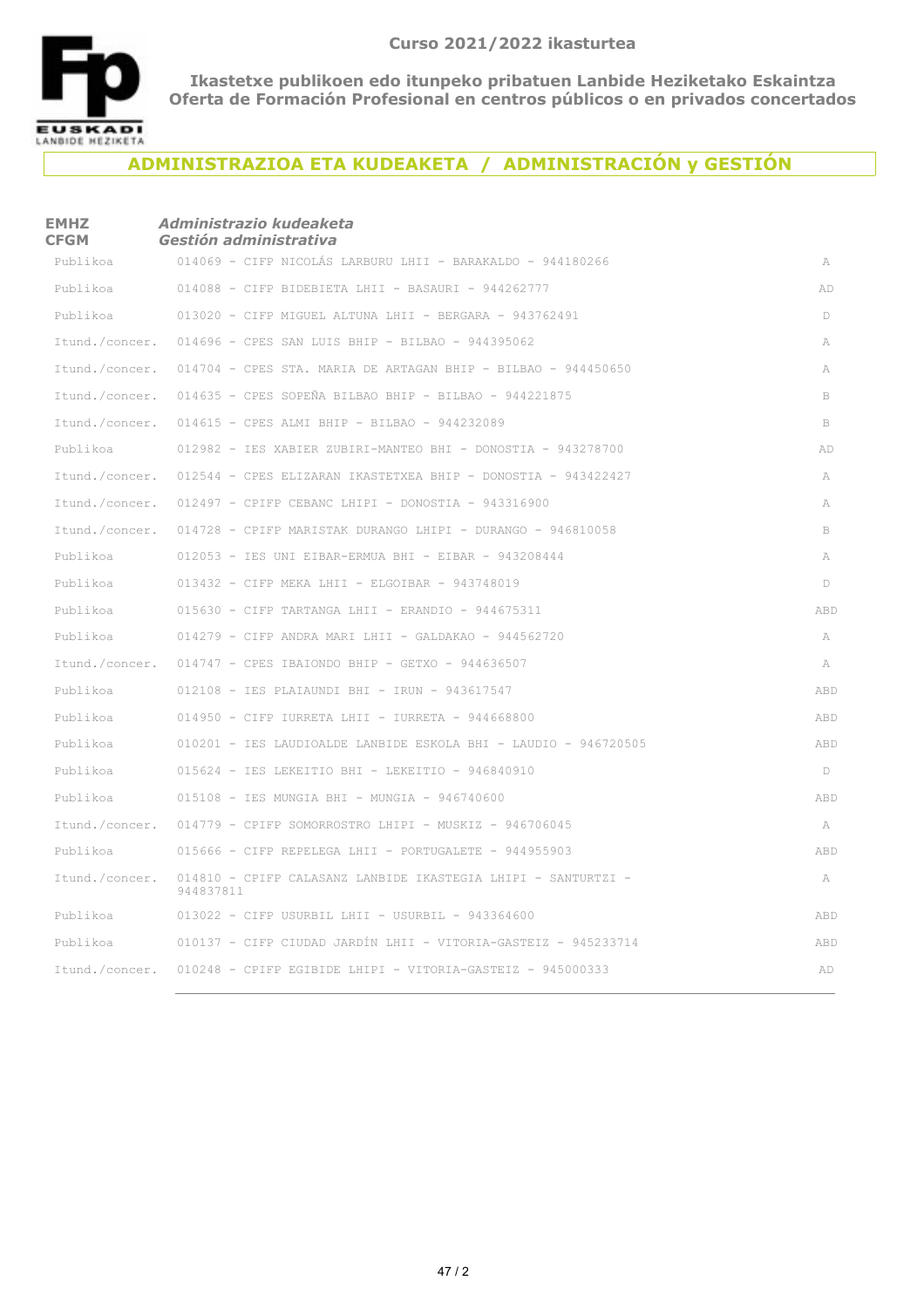**Curso 2021/2022 ikasturtea**

**Ikastetxe publikoen edo itunpeko pribatuen Lanbide Heziketako Eskaintza**
**Oferta de Formación Profesional en centros públicos o en privados concertados**

## ADMINISTRAZIOA ETA KUDEAKETA / ADMINISTRACIÓN y GESTIÓN

**EMHZ** *Administrazio kudeaketa*
**CFGM** *Gestión administrativa*

| | | |
|---|---|---|
| Publikoa | 014069 - CIFP NICOLÁS LARBURU LHII - BARAKALDO - 944180266 | A |
| Publikoa | 014088 - CIFP BIDEBIETA LHII - BASAURI - 944262777 | AD |
| Publikoa | 013020 - CIFP MIGUEL ALTUNA LHII - BERGARA - 943762491 | D |
| Itund./concer. | 014696 - CPES SAN LUIS BHIP - BILBAO - 944395062 | A |
| Itund./concer. | 014704 - CPES STA. MARIA DE ARTAGAN BHIP - BILBAO - 944450650 | A |
| Itund./concer. | 014635 - CPES SOPEÑA BILBAO BHIP - BILBAO - 944221875 | B |
| Itund./concer. | 014615 - CPES ALMI BHIP - BILBAO - 944232089 | B |
| Publikoa | 012982 - IES XABIER ZUBIRI-MANTEO BHI - DONOSTIA - 943278700 | AD |
| Itund./concer. | 012544 - CPES ELIZARAN IKASTETXEA BHIP - DONOSTIA - 943422427 | A |
| Itund./concer. | 012497 - CPIFP CEBANC LHIPI - DONOSTIA - 943316900 | A |
| Itund./concer. | 014728 - CPIFP MARISTAK DURANGO LHIPI - DURANGO - 946810058 | B |
| Publikoa | 012053 - IES UNI EIBAR-ERMUA BHI - EIBAR - 943208444 | A |
| Publikoa | 013432 - CIFP MEKA LHII - ELGOIBAR - 943748019 | D |
| Publikoa | 015630 - CIFP TARTANGA LHII - ERANDIO - 944675311 | ABD |
| Publikoa | 014279 - CIFP ANDRA MARI LHII - GALDAKAO - 944562720 | A |
| Itund./concer. | 014747 - CPES IBAIONDO BHIP - GETXO - 944636507 | A |
| Publikoa | 012108 - IES PLAIAUNDI BHI - IRUN - 943617547 | ABD |
| Publikoa | 014950 - CIFP IURRETA LHII - IURRETA - 944668800 | ABD |
| Publikoa | 010201 - IES LAUDIOALDE LANBIDE ESKOLA BHI - LAUDIO - 946720505 | ABD |
| Publikoa | 015624 - IES LEKEITIO BHI - LEKEITIO - 946840910 | D |
| Publikoa | 015108 - IES MUNGIA BHI - MUNGIA - 946740600 | ABD |
| Itund./concer. | 014779 - CPIFP SOMORROSTRO LHIPI - MUSKIZ - 946706045 | A |
| Publikoa | 015666 - CIFP REPELEGA LHII - PORTUGALETE - 944955903 | ABD |
| Itund./concer. | 014810 - CPIFP CALASANZ LANBIDE IKASTEGIA LHIPI - SANTURTZI - 944837811 | A |
| Publikoa | 013022 - CIFP USURBIL LHII - USURBIL - 943364600 | ABD |
| Publikoa | 010137 - CIFP CIUDAD JARDÍN LHII - VITORIA-GASTEIZ - 945233714 | ABD |
| Itund./concer. | 010248 - CPIFP EGIBIDE LHIPI - VITORIA-GASTEIZ - 945000333 | AD |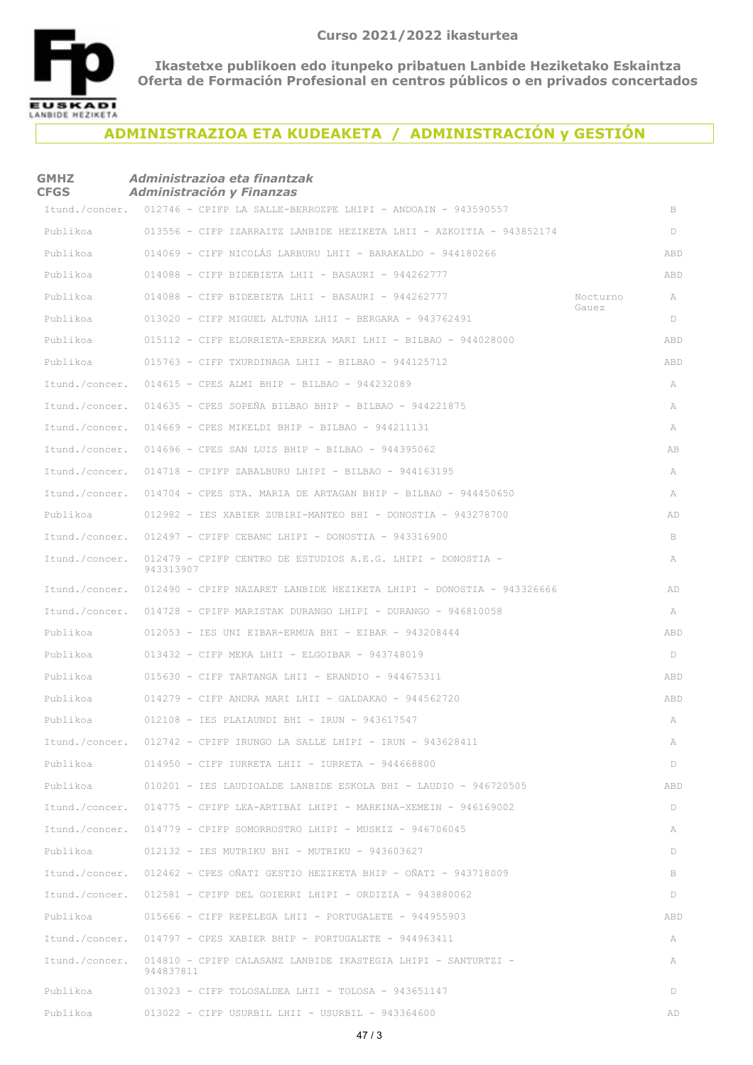**Curso 2021/2022 ikasturtea**

**Ikastetxe publikoen edo itunpeko pribatuen Lanbide Heziketako Eskaintza**
**Oferta de Formación Profesional en centros públicos o en privados concertados**

## ADMINISTRAZIOA ETA KUDEAKETA / ADMINISTRACIÓN y GESTIÓN

### GMHZ CFGS — *Administrazioa eta finantzak / Administración y Finanzas*

| | | | |
|---|---|---|---|
| Itund./concer. | 012746 - CPIFP LA SALLE-BERROZPE LHIPI - ANDOAIN - 943590557 | | B |
| Publikoa | 013556 - CIFP IZARRAITZ LANBIDE HEZIKETA LHII - AZKOITIA - 943852174 | | D |
| Publikoa | 014069 - CIFP NICOLÁS LARBURU LHII - BARAKALDO - 944180266 | | ABD |
| Publikoa | 014088 - CIFP BIDEBIETA LHII - BASAURI - 944262777 | | ABD |
| Publikoa | 014088 - CIFP BIDEBIETA LHII - BASAURI - 944262777 | Nocturno Gauez | A |
| Publikoa | 013020 - CIFP MIGUEL ALTUNA LHII - BERGARA - 943762491 | | D |
| Publikoa | 015112 - CIFP ELORRIETA-ERREKA MARI LHII - BILBAO - 944028000 | | ABD |
| Publikoa | 015763 - CIFP TXURDINAGA LHII - BILBAO - 944125712 | | ABD |
| Itund./concer. | 014615 - CPES ALMI BHIP - BILBAO - 944232089 | | A |
| Itund./concer. | 014635 - CPES SOPEÑA BILBAO BHIP - BILBAO - 944221875 | | A |
| Itund./concer. | 014669 - CPES MIKELDI BHIP - BILBAO - 944211131 | | A |
| Itund./concer. | 014696 - CPES SAN LUIS BHIP - BILBAO - 944395062 | | AB |
| Itund./concer. | 014718 - CPIFP ZABALBURU LHIPI - BILBAO - 944163195 | | A |
| Itund./concer. | 014704 - CPES STA. MARIA DE ARTAGAN BHIP - BILBAO - 944450650 | | A |
| Publikoa | 012982 - IES XABIER ZUBIRI-MANTEO BHI - DONOSTIA - 943278700 | | AD |
| Itund./concer. | 012497 - CPIFP CEBANC LHIPI - DONOSTIA - 943316900 | | B |
| Itund./concer. | 012479 - CPIFP CENTRO DE ESTUDIOS A.E.G. LHIPI - DONOSTIA - 943313907 | | A |
| Itund./concer. | 012490 - CPIFP NAZARET LANBIDE HEZIKETA LHIPI - DONOSTIA - 943326666 | | AD |
| Itund./concer. | 014728 - CPIFP MARISTAK DURANGO LHIPI - DURANGO - 946810058 | | A |
| Publikoa | 012053 - IES UNI EIBAR-ERMUA BHI - EIBAR - 943208444 | | ABD |
| Publikoa | 013432 - CIFP MEKA LHII - ELGOIBAR - 943748019 | | D |
| Publikoa | 015630 - CIFP TARTANGA LHII - ERANDIO - 944675311 | | ABD |
| Publikoa | 014279 - CIFP ANDRA MARI LHII - GALDAKAO - 944562720 | | ABD |
| Publikoa | 012108 - IES PLAIAUNDI BHI - IRUN - 943617547 | | A |
| Itund./concer. | 012742 - CPIFP IRUNGO LA SALLE LHIPI - IRUN - 943628411 | | A |
| Publikoa | 014950 - CIFP IURRETA LHII - IURRETA - 944668800 | | D |
| Publikoa | 010201 - IES LAUDIOALDE LANBIDE ESKOLA BHI - LAUDIO - 946720505 | | ABD |
| Itund./concer. | 014775 - CPIFP LEA-ARTIBAI LHIPI - MARKINA-XEMEIN - 946169002 | | D |
| Itund./concer. | 014779 - CPIFP SOMORROSTRO LHIPI - MUSKIZ - 946706045 | | A |
| Publikoa | 012132 - IES MUTRIKU BHI - MUTRIKU - 943603627 | | D |
| Itund./concer. | 012462 - CPES OÑATI GESTIO HEZIKETA BHIP - OÑATI - 943718009 | | B |
| Itund./concer. | 012581 - CPIFP DEL GOIERRI LHIPI - ORDIZIA - 943880062 | | D |
| Publikoa | 015666 - CIFP REPELEGA LHII - PORTUGALETE - 944955903 | | ABD |
| Itund./concer. | 014797 - CPES XABIER BHIP - PORTUGALETE - 944963411 | | A |
| Itund./concer. | 014810 - CPIFP CALASANZ LANBIDE IKASTEGIA LHIPI - SANTURTZI - 944837811 | | A |
| Publikoa | 013023 - CIFP TOLOSALDEA LHII - TOLOSA - 943651147 | | D |
| Publikoa | 013022 - CIFP USURBIL LHII - USURBIL - 943364600 | | AD |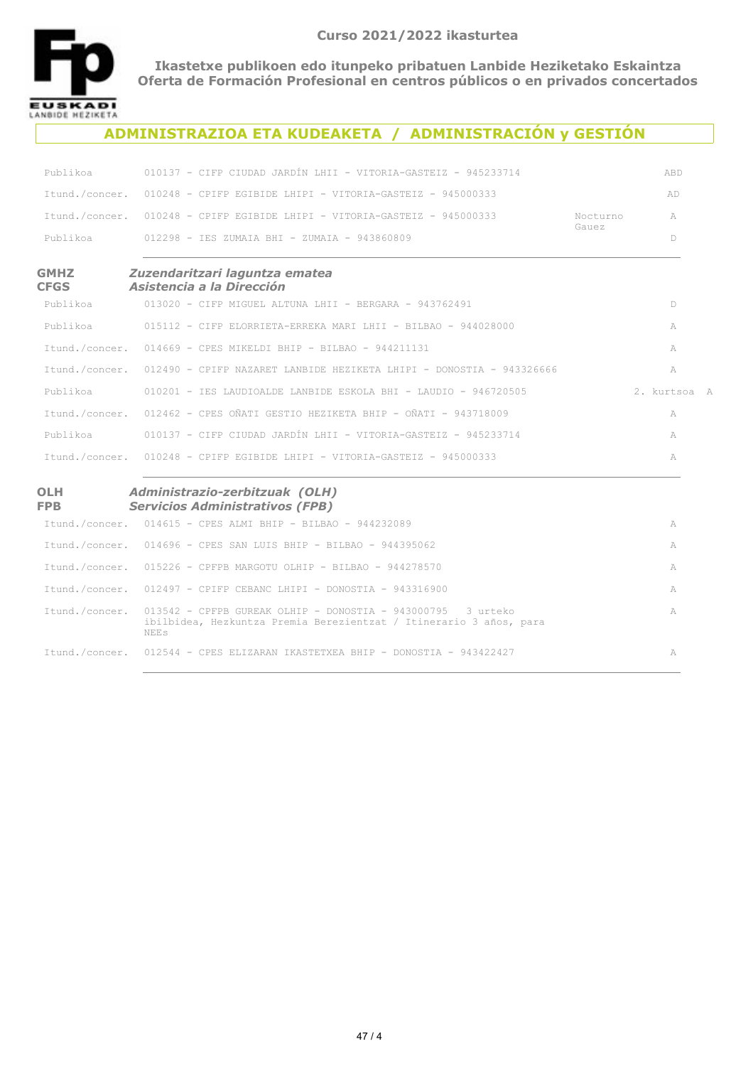Curso 2021/2022 ikasturtea

**Ikastetxe publikoen edo itunpeko pribatuen Lanbide Heziketako Eskaintza**
**Oferta de Formación Profesional en centros públicos o en privados concertados**

## ADMINISTRAZIOA ETA KUDEAKETA / ADMINISTRACIÓN y GESTIÓN

| | | | |
|---|---|---|---|
| Publikoa | 010137 - CIFP CIUDAD JARDÍN LHII - VITORIA-GASTEIZ - 945233714 | | ABD |
| Itund./concer. | 010248 - CPIFP EGIBIDE LHIPI - VITORIA-GASTEIZ - 945000333 | | AD |
| Itund./concer. | 010248 - CPIFP EGIBIDE LHIPI - VITORIA-GASTEIZ - 945000333 | Nocturno Gauez | A |
| Publikoa | 012298 - IES ZUMAIA BHI - ZUMAIA - 943860809 | | D |

### GMHZ / CFGS — *Zuzendaritzari laguntza ematea* / *Asistencia a la Dirección*

| | | | |
|---|---|---|---|
| Publikoa | 013020 - CIFP MIGUEL ALTUNA LHII - BERGARA - 943762491 | | D |
| Publikoa | 015112 - CIFP ELORRIETA-ERREKA MARI LHII - BILBAO - 944028000 | | A |
| Itund./concer. | 014669 - CPES MIKELDI BHIP - BILBAO - 944211131 | | A |
| Itund./concer. | 012490 - CPIFP NAZARET LANBIDE HEZIKETA LHIPI - DONOSTIA - 943326666 | | A |
| Publikoa | 010201 - IES LAUDIOALDE LANBIDE ESKOLA BHI - LAUDIO - 946720505 | 2. kurtsoa | A |
| Itund./concer. | 012462 - CPES OÑATI GESTIO HEZIKETA BHIP - OÑATI - 943718009 | | A |
| Publikoa | 010137 - CIFP CIUDAD JARDÍN LHII - VITORIA-GASTEIZ - 945233714 | | A |
| Itund./concer. | 010248 - CPIFP EGIBIDE LHIPI - VITORIA-GASTEIZ - 945000333 | | A |

### OLH / FPB — *Administrazio-zerbitzuak (OLH)* / *Servicios Administrativos (FPB)*

| | | | |
|---|---|---|---|
| Itund./concer. | 014615 - CPES ALMI BHIP - BILBAO - 944232089 | | A |
| Itund./concer. | 014696 - CPES SAN LUIS BHIP - BILBAO - 944395062 | | A |
| Itund./concer. | 015226 - CPFPB MARGOTU OLHIP - BILBAO - 944278570 | | A |
| Itund./concer. | 012497 - CPIFP CEBANC LHIPI - DONOSTIA - 943316900 | | A |
| Itund./concer. | 013542 - CPFPB GUREAK OLHIP - DONOSTIA - 943000795 3 urteko ibilbidea, Hezkuntza Premia Berezientzat / Itinerario 3 años, para NEEs | | A |
| Itund./concer. | 012544 - CPES ELIZARAN IKASTETXEA BHIP - DONOSTIA - 943422427 | | A |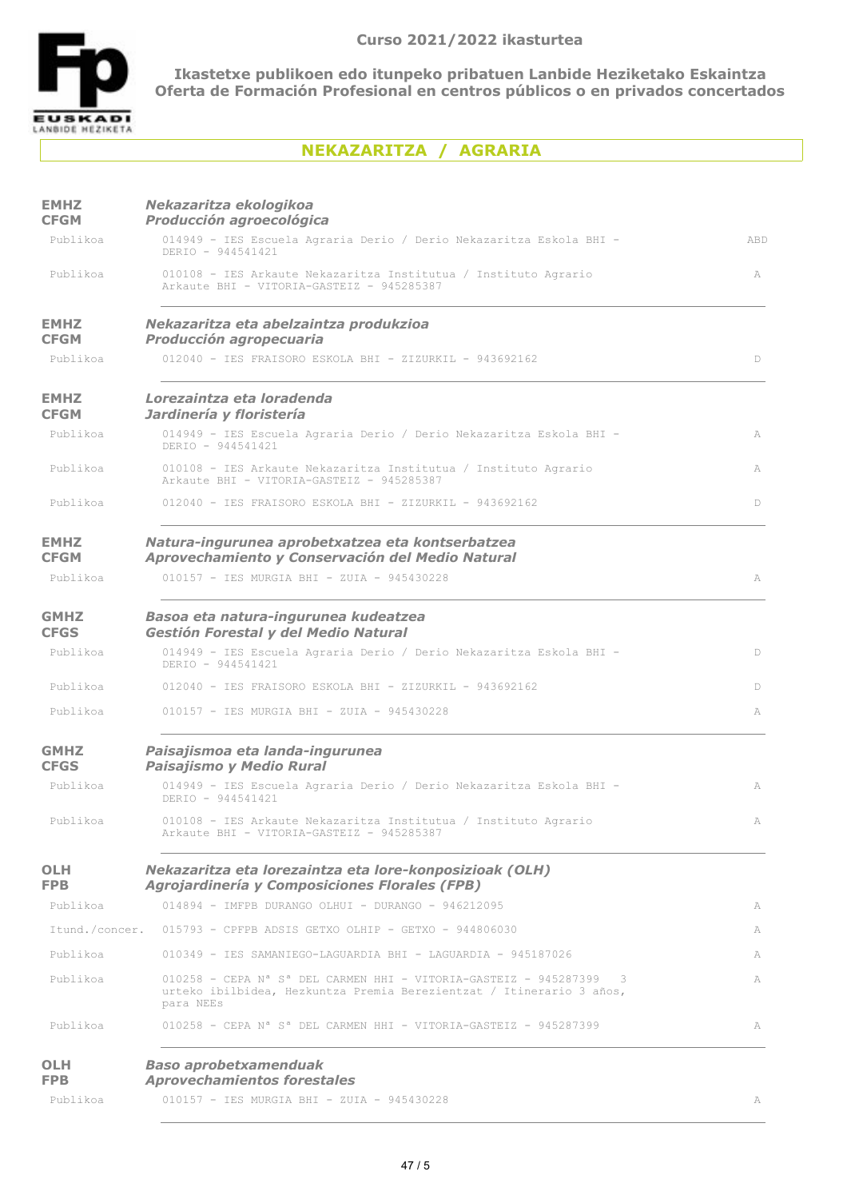**Curso 2021/2022 ikasturtea**

**Ikastetxe publikoen edo itunpeko pribatuen Lanbide Heziketako Eskaintza**
**Oferta de Formación Profesional en centros públicos o en privados concertados**

## NEKAZARITZA / AGRARIA

### EMHZ / CFGM — *Nekazaritza ekologikoa / Producción agroecológica*

| | | |
|---|---|---|
| Publikoa | 014949 - IES Escuela Agraria Derio / Derio Nekazaritza Eskola BHI - DERIO - 944541421 | ABD |
| Publikoa | 010108 - IES Arkaute Nekazaritza Institutua / Instituto Agrario Arkaute BHI - VITORIA-GASTEIZ - 945285387 | A |

### EMHZ / CFGM — *Nekazaritza eta abelzaintza produkzioa / Producción agropecuaria*

| | | |
|---|---|---|
| Publikoa | 012040 - IES FRAISORO ESKOLA BHI - ZIZURKIL - 943692162 | D |

### EMHZ / CFGM — *Lorezaintza eta loradenda / Jardinería y floristería*

| | | |
|---|---|---|
| Publikoa | 014949 - IES Escuela Agraria Derio / Derio Nekazaritza Eskola BHI - DERIO - 944541421 | A |
| Publikoa | 010108 - IES Arkaute Nekazaritza Institutua / Instituto Agrario Arkaute BHI - VITORIA-GASTEIZ - 945285387 | A |
| Publikoa | 012040 - IES FRAISORO ESKOLA BHI - ZIZURKIL - 943692162 | D |

### EMHZ / CFGM — *Natura-ingurunea aprobetxatzea eta kontserbatzea / Aprovechamiento y Conservación del Medio Natural*

| | | |
|---|---|---|
| Publikoa | 010157 - IES MURGIA BHI - ZUIA - 945430228 | A |

### GMHZ / CFGS — *Basoa eta natura-ingurunea kudeatzea / Gestión Forestal y del Medio Natural*

| | | |
|---|---|---|
| Publikoa | 014949 - IES Escuela Agraria Derio / Derio Nekazaritza Eskola BHI - DERIO - 944541421 | D |
| Publikoa | 012040 - IES FRAISORO ESKOLA BHI - ZIZURKIL - 943692162 | D |
| Publikoa | 010157 - IES MURGIA BHI - ZUIA - 945430228 | A |

### GMHZ / CFGS — *Paisajismoa eta landa-ingurunea / Paisajismo y Medio Rural*

| | | |
|---|---|---|
| Publikoa | 014949 - IES Escuela Agraria Derio / Derio Nekazaritza Eskola BHI - DERIO - 944541421 | A |
| Publikoa | 010108 - IES Arkaute Nekazaritza Institutua / Instituto Agrario Arkaute BHI - VITORIA-GASTEIZ - 945285387 | A |

### OLH / FPB — *Nekazaritza eta lorezaintza eta lore-konposizioak (OLH) / Agrojardinería y Composiciones Florales (FPB)*

| | | |
|---|---|---|
| Publikoa | 014894 - IMFPB DURANGO OLHUI - DURANGO - 946212095 | A |
| Itund./concer. | 015793 - CPFPB ADSIS GETXO OLHIP - GETXO - 944806030 | A |
| Publikoa | 010349 - IES SAMANIEGO-LAGUARDIA BHI - LAGUARDIA - 945187026 | A |
| Publikoa | 010258 - CEPA Nª Sª DEL CARMEN HHI - VITORIA-GASTEIZ - 945287399 3 urteko ibilbidea, Hezkuntza Premia Berezientzat / Itinerario 3 años, para NEEs | A |
| Publikoa | 010258 - CEPA Nª Sª DEL CARMEN HHI - VITORIA-GASTEIZ - 945287399 | A |

### OLH / FPB — *Baso aprobetxamenduak / Aprovechamientos forestales*

| | | |
|---|---|---|
| Publikoa | 010157 - IES MURGIA BHI - ZUIA - 945430228 | A |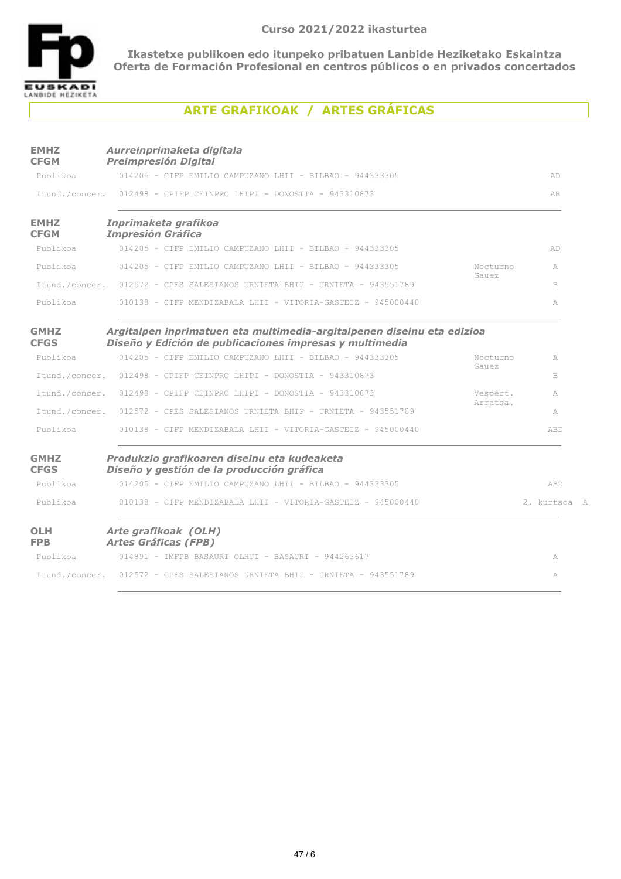**Curso 2021/2022 ikasturtea**

**Ikastetxe publikoen edo itunpeko pribatuen Lanbide Heziketako Eskaintza**
**Oferta de Formación Profesional en centros públicos o en privados concertados**

## ARTE GRAFIKOAK / ARTES GRÁFICAS

**EMHZ** / **CFGM** — ***Aurreinprimaketa digitala*** / ***Preimpresión Digital***

| | | | |
|---|---|---|---|
| Publikoa | 014205 - CIFP EMILIO CAMPUZANO LHII - BILBAO - 944333305 | | AD |
| Itund./concer. | 012498 - CPIFP CEINPRO LHIPI - DONOSTIA - 943310873 | | AB |

**EMHZ** / **CFGM** — ***Inprimaketa grafikoa*** / ***Impresión Gráfica***

| | | | |
|---|---|---|---|
| Publikoa | 014205 - CIFP EMILIO CAMPUZANO LHII - BILBAO - 944333305 | | AD |
| Publikoa | 014205 - CIFP EMILIO CAMPUZANO LHII - BILBAO - 944333305 | Nocturno Gauez | A |
| Itund./concer. | 012572 - CPES SALESIANOS URNIETA BHIP - URNIETA - 943551789 | | B |
| Publikoa | 010138 - CIFP MENDIZABALA LHII - VITORIA-GASTEIZ - 945000440 | | A |

**GMHZ** / **CFGS** — ***Argitalpen inprimatuen eta multimedia-argitalpenen diseinu eta edizioa*** / ***Diseño y Edición de publicaciones impresas y multimedia***

| | | | |
|---|---|---|---|
| Publikoa | 014205 - CIFP EMILIO CAMPUZANO LHII - BILBAO - 944333305 | Nocturno Gauez | A |
| Itund./concer. | 012498 - CPIFP CEINPRO LHIPI - DONOSTIA - 943310873 | | B |
| Itund./concer. | 012498 - CPIFP CEINPRO LHIPI - DONOSTIA - 943310873 | Vespert. Arratsa. | A |
| Itund./concer. | 012572 - CPES SALESIANOS URNIETA BHIP - URNIETA - 943551789 | | A |
| Publikoa | 010138 - CIFP MENDIZABALA LHII - VITORIA-GASTEIZ - 945000440 | | ABD |

**GMHZ** / **CFGS** — ***Produkzio grafikoaren diseinu eta kudeaketa*** / ***Diseño y gestión de la producción gráfica***

| | | | |
|---|---|---|---|
| Publikoa | 014205 - CIFP EMILIO CAMPUZANO LHII - BILBAO - 944333305 | | ABD |
| Publikoa | 010138 - CIFP MENDIZABALA LHII - VITORIA-GASTEIZ - 945000440 | 2. kurtsoa | A |

**OLH** / **FPB** — ***Arte grafikoak (OLH)*** / ***Artes Gráficas (FPB)***

| | | | |
|---|---|---|---|
| Publikoa | 014891 - IMFPB BASAURI OLHUI - BASAURI - 944263617 | | A |
| Itund./concer. | 012572 - CPES SALESIANOS URNIETA BHIP - URNIETA - 943551789 | | A |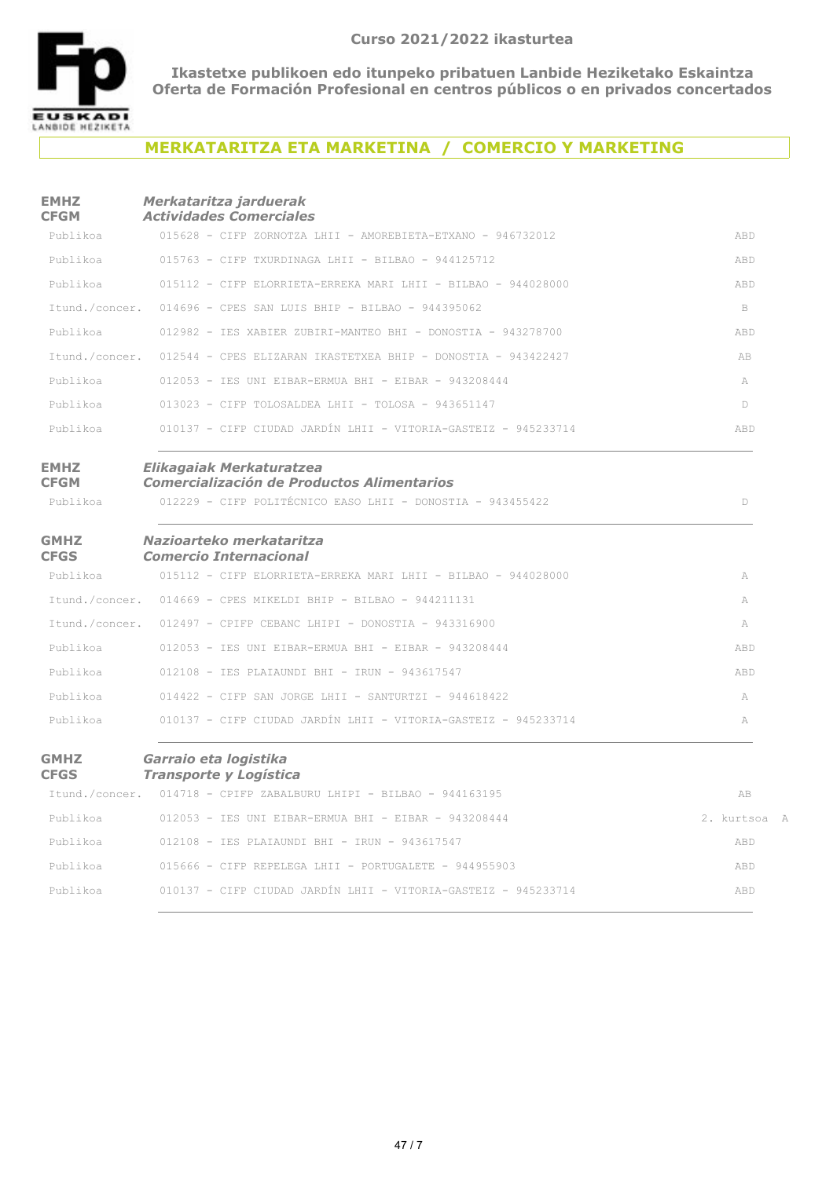**Curso 2021/2022 ikasturtea**

**Ikastetxe publikoen edo itunpeko pribatuen Lanbide Heziketako Eskaintza**
**Oferta de Formación Profesional en centros públicos o en privados concertados**

## MERKATARITZA ETA MARKETINA / COMERCIO Y MARKETING

### EMHZ / CFGM — *Merkataritza jarduerak / Actividades Comerciales*

| | | |
|---|---|---|
| Publikoa | 015628 - CIFP ZORNOTZA LHII - AMOREBIETA-ETXANO - 946732012 | ABD |
| Publikoa | 015763 - CIFP TXURDINAGA LHII - BILBAO - 944125712 | ABD |
| Publikoa | 015112 - CIFP ELORRIETA-ERREKA MARI LHII - BILBAO - 944028000 | ABD |
| Itund./concer. | 014696 - CPES SAN LUIS BHIP - BILBAO - 944395062 | B |
| Publikoa | 012982 - IES XABIER ZUBIRI-MANTEO BHI - DONOSTIA - 943278700 | ABD |
| Itund./concer. | 012544 - CPES ELIZARAN IKASTETXEA BHIP - DONOSTIA - 943422427 | AB |
| Publikoa | 012053 - IES UNI EIBAR-ERMUA BHI - EIBAR - 943208444 | A |
| Publikoa | 013023 - CIFP TOLOSALDEA LHII - TOLOSA - 943651147 | D |
| Publikoa | 010137 - CIFP CIUDAD JARDÍN LHII - VITORIA-GASTEIZ - 945233714 | ABD |

### EMHZ / CFGM — *Elikagaiak Merkaturatzea / Comercialización de Productos Alimentarios*

| | | |
|---|---|---|
| Publikoa | 012229 - CIFP POLITÉCNICO EASO LHII - DONOSTIA - 943455422 | D |

### GMHZ / CFGS — *Nazioarteko merkataritza / Comercio Internacional*

| | | |
|---|---|---|
| Publikoa | 015112 - CIFP ELORRIETA-ERREKA MARI LHII - BILBAO - 944028000 | A |
| Itund./concer. | 014669 - CPES MIKELDI BHIP - BILBAO - 944211131 | A |
| Itund./concer. | 012497 - CPIFP CEBANC LHIPI - DONOSTIA - 943316900 | A |
| Publikoa | 012053 - IES UNI EIBAR-ERMUA BHI - EIBAR - 943208444 | ABD |
| Publikoa | 012108 - IES PLAIAUNDI BHI - IRUN - 943617547 | ABD |
| Publikoa | 014422 - CIFP SAN JORGE LHII - SANTURTZI - 944618422 | A |
| Publikoa | 010137 - CIFP CIUDAD JARDÍN LHII - VITORIA-GASTEIZ - 945233714 | A |

### GMHZ / CFGS — *Garraio eta logistika / Transporte y Logística*

| | | |
|---|---|---|
| Itund./concer. | 014718 - CPIFP ZABALBURU LHIPI - BILBAO - 944163195 | AB |
| Publikoa | 012053 - IES UNI EIBAR-ERMUA BHI - EIBAR - 943208444 | 2. kurtsoa A |
| Publikoa | 012108 - IES PLAIAUNDI BHI - IRUN - 943617547 | ABD |
| Publikoa | 015666 - CIFP REPELEGA LHII - PORTUGALETE - 944955903 | ABD |
| Publikoa | 010137 - CIFP CIUDAD JARDÍN LHII - VITORIA-GASTEIZ - 945233714 | ABD |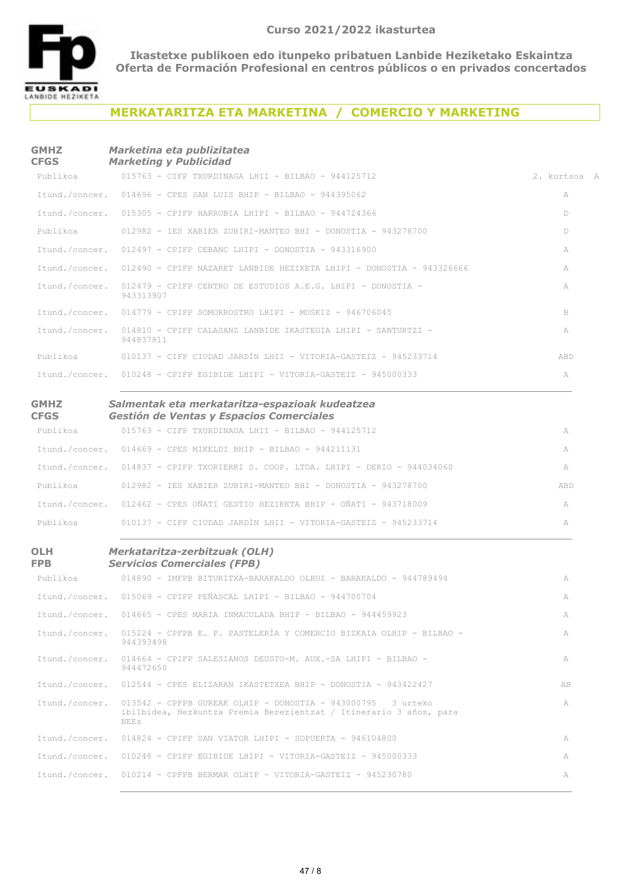**Curso 2021/2022 ikasturtea**

**Ikastetxe publikoen edo itunpeko pribatuen Lanbide Heziketako Eskaintza**
**Oferta de Formación Profesional en centros públicos o en privados concertados**

## MERKATARITZA ETA MARKETINA / COMERCIO Y MARKETING

### GMHZ / CFGS — *Marketina eta publizitatea* / *Marketing y Publicidad*

| | | |
|---|---|---|
| Publikoa | 015763 - CIFP TXURDINAGA LHII - BILBAO - 944125712 | 2. kurtsoa A |
| Itund./concer. | 014696 - CPES SAN LUIS BHIP - BILBAO - 944395062 | A |
| Itund./concer. | 015305 - CPIFP HARROBIA LHIPI - BILBAO - 944724366 | D |
| Publikoa | 012982 - IES XABIER ZUBIRI-MANTEO BHI - DONOSTIA - 943278700 | D |
| Itund./concer. | 012497 - CPIFP CEBANC LHIPI - DONOSTIA - 943316900 | A |
| Itund./concer. | 012490 - CPIFP NAZARET LANBIDE HEZIKETA LHIPI - DONOSTIA - 943326666 | A |
| Itund./concer. | 012479 - CPIFP CENTRO DE ESTUDIOS A.E.G. LHIPI - DONOSTIA - 943313907 | A |
| Itund./concer. | 014779 - CPIFP SOMORROSTRO LHIPI - MUSKIZ - 946706045 | B |
| Itund./concer. | 014810 - CPIFP CALASANZ LANBIDE IKASTEGIA LHIPI - SANTURTZI - 944837811 | A |
| Publikoa | 010137 - CIFP CIUDAD JARDÍN LHII - VITORIA-GASTEIZ - 945233714 | ABD |
| Itund./concer. | 010248 - CPIFP EGIBIDE LHIPI - VITORIA-GASTEIZ - 945000333 | A |

### GMHZ / CFGS — *Salmentak eta merkataritza-espazioak kudeatzea* / *Gestión de Ventas y Espacios Comerciales*

| | | |
|---|---|---|
| Publikoa | 015763 - CIFP TXURDINAGA LHII - BILBAO - 944125712 | A |
| Itund./concer. | 014669 - CPES MIKELDI BHIP - BILBAO - 944211131 | A |
| Itund./concer. | 014837 - CPIFP TXORIERRI S. COOP. LTDA. LHIPI - DERIO - 944034060 | A |
| Publikoa | 012982 - IES XABIER ZUBIRI-MANTEO BHI - DONOSTIA - 943278700 | ABD |
| Itund./concer. | 012462 - CPES OÑATI GESTIO HEZIKETA BHIP - OÑATI - 943718009 | A |
| Publikoa | 010137 - CIFP CIUDAD JARDÍN LHII - VITORIA-GASTEIZ - 945233714 | A |

### OLH / FPB — *Merkataritza-zerbitzuak (OLH)* / *Servicios Comerciales (FPB)*

| | | |
|---|---|---|
| Publikoa | 014890 - IMFPB BITURITXA-BARAKALDO OLHUI - BARAKALDO - 944789494 | A |
| Itund./concer. | 015069 - CPIFP PEÑASCAL LHIPI - BILBAO - 944700704 | A |
| Itund./concer. | 014665 - CPES MARIA INMACULADA BHIP - BILBAO - 944459923 | A |
| Itund./concer. | 015224 - CPFPB E. P. PASTELERÍA Y COMERCIO BIZKAIA OLHIP - BILBAO - 944393498 | A |
| Itund./concer. | 014664 - CPIFP SALESIANOS DEUSTO-M. AUX.-SA LHIPI - BILBAO - 944472650 | A |
| Itund./concer. | 012544 - CPES ELIZARAN IKASTETXEA BHIP - DONOSTIA - 943422427 | AB |
| Itund./concer. | 013542 - CPFPB GUREAK OLHIP - DONOSTIA - 943000795 3 urteko ibilbidea, Hezkuntza Premia Berezientzat / Itinerario 3 años, para NEEs | A |
| Itund./concer. | 014824 - CPIFP SAN VIATOR LHIPI - SOPUERTA - 946104800 | A |
| Itund./concer. | 010248 - CPIFP EGIBIDE LHIPI - VITORIA-GASTEIZ - 945000333 | A |
| Itund./concer. | 010214 - CPFPB BERMAR OLHIP - VITORIA-GASTEIZ - 945230780 | A |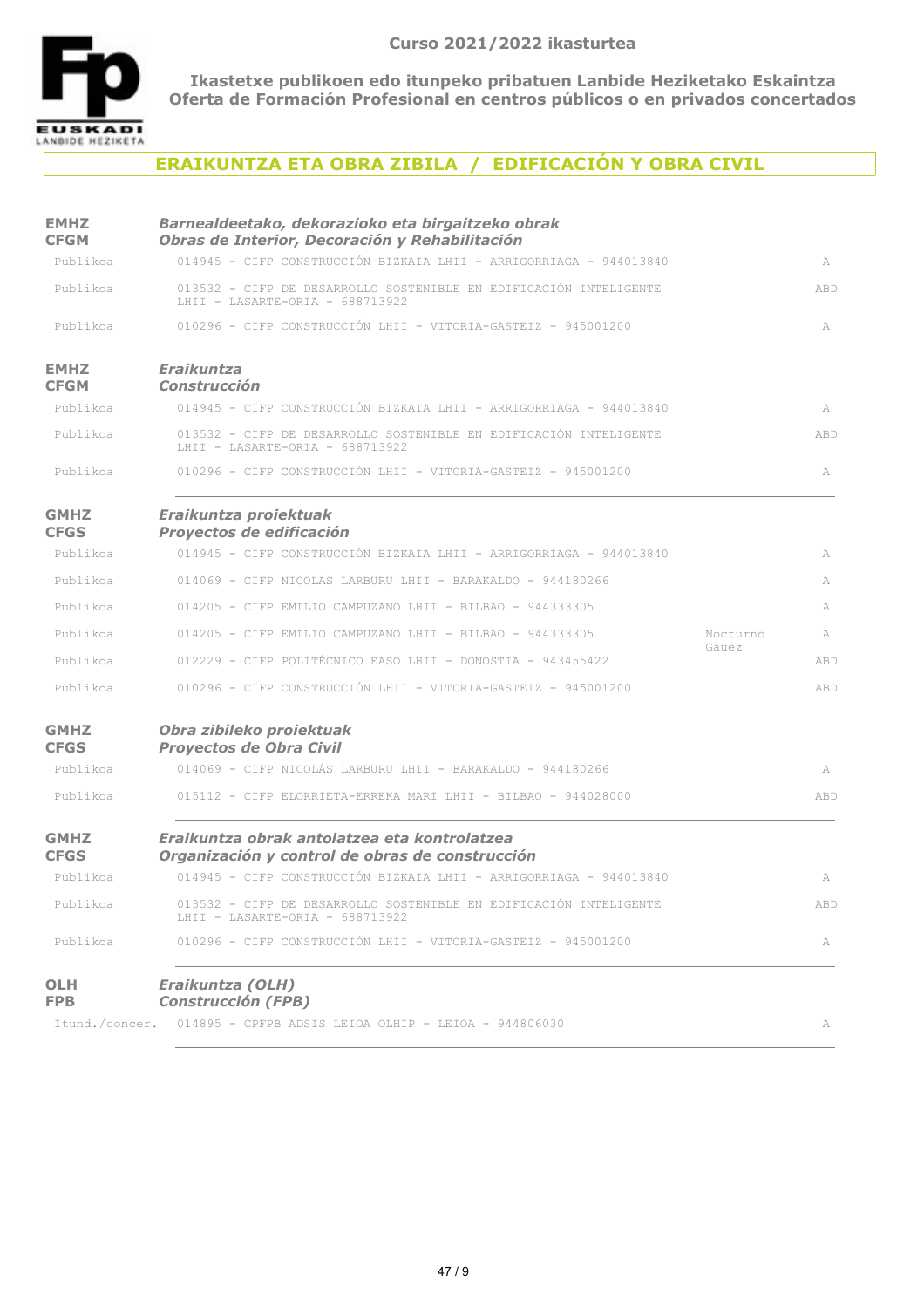**Curso 2021/2022 ikasturtea**

**Ikastetxe publikoen edo itunpeko pribatuen Lanbide Heziketako Eskaintza**
**Oferta de Formación Profesional en centros públicos o en privados concertados**

## ERAIKUNTZA ETA OBRA ZIBILA / EDIFICACIÓN Y OBRA CIVIL

### EMHZ / CFGM — *Barnealdeetako, dekorazioko eta birgaitzeko obrak* / *Obras de Interior, Decoración y Rehabilitación*

| | | | |
|---|---|---|---|
| Publikoa | 014945 - CIFP CONSTRUCCIÓN BIZKAIA LHII - ARRIGORRIAGA - 944013840 | | A |
| Publikoa | 013532 - CIFP DE DESARROLLO SOSTENIBLE EN EDIFICACIÓN INTELIGENTE LHII - LASARTE-ORIA - 688713922 | | ABD |
| Publikoa | 010296 - CIFP CONSTRUCCIÓN LHII - VITORIA-GASTEIZ - 945001200 | | A |

### EMHZ / CFGM — *Eraikuntza* / *Construcción*

| | | | |
|---|---|---|---|
| Publikoa | 014945 - CIFP CONSTRUCCIÓN BIZKAIA LHII - ARRIGORRIAGA - 944013840 | | A |
| Publikoa | 013532 - CIFP DE DESARROLLO SOSTENIBLE EN EDIFICACIÓN INTELIGENTE LHII - LASARTE-ORIA - 688713922 | | ABD |
| Publikoa | 010296 - CIFP CONSTRUCCIÓN LHII - VITORIA-GASTEIZ - 945001200 | | A |

### GMHZ / CFGS — *Eraikuntza proiektuak* / *Proyectos de edificación*

| | | | |
|---|---|---|---|
| Publikoa | 014945 - CIFP CONSTRUCCIÓN BIZKAIA LHII - ARRIGORRIAGA - 944013840 | | A |
| Publikoa | 014069 - CIFP NICOLÁS LARBURU LHII - BARAKALDO - 944180266 | | A |
| Publikoa | 014205 - CIFP EMILIO CAMPUZANO LHII - BILBAO - 944333305 | | A |
| Publikoa | 014205 - CIFP EMILIO CAMPUZANO LHII - BILBAO - 944333305 | Nocturno Gauez | A |
| Publikoa | 012229 - CIFP POLITÉCNICO EASO LHII - DONOSTIA - 943455422 | | ABD |
| Publikoa | 010296 - CIFP CONSTRUCCIÓN LHII - VITORIA-GASTEIZ - 945001200 | | ABD |

### GMHZ / CFGS — *Obra zibileko proiektuak* / *Proyectos de Obra Civil*

| | | | |
|---|---|---|---|
| Publikoa | 014069 - CIFP NICOLÁS LARBURU LHII - BARAKALDO - 944180266 | | A |
| Publikoa | 015112 - CIFP ELORRIETA-ERREKA MARI LHII - BILBAO - 944028000 | | ABD |

### GMHZ / CFGS — *Eraikuntza obrak antolatzea eta kontrolatzea* / *Organización y control de obras de construcción*

| | | | |
|---|---|---|---|
| Publikoa | 014945 - CIFP CONSTRUCCIÓN BIZKAIA LHII - ARRIGORRIAGA - 944013840 | | A |
| Publikoa | 013532 - CIFP DE DESARROLLO SOSTENIBLE EN EDIFICACIÓN INTELIGENTE LHII - LASARTE-ORIA - 688713922 | | ABD |
| Publikoa | 010296 - CIFP CONSTRUCCIÓN LHII - VITORIA-GASTEIZ - 945001200 | | A |

### OLH / FPB — *Eraikuntza (OLH)* / *Construcción (FPB)*

| | | | |
|---|---|---|---|
| Itund./concer. | 014895 - CPFPB ADSIS LEIOA OLHIP - LEIOA - 944806030 | | A |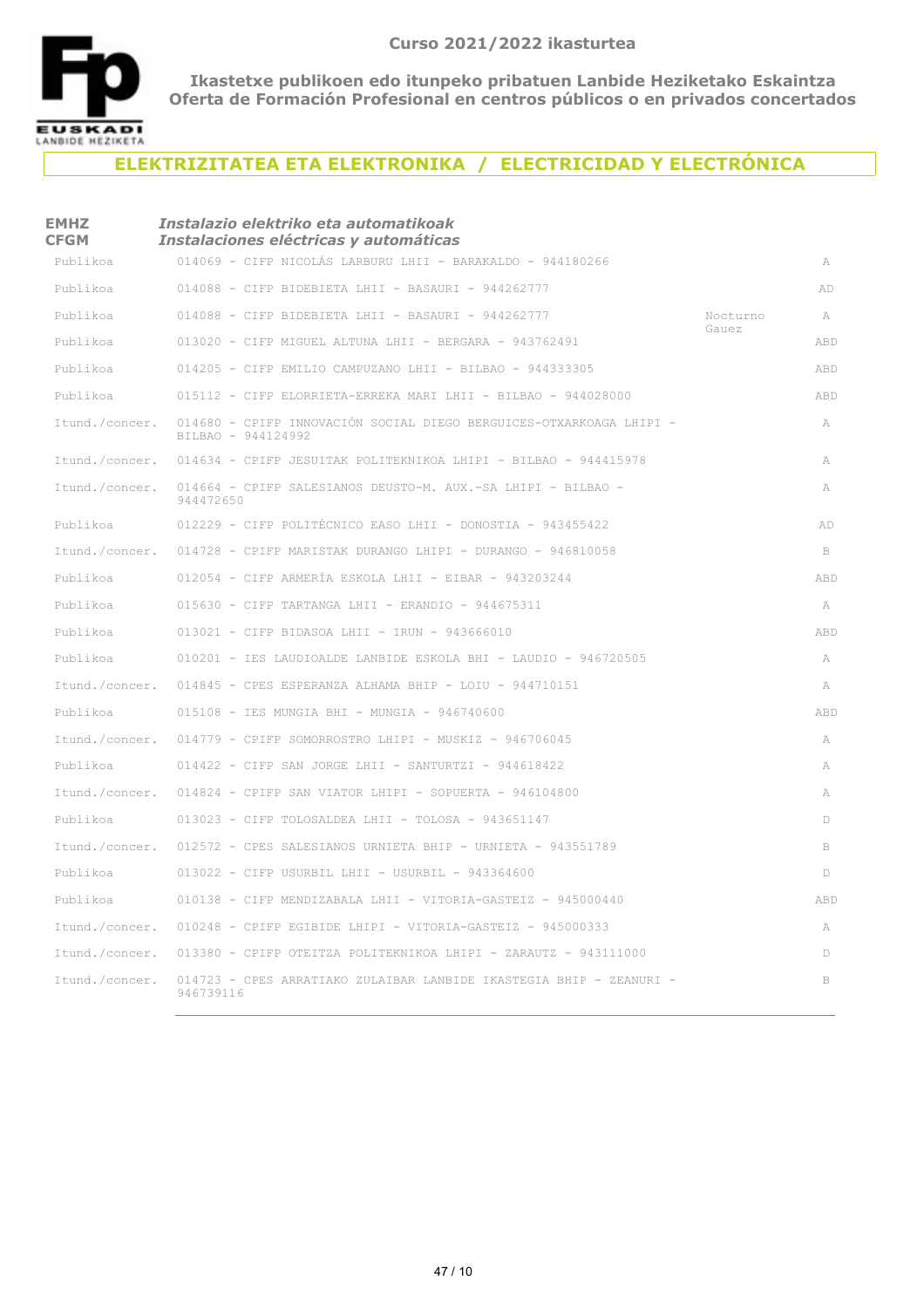**Curso 2021/2022 ikasturtea**

**Ikastetxe publikoen edo itunpeko pribatuen Lanbide Heziketako Eskaintza**
**Oferta de Formación Profesional en centros públicos o en privados concertados**

## ELEKTRIZITATEA ETA ELEKTRONIKA / ELECTRICIDAD Y ELECTRÓNICA

| **EMHZ**<br>**CFGM** | ***Instalazio elektriko eta automatikoak***<br>***Instalaciones eléctricas y automáticas*** | | |
|---|---|---|---|
| Publikoa | 014069 - CIFP NICOLÁS LARBURU LHII - BARAKALDO - 944180266 | | A |
| Publikoa | 014088 - CIFP BIDEBIETA LHII - BASAURI - 944262777 | | AD |
| Publikoa | 014088 - CIFP BIDEBIETA LHII - BASAURI - 944262777 | Nocturno Gauez | A |
| Publikoa | 013020 - CIFP MIGUEL ALTUNA LHII - BERGARA - 943762491 | | ABD |
| Publikoa | 014205 - CIFP EMILIO CAMPUZANO LHII - BILBAO - 944333305 | | ABD |
| Publikoa | 015112 - CIFP ELORRIETA-ERREKA MARI LHII - BILBAO - 944028000 | | ABD |
| Itund./concer. | 014680 - CPIFP INNOVACIÓN SOCIAL DIEGO BERGUICES-OTXARKOAGA LHIPI - BILBAO - 944124992 | | A |
| Itund./concer. | 014634 - CPIFP JESUITAK POLITEKNIKOA LHIPI - BILBAO - 944415978 | | A |
| Itund./concer. | 014664 - CPIFP SALESIANOS DEUSTO-M. AUX.-SA LHIPI - BILBAO - 944472650 | | A |
| Publikoa | 012229 - CIFP POLITÉCNICO EASO LHII - DONOSTIA - 943455422 | | AD |
| Itund./concer. | 014728 - CPIFP MARISTAK DURANGO LHIPI - DURANGO - 946810058 | | B |
| Publikoa | 012054 - CIFP ARMERÍA ESKOLA LHII - EIBAR - 943203244 | | ABD |
| Publikoa | 015630 - CIFP TARTANGA LHII - ERANDIO - 944675311 | | A |
| Publikoa | 013021 - CIFP BIDASOA LHII - IRUN - 943666010 | | ABD |
| Publikoa | 010201 - IES LAUDIOALDE LANBIDE ESKOLA BHI - LAUDIO - 946720505 | | A |
| Itund./concer. | 014845 - CPES ESPERANZA ALHAMA BHIP - LOIU - 944710151 | | A |
| Publikoa | 015108 - IES MUNGIA BHI - MUNGIA - 946740600 | | ABD |
| Itund./concer. | 014779 - CPIFP SOMORROSTRO LHIPI - MUSKIZ - 946706045 | | A |
| Publikoa | 014422 - CIFP SAN JORGE LHII - SANTURTZI - 944618422 | | A |
| Itund./concer. | 014824 - CPIFP SAN VIATOR LHIPI - SOPUERTA - 946104800 | | A |
| Publikoa | 013023 - CIFP TOLOSALDEA LHII - TOLOSA - 943651147 | | D |
| Itund./concer. | 012572 - CPES SALESIANOS URNIETA BHIP - URNIETA - 943551789 | | B |
| Publikoa | 013022 - CIFP USURBIL LHII - USURBIL - 943364600 | | D |
| Publikoa | 010138 - CIFP MENDIZABALA LHII - VITORIA-GASTEIZ - 945000440 | | ABD |
| Itund./concer. | 010248 - CPIFP EGIBIDE LHIPI - VITORIA-GASTEIZ - 945000333 | | A |
| Itund./concer. | 013380 - CPIFP OTEITZA POLITEKNIKOA LHIPI - ZARAUTZ - 943111000 | | D |
| Itund./concer. | 014723 - CPES ARRATIAKO ZULAIBAR LANBIDE IKASTEGIA BHIP - ZEANURI - 946739116 | | B |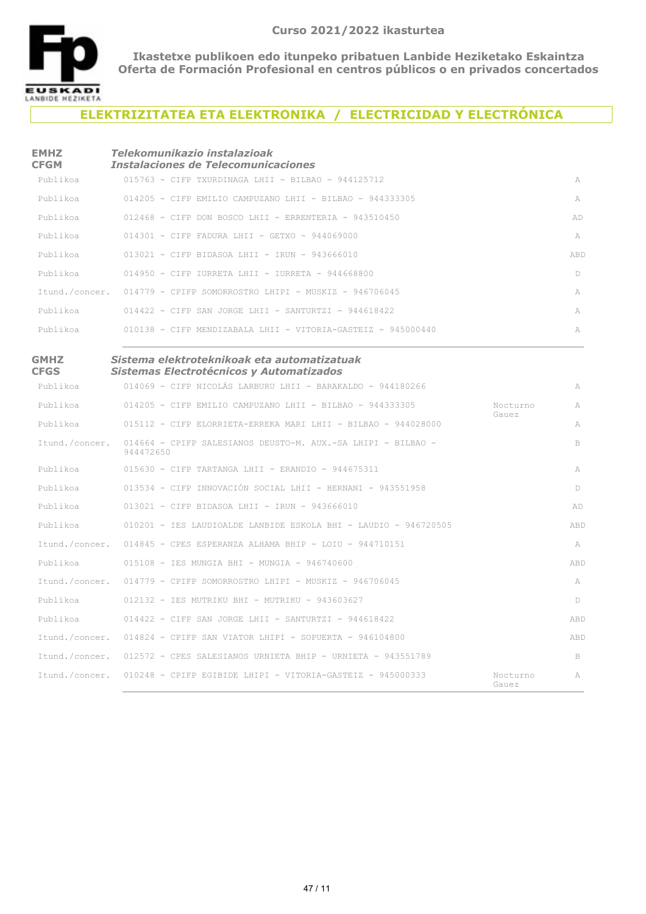**Curso 2021/2022 ikasturtea**

**Ikastetxe publikoen edo itunpeko pribatuen Lanbide Heziketako Eskaintza**
**Oferta de Formación Profesional en centros públicos o en privados concertados**

## ELEKTRIZITATEA ETA ELEKTRONIKA / ELECTRICIDAD Y ELECTRÓNICA

### EMHZ / CFGM — *Telekomunikazio instalazioak / Instalaciones de Telecomunicaciones*

| | | | |
|---|---|---|---|
| Publikoa | 015763 - CIFP TXURDINAGA LHII - BILBAO - 944125712 | | A |
| Publikoa | 014205 - CIFP EMILIO CAMPUZANO LHII - BILBAO - 944333305 | | A |
| Publikoa | 012468 - CIFP DON BOSCO LHII - ERRENTERIA - 943510450 | | AD |
| Publikoa | 014301 - CIFP FADURA LHII - GETXO - 944069000 | | A |
| Publikoa | 013021 - CIFP BIDASOA LHII - IRUN - 943666010 | | ABD |
| Publikoa | 014950 - CIFP IURRETA LHII - IURRETA - 944668800 | | D |
| Itund./concer. | 014779 - CPIFP SOMORROSTRO LHIPI - MUSKIZ - 946706045 | | A |
| Publikoa | 014422 - CIFP SAN JORGE LHII - SANTURTZI - 944618422 | | A |
| Publikoa | 010138 - CIFP MENDIZABALA LHII - VITORIA-GASTEIZ - 945000440 | | A |

### GMHZ / CFGS — *Sistema elektroteknikoak eta automatizatuak / Sistemas Electrotécnicos y Automatizados*

| | | | |
|---|---|---|---|
| Publikoa | 014069 - CIFP NICOLÁS LARBURU LHII - BARAKALDO - 944180266 | | A |
| Publikoa | 014205 - CIFP EMILIO CAMPUZANO LHII - BILBAO - 944333305 | Nocturno Gauez | A |
| Publikoa | 015112 - CIFP ELORRIETA-ERREKA MARI LHII - BILBAO - 944028000 | | A |
| Itund./concer. | 014664 - CPIFP SALESIANOS DEUSTO-M. AUX.-SA LHIPI - BILBAO - 944472650 | | B |
| Publikoa | 015630 - CIFP TARTANGA LHII - ERANDIO - 944675311 | | A |
| Publikoa | 013534 - CIFP INNOVACIÓN SOCIAL LHII - HERNANI - 943551958 | | D |
| Publikoa | 013021 - CIFP BIDASOA LHII - IRUN - 943666010 | | AD |
| Publikoa | 010201 - IES LAUDIOALDE LANBIDE ESKOLA BHI - LAUDIO - 946720505 | | ABD |
| Itund./concer. | 014845 - CPES ESPERANZA ALHAMA BHIP - LOIU - 944710151 | | A |
| Publikoa | 015108 - IES MUNGIA BHI - MUNGIA - 946740600 | | ABD |
| Itund./concer. | 014779 - CPIFP SOMORROSTRO LHIPI - MUSKIZ - 946706045 | | A |
| Publikoa | 012132 - IES MUTRIKU BHI - MUTRIKU - 943603627 | | D |
| Publikoa | 014422 - CIFP SAN JORGE LHII - SANTURTZI - 944618422 | | ABD |
| Itund./concer. | 014824 - CPIFP SAN VIATOR LHIPI - SOPUERTA - 946104800 | | ABD |
| Itund./concer. | 012572 - CPES SALESIANOS URNIETA BHIP - URNIETA - 943551789 | | B |
| Itund./concer. | 010248 - CPIFP EGIBIDE LHIPI - VITORIA-GASTEIZ - 945000333 | Nocturno Gauez | A |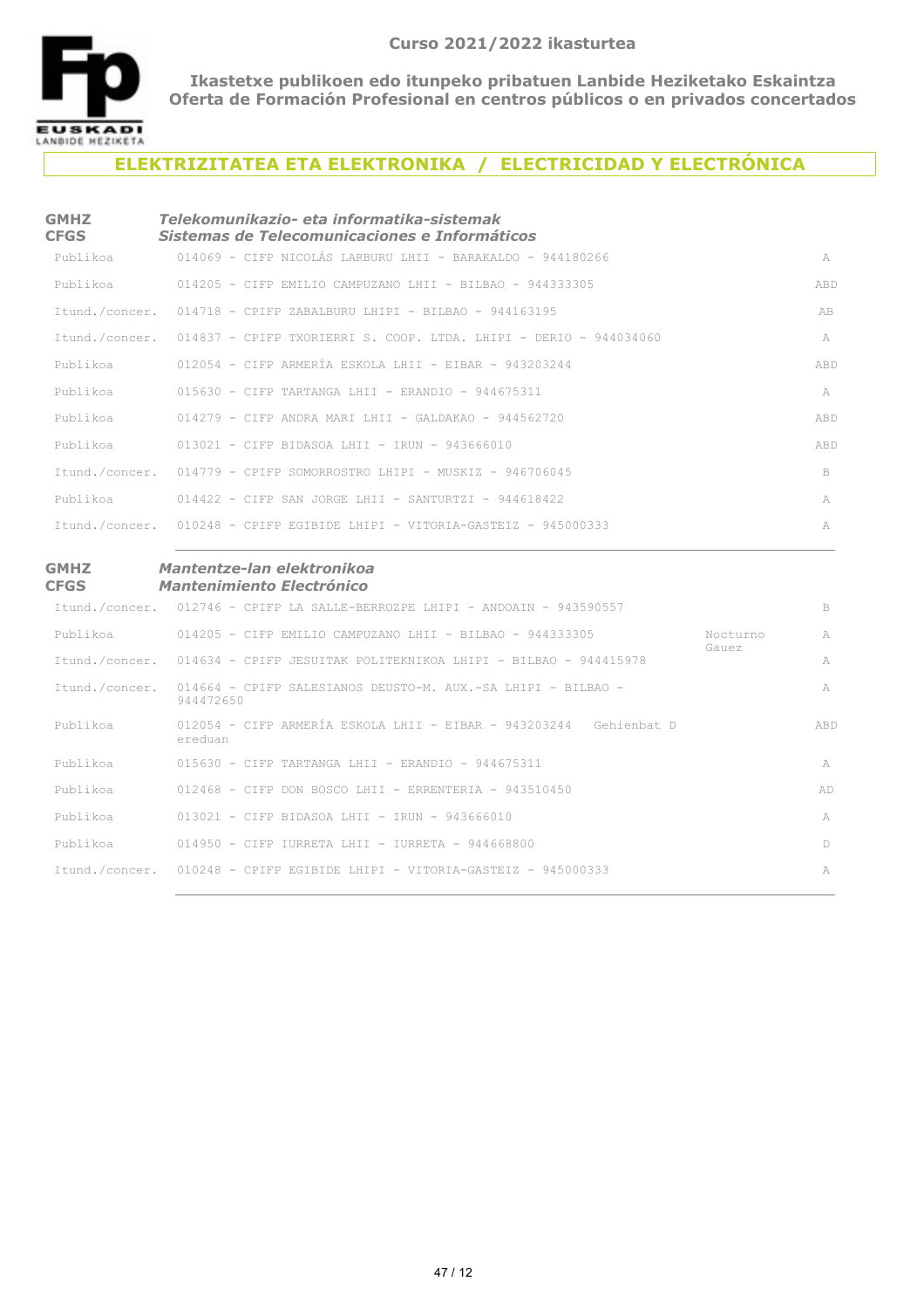**Curso 2021/2022 ikasturtea**

**Ikastetxe publikoen edo itunpeko pribatuen Lanbide Heziketako Eskaintza**
**Oferta de Formación Profesional en centros públicos o en privados concertados**

## ELEKTRIZITATEA ETA ELEKTRONIKA / ELECTRICIDAD Y ELECTRÓNICA

### GMHZ / CFGS — *Telekomunikazio- eta informatika-sistemak* / *Sistemas de Telecomunicaciones e Informáticos*

| | | | |
|---|---|---|---|
| Publikoa | 014069 - CIFP NICOLÁS LARBURU LHII - BARAKALDO - 944180266 | | A |
| Publikoa | 014205 - CIFP EMILIO CAMPUZANO LHII - BILBAO - 944333305 | | ABD |
| Itund./concer. | 014718 - CPIFP ZABALBURU LHIPI - BILBAO - 944163195 | | AB |
| Itund./concer. | 014837 - CPIFP TXORIERRI S. COOP. LTDA. LHIPI - DERIO - 944034060 | | A |
| Publikoa | 012054 - CIFP ARMERÍA ESKOLA LHII - EIBAR - 943203244 | | ABD |
| Publikoa | 015630 - CIFP TARTANGA LHII - ERANDIO - 944675311 | | A |
| Publikoa | 014279 - CIFP ANDRA MARI LHII - GALDAKAO - 944562720 | | ABD |
| Publikoa | 013021 - CIFP BIDASOA LHII - IRUN - 943666010 | | ABD |
| Itund./concer. | 014779 - CPIFP SOMORROSTRO LHIPI - MUSKIZ - 946706045 | | B |
| Publikoa | 014422 - CIFP SAN JORGE LHII - SANTURTZI - 944618422 | | A |
| Itund./concer. | 010248 - CPIFP EGIBIDE LHIPI - VITORIA-GASTEIZ - 945000333 | | A |

### GMHZ / CFGS — *Mantentze-lan elektronikoa* / *Mantenimiento Electrónico*

| | | | |
|---|---|---|---|
| Itund./concer. | 012746 - CPIFP LA SALLE-BERROZPE LHIPI - ANDOAIN - 943590557 | | B |
| Publikoa | 014205 - CIFP EMILIO CAMPUZANO LHII - BILBAO - 944333305 | Nocturno Gauez | A |
| Itund./concer. | 014634 - CPIFP JESUITAK POLITEKNIKOA LHIPI - BILBAO - 944415978 | | A |
| Itund./concer. | 014664 - CPIFP SALESIANOS DEUSTO-M. AUX.-SA LHIPI - BILBAO - 944472650 | | A |
| Publikoa | 012054 - CIFP ARMERÍA ESKOLA LHII - EIBAR - 943203244 Gehienbat D ereduan | | ABD |
| Publikoa | 015630 - CIFP TARTANGA LHII - ERANDIO - 944675311 | | A |
| Publikoa | 012468 - CIFP DON BOSCO LHII - ERRENTERIA - 943510450 | | AD |
| Publikoa | 013021 - CIFP BIDASOA LHII - IRUN - 943666010 | | A |
| Publikoa | 014950 - CIFP IURRETA LHII - IURRETA - 944668800 | | D |
| Itund./concer. | 010248 - CPIFP EGIBIDE LHIPI - VITORIA-GASTEIZ - 945000333 | | A |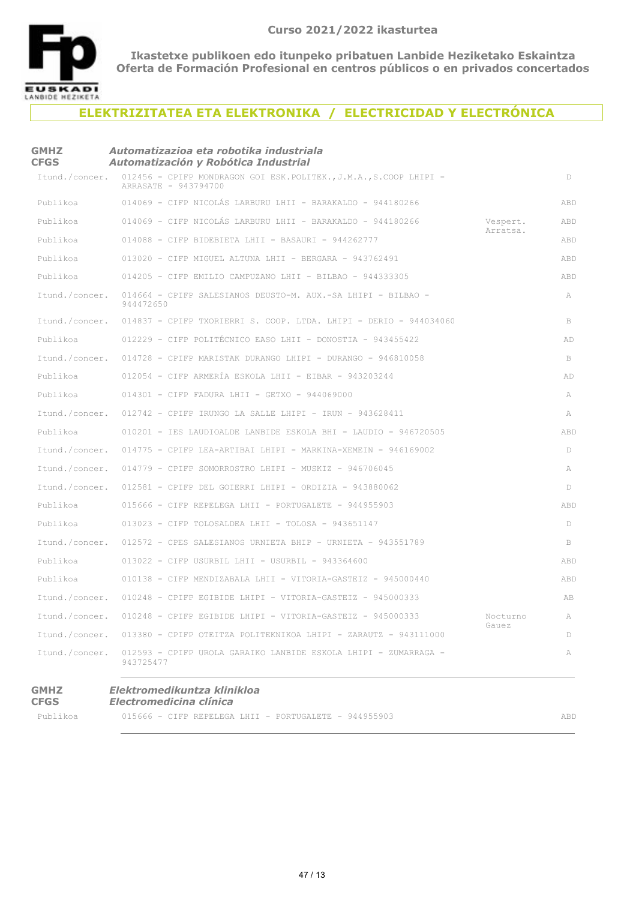**Curso 2021/2022 ikasturtea**

**Ikastetxe publikoen edo itunpeko pribatuen Lanbide Heziketako Eskaintza**
**Oferta de Formación Profesional en centros públicos o en privados concertados**

## ELEKTRIZITATEA ETA ELEKTRONIKA / ELECTRICIDAD Y ELECTRÓNICA

### GMHZ / CFGS — *Automatizazioa eta robotika industriala / Automatización y Robótica Industrial*

| Tipo | Centro | Turno | Modelo |
|---|---|---|---|
| Itund./concer. | 012456 - CPIFP MONDRAGON GOI ESK.POLITEK.,J.M.A.,S.COOP LHIPI - ARRASATE - 943794700 | | D |
| Publikoa | 014069 - CIFP NICOLÁS LARBURU LHII - BARAKALDO - 944180266 | | ABD |
| Publikoa | 014069 - CIFP NICOLÁS LARBURU LHII - BARAKALDO - 944180266 | Vespert. Arratsa. | ABD |
| Publikoa | 014088 - CIFP BIDEBIETA LHII - BASAURI - 944262777 | | ABD |
| Publikoa | 013020 - CIFP MIGUEL ALTUNA LHII - BERGARA - 943762491 | | ABD |
| Publikoa | 014205 - CIFP EMILIO CAMPUZANO LHII - BILBAO - 944333305 | | ABD |
| Itund./concer. | 014664 - CPIFP SALESIANOS DEUSTO-M. AUX.-SA LHIPI - BILBAO - 944472650 | | A |
| Itund./concer. | 014837 - CPIFP TXORIERRI S. COOP. LTDA. LHIPI - DERIO - 944034060 | | B |
| Publikoa | 012229 - CIFP POLITÉCNICO EASO LHII - DONOSTIA - 943455422 | | AD |
| Itund./concer. | 014728 - CPIFP MARISTAK DURANGO LHIPI - DURANGO - 946810058 | | B |
| Publikoa | 012054 - CIFP ARMERÍA ESKOLA LHII - EIBAR - 943203244 | | AD |
| Publikoa | 014301 - CIFP FADURA LHII - GETXO - 944069000 | | A |
| Itund./concer. | 012742 - CPIFP IRUNGO LA SALLE LHIPI - IRUN - 943628411 | | A |
| Publikoa | 010201 - IES LAUDIOALDE LANBIDE ESKOLA BHI - LAUDIO - 946720505 | | ABD |
| Itund./concer. | 014775 - CPIFP LEA-ARTIBAI LHIPI - MARKINA-XEMEIN - 946169002 | | D |
| Itund./concer. | 014779 - CPIFP SOMORROSTRO LHIPI - MUSKIZ - 946706045 | | A |
| Itund./concer. | 012581 - CPIFP DEL GOIERRI LHIPI - ORDIZIA - 943880062 | | D |
| Publikoa | 015666 - CIFP REPELEGA LHII - PORTUGALETE - 944955903 | | ABD |
| Publikoa | 013023 - CIFP TOLOSALDEA LHII - TOLOSA - 943651147 | | D |
| Itund./concer. | 012572 - CPES SALESIANOS URNIETA BHIP - URNIETA - 943551789 | | B |
| Publikoa | 013022 - CIFP USURBIL LHII - USURBIL - 943364600 | | ABD |
| Publikoa | 010138 - CIFP MENDIZABALA LHII - VITORIA-GASTEIZ - 945000440 | | ABD |
| Itund./concer. | 010248 - CPIFP EGIBIDE LHIPI - VITORIA-GASTEIZ - 945000333 | | AB |
| Itund./concer. | 010248 - CPIFP EGIBIDE LHIPI - VITORIA-GASTEIZ - 945000333 | Nocturno Gauez | A |
| Itund./concer. | 013380 - CPIFP OTEITZA POLITEKNIKOA LHIPI - ZARAUTZ - 943111000 | | D |
| Itund./concer. | 012593 - CPIFP UROLA GARAIKO LANBIDE ESKOLA LHIPI - ZUMARRAGA - 943725477 | | A |

### GMHZ / CFGS — *Elektromedikuntza klinikoa / Electromedicina clínica*

| Tipo | Centro | Turno | Modelo |
|---|---|---|---|
| Publikoa | 015666 - CIFP REPELEGA LHII - PORTUGALETE - 944955903 | | ABD |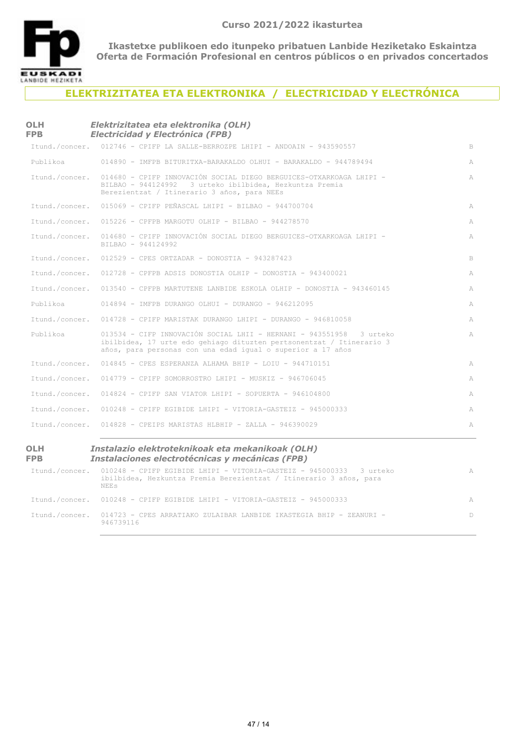Curso 2021/2022 ikasturtea

**Ikastetxe publikoen edo itunpeko pribatuen Lanbide Heziketako Eskaintza**
**Oferta de Formación Profesional en centros públicos o en privados concertados**

# ELEKTRIZITATEA ETA ELEKTRONIKA / ELECTRICIDAD Y ELECTRÓNICA

## OLH / FPB — *Elektrizitatea eta elektronika (OLH)* / *Electricidad y Electrónica (FPB)*

| | | |
|---|---|---|
| Itund./concer. | 012746 - CPIFP LA SALLE-BERROZPE LHIPI - ANDOAIN - 943590557 | B |
| Publikoa | 014890 - IMFPB BITURITXA-BARAKALDO OLHUI - BARAKALDO - 944789494 | A |
| Itund./concer. | 014680 - CPIFP INNOVACIÓN SOCIAL DIEGO BERGUICES-OTXARKOAGA LHIPI - BILBAO - 944124992 3 urteko ibilbidea, Hezkuntza Premia Berezientzat / Itinerario 3 años, para NEEs | A |
| Itund./concer. | 015069 - CPIFP PEÑASCAL LHIPI - BILBAO - 944700704 | A |
| Itund./concer. | 015226 - CPFPB MARGOTU OLHIP - BILBAO - 944278570 | A |
| Itund./concer. | 014680 - CPIFP INNOVACIÓN SOCIAL DIEGO BERGUICES-OTXARKOAGA LHIPI - BILBAO - 944124992 | A |
| Itund./concer. | 012529 - CPES ORTZADAR - DONOSTIA - 943287423 | B |
| Itund./concer. | 012728 - CPFPB ADSIS DONOSTIA OLHIP - DONOSTIA - 943400021 | A |
| Itund./concer. | 013540 - CPFPB MARTUTENE LANBIDE ESKOLA OLHIP - DONOSTIA - 943460145 | A |
| Publikoa | 014894 - IMFPB DURANGO OLHUI - DURANGO - 946212095 | A |
| Itund./concer. | 014728 - CPIFP MARISTAK DURANGO LHIPI - DURANGO - 946810058 | A |
| Publikoa | 013534 - CIFP INNOVACIÓN SOCIAL LHII - HERNANI - 943551958 3 urteko ibilbidea, 17 urte edo gehiago dituzten pertsonentzat / Itinerario 3 años, para personas con una edad igual o superior a 17 años | A |
| Itund./concer. | 014845 - CPES ESPERANZA ALHAMA BHIP - LOIU - 944710151 | A |
| Itund./concer. | 014779 - CPIFP SOMORROSTRO LHIPI - MUSKIZ - 946706045 | A |
| Itund./concer. | 014824 - CPIFP SAN VIATOR LHIPI - SOPUERTA - 946104800 | A |
| Itund./concer. | 010248 - CPIFP EGIBIDE LHIPI - VITORIA-GASTEIZ - 945000333 | A |
| Itund./concer. | 014828 - CPEIPS MARISTAS HLBHIP - ZALLA - 946390029 | A |

## OLH / FPB — *Instalazio elektroteknikoak eta mekanikoak (OLH)* / *Instalaciones electrotécnicas y mecánicas (FPB)*

| | | |
|---|---|---|
| Itund./concer. | 010248 - CPIFP EGIBIDE LHIPI - VITORIA-GASTEIZ - 945000333 3 urteko ibilbidea, Hezkuntza Premia Berezientzat / Itinerario 3 años, para NEEs | A |
| Itund./concer. | 010248 - CPIFP EGIBIDE LHIPI - VITORIA-GASTEIZ - 945000333 | A |
| Itund./concer. | 014723 - CPES ARRATIAKO ZULAIBAR LANBIDE IKASTEGIA BHIP - ZEANURI - 946739116 | D |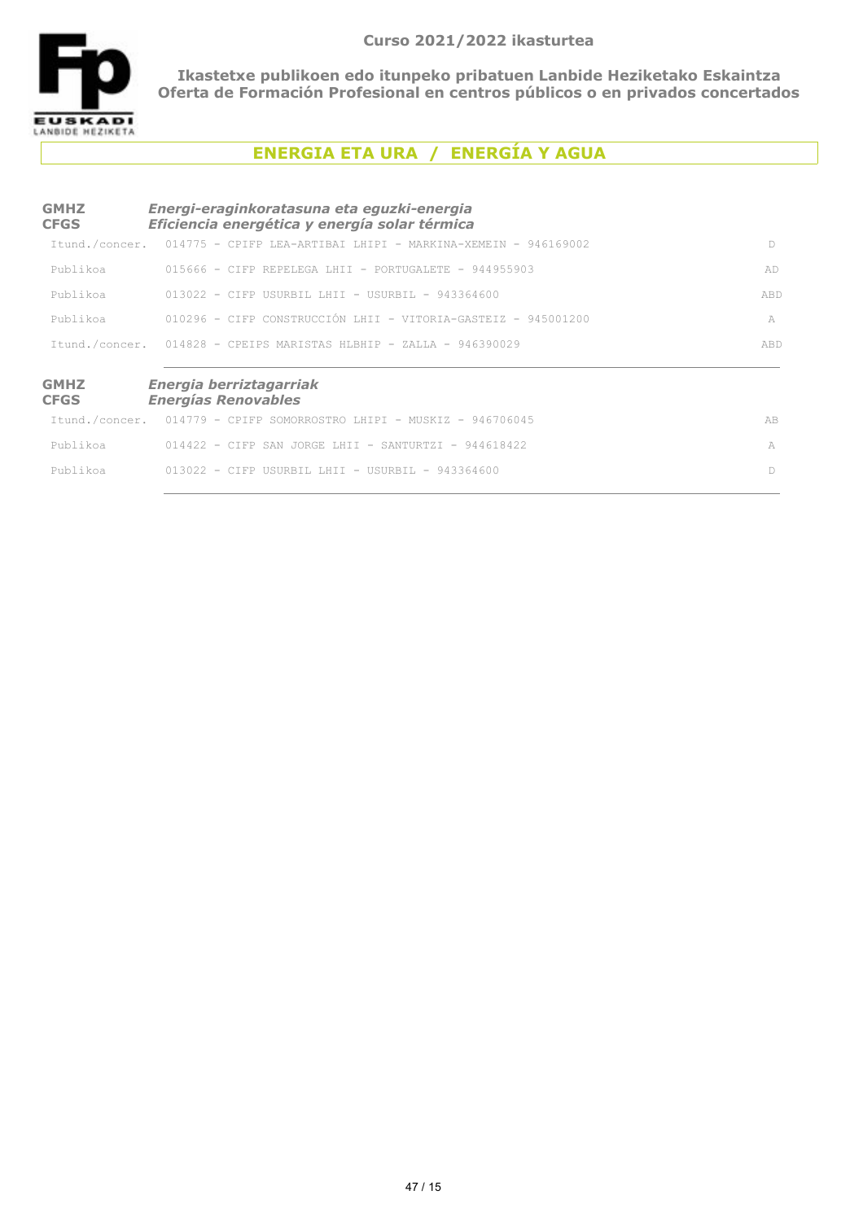Curso 2021/2022 ikasturtea

**Ikastetxe publikoen edo itunpeko pribatuen Lanbide Heziketako Eskaintza**
**Oferta de Formación Profesional en centros públicos o en privados concertados**

## ENERGIA ETA URA / ENERGÍA Y AGUA

### GMHZ / CFGS — *Energi-eraginkoratasuna eta eguzki-energia* / *Eficiencia energética y energía solar térmica*

| | | |
|---|---|---|
| Itund./concer. | 014775 - CPIFP LEA-ARTIBAI LHIPI - MARKINA-XEMEIN - 946169002 | D |
| Publikoa | 015666 - CIFP REPELEGA LHII - PORTUGALETE - 944955903 | AD |
| Publikoa | 013022 - CIFP USURBIL LHII - USURBIL - 943364600 | ABD |
| Publikoa | 010296 - CIFP CONSTRUCCIÓN LHII - VITORIA-GASTEIZ - 945001200 | A |
| Itund./concer. | 014828 - CPEIPS MARISTAS HLBHIP - ZALLA - 946390029 | ABD |

### GMHZ / CFGS — *Energia berriztagarriak* / *Energías Renovables*

| | | |
|---|---|---|
| Itund./concer. | 014779 - CPIFP SOMORROSTRO LHIPI - MUSKIZ - 946706045 | AB |
| Publikoa | 014422 - CIFP SAN JORGE LHII - SANTURTZI - 944618422 | A |
| Publikoa | 013022 - CIFP USURBIL LHII - USURBIL - 943364600 | D |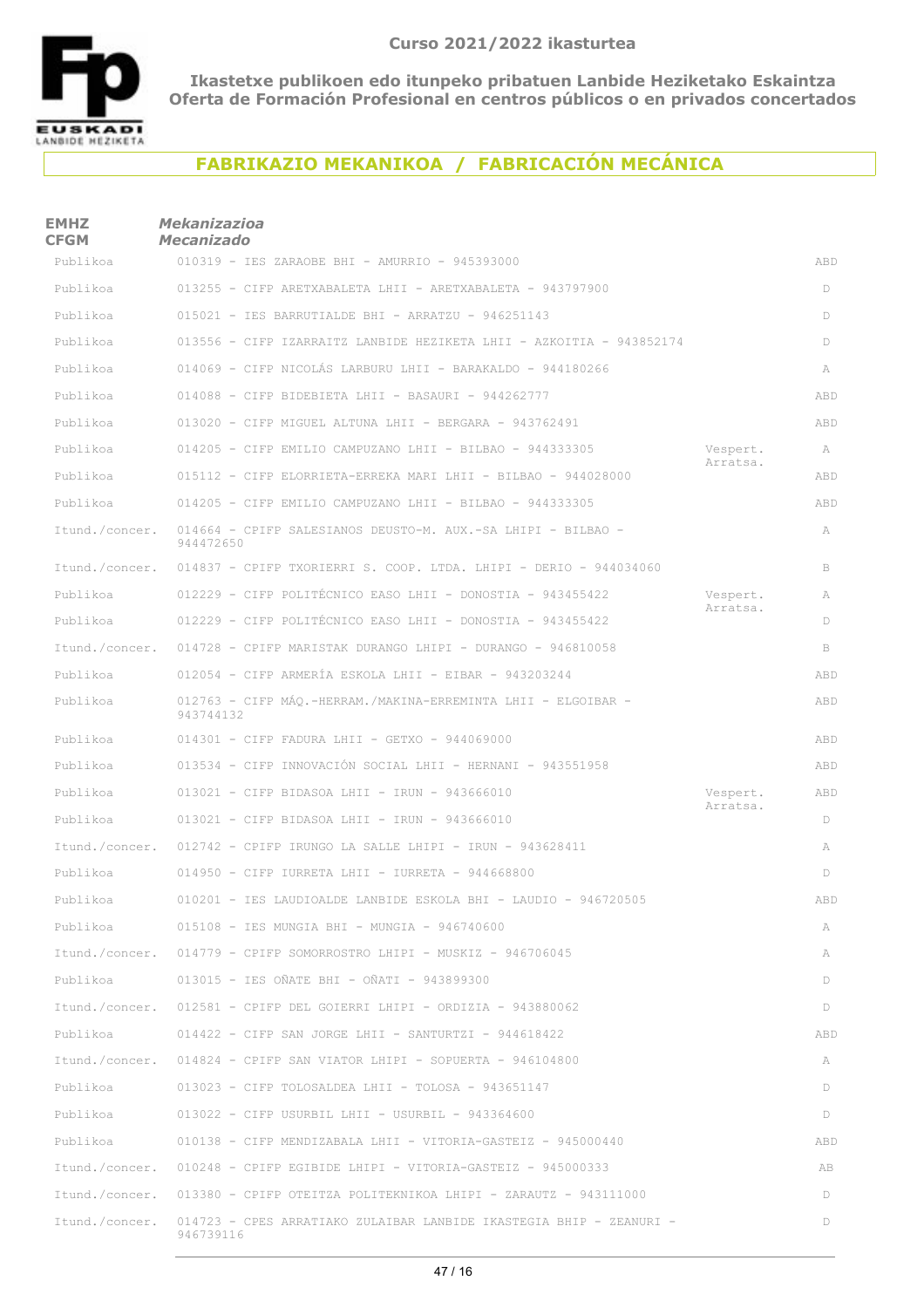**Curso 2021/2022 ikasturtea**

**Ikastetxe publikoen edo itunpeko pribatuen Lanbide Heziketako Eskaintza**
**Oferta de Formación Profesional en centros públicos o en privados concertados**

## FABRIKAZIO MEKANIKOA / FABRICACIÓN MECÁNICA

| **EMHZ CFGM** | ***Mekanizazioa Mecanizado*** | | |
|---|---|---|---|
| Publikoa | 010319 - IES ZARAOBE BHI - AMURRIO - 945393000 | | ABD |
| Publikoa | 013255 - CIFP ARETXABALETA LHII - ARETXABALETA - 943797900 | | D |
| Publikoa | 015021 - IES BARRUTIALDE BHI - ARRATZU - 946251143 | | D |
| Publikoa | 013556 - CIFP IZARRAITZ LANBIDE HEZIKETA LHII - AZKOITIA - 943852174 | | D |
| Publikoa | 014069 - CIFP NICOLÁS LARBURU LHII - BARAKALDO - 944180266 | | A |
| Publikoa | 014088 - CIFP BIDEBIETA LHII - BASAURI - 944262777 | | ABD |
| Publikoa | 013020 - CIFP MIGUEL ALTUNA LHII - BERGARA - 943762491 | | ABD |
| Publikoa | 014205 - CIFP EMILIO CAMPUZANO LHII - BILBAO - 944333305 | Vespert. Arratsa. | A |
| Publikoa | 015112 - CIFP ELORRIETA-ERREKA MARI LHII - BILBAO - 944028000 | | ABD |
| Publikoa | 014205 - CIFP EMILIO CAMPUZANO LHII - BILBAO - 944333305 | | ABD |
| Itund./concer. | 014664 - CPIFP SALESIANOS DEUSTO-M. AUX.-SA LHIPI - BILBAO - 944472650 | | A |
| Itund./concer. | 014837 - CPIFP TXORIERRI S. COOP. LTDA. LHIPI - DERIO - 944034060 | | B |
| Publikoa | 012229 - CIFP POLITÉCNICO EASO LHII - DONOSTIA - 943455422 | Vespert. Arratsa. | A |
| Publikoa | 012229 - CIFP POLITÉCNICO EASO LHII - DONOSTIA - 943455422 | | D |
| Itund./concer. | 014728 - CPIFP MARISTAK DURANGO LHIPI - DURANGO - 946810058 | | B |
| Publikoa | 012054 - CIFP ARMERÍA ESKOLA LHII - EIBAR - 943203244 | | ABD |
| Publikoa | 012763 - CIFP MÁQ.-HERRAM./MAKINA-ERREMINTA LHII - ELGOIBAR - 943744132 | | ABD |
| Publikoa | 014301 - CIFP FADURA LHII - GETXO - 944069000 | | ABD |
| Publikoa | 013534 - CIFP INNOVACIÓN SOCIAL LHII - HERNANI - 943551958 | | ABD |
| Publikoa | 013021 - CIFP BIDASOA LHII - IRUN - 943666010 | Vespert. Arratsa. | ABD |
| Publikoa | 013021 - CIFP BIDASOA LHII - IRUN - 943666010 | | D |
| Itund./concer. | 012742 - CPIFP IRUNGO LA SALLE LHIPI - IRUN - 943628411 | | A |
| Publikoa | 014950 - CIFP IURRETA LHII - IURRETA - 944668800 | | D |
| Publikoa | 010201 - IES LAUDIOALDE LANBIDE ESKOLA BHI - LAUDIO - 946720505 | | ABD |
| Publikoa | 015108 - IES MUNGIA BHI - MUNGIA - 946740600 | | A |
| Itund./concer. | 014779 - CPIFP SOMORROSTRO LHIPI - MUSKIZ - 946706045 | | A |
| Publikoa | 013015 - IES OÑATE BHI - OÑATI - 943899300 | | D |
| Itund./concer. | 012581 - CPIFP DEL GOIERRI LHIPI - ORDIZIA - 943880062 | | D |
| Publikoa | 014422 - CIFP SAN JORGE LHII - SANTURTZI - 944618422 | | ABD |
| Itund./concer. | 014824 - CPIFP SAN VIATOR LHIPI - SOPUERTA - 946104800 | | A |
| Publikoa | 013023 - CIFP TOLOSALDEA LHII - TOLOSA - 943651147 | | D |
| Publikoa | 013022 - CIFP USURBIL LHII - USURBIL - 943364600 | | D |
| Publikoa | 010138 - CIFP MENDIZABALA LHII - VITORIA-GASTEIZ - 945000440 | | ABD |
| Itund./concer. | 010248 - CPIFP EGIBIDE LHIPI - VITORIA-GASTEIZ - 945000333 | | AB |
| Itund./concer. | 013380 - CPIFP OTEITZA POLITEKNIKOA LHIPI - ZARAUTZ - 943111000 | | D |
| Itund./concer. | 014723 - CPES ARRATIAKO ZULAIBAR LANBIDE IKASTEGIA BHIP - ZEANURI - 946739116 | | D |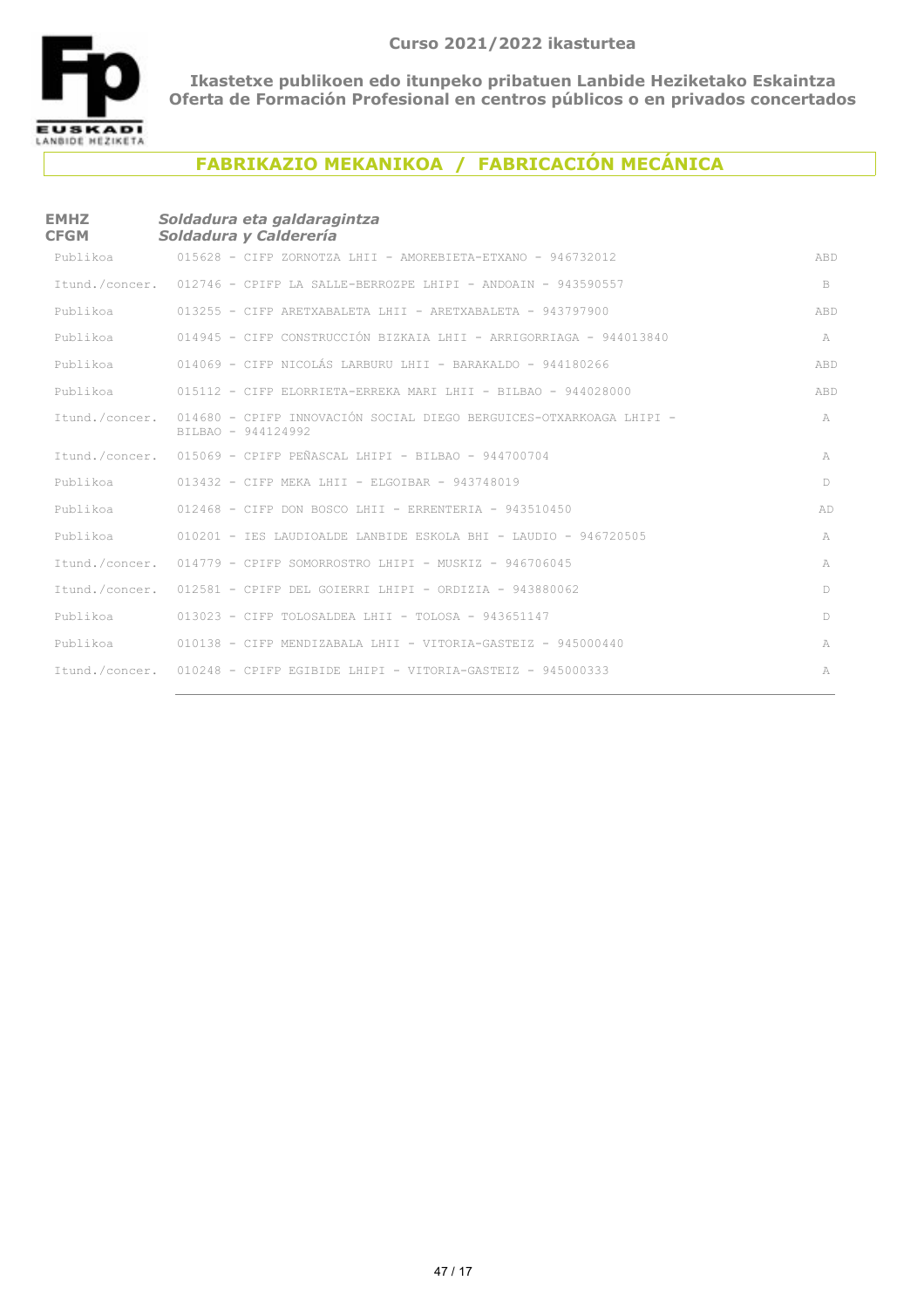**Curso 2021/2022 ikasturtea**

**Ikastetxe publikoen edo itunpeko pribatuen Lanbide Heziketako Eskaintza**
**Oferta de Formación Profesional en centros públicos o en privados concertados**

## FABRIKAZIO MEKANIKOA / FABRICACIÓN MECÁNICA

### EMHZ CFGM — *Soldadura eta galdaragintza* / *Soldadura y Calderería*

| | | |
|---|---|---|
| Publikoa | 015628 - CIFP ZORNOTZA LHII - AMOREBIETA-ETXANO - 946732012 | ABD |
| Itund./concer. | 012746 - CPIFP LA SALLE-BERROZPE LHIPI - ANDOAIN - 943590557 | B |
| Publikoa | 013255 - CIFP ARETXABALETA LHII - ARETXABALETA - 943797900 | ABD |
| Publikoa | 014945 - CIFP CONSTRUCCIÓN BIZKAIA LHII - ARRIGORRIAGA - 944013840 | A |
| Publikoa | 014069 - CIFP NICOLÁS LARBURU LHII - BARAKALDO - 944180266 | ABD |
| Publikoa | 015112 - CIFP ELORRIETA-ERREKA MARI LHII - BILBAO - 944028000 | ABD |
| Itund./concer. | 014680 - CPIFP INNOVACIÓN SOCIAL DIEGO BERGUICES-OTXARKOAGA LHIPI - BILBAO - 944124992 | A |
| Itund./concer. | 015069 - CPIFP PEÑASCAL LHIPI - BILBAO - 944700704 | A |
| Publikoa | 013432 - CIFP MEKA LHII - ELGOIBAR - 943748019 | D |
| Publikoa | 012468 - CIFP DON BOSCO LHII - ERRENTERIA - 943510450 | AD |
| Publikoa | 010201 - IES LAUDIOALDE LANBIDE ESKOLA BHI - LAUDIO - 946720505 | A |
| Itund./concer. | 014779 - CPIFP SOMORROSTRO LHIPI - MUSKIZ - 946706045 | A |
| Itund./concer. | 012581 - CPIFP DEL GOIERRI LHIPI - ORDIZIA - 943880062 | D |
| Publikoa | 013023 - CIFP TOLOSALDEA LHII - TOLOSA - 943651147 | D |
| Publikoa | 010138 - CIFP MENDIZABALA LHII - VITORIA-GASTEIZ - 945000440 | A |
| Itund./concer. | 010248 - CPIFP EGIBIDE LHIPI - VITORIA-GASTEIZ - 945000333 | A |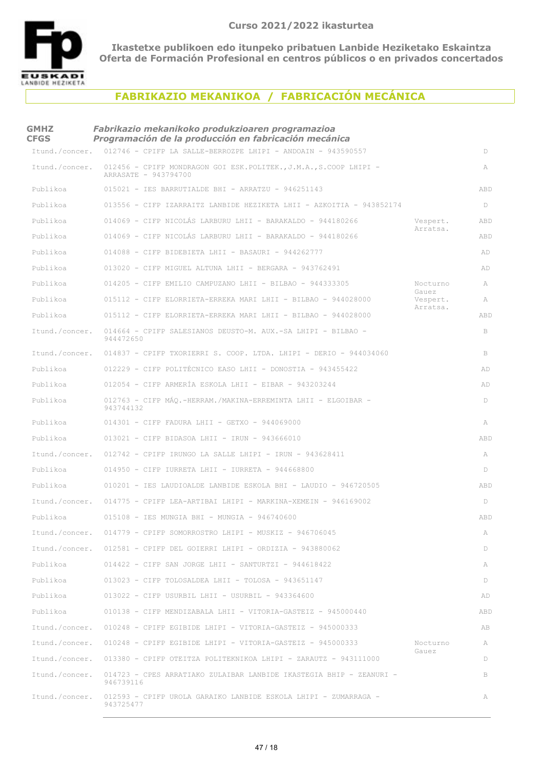Curso 2021/2022 ikasturtea

**Ikastetxe publikoen edo itunpeko pribatuen Lanbide Heziketako Eskaintza**
**Oferta de Formación Profesional en centros públicos o en privados concertados**

## FABRIKAZIO MEKANIKOA / FABRICACIÓN MECÁNICA

**GMHZ / CFGS** — ***Fabrikazio mekanikoko produkzioaren programazioa / Programación de la producción en fabricación mecánica***

| Tipo | Centro | Turno | Modelo |
|---|---|---|---|
| Itund./concer. | 012746 - CPIFP LA SALLE-BERROZPE LHIPI - ANDOAIN - 943590557 | | D |
| Itund./concer. | 012456 - CPIFP MONDRAGON GOI ESK.POLITEK.,J.M.A.,S.COOP LHIPI - ARRASATE - 943794700 | | A |
| Publikoa | 015021 - IES BARRUTIALDE BHI - ARRATZU - 946251143 | | ABD |
| Publikoa | 013556 - CIFP IZARRAITZ LANBIDE HEZIKETA LHII - AZKOITIA - 943852174 | | D |
| Publikoa | 014069 - CIFP NICOLÁS LARBURU LHII - BARAKALDO - 944180266 | Vespert. Arratsa. | ABD |
| Publikoa | 014069 - CIFP NICOLÁS LARBURU LHII - BARAKALDO - 944180266 | | ABD |
| Publikoa | 014088 - CIFP BIDEBIETA LHII - BASAURI - 944262777 | | AD |
| Publikoa | 013020 - CIFP MIGUEL ALTUNA LHII - BERGARA - 943762491 | | AD |
| Publikoa | 014205 - CIFP EMILIO CAMPUZANO LHII - BILBAO - 944333305 | Nocturno Gauez | A |
| Publikoa | 015112 - CIFP ELORRIETA-ERREKA MARI LHII - BILBAO - 944028000 | Vespert. Arratsa. | A |
| Publikoa | 015112 - CIFP ELORRIETA-ERREKA MARI LHII - BILBAO - 944028000 | | ABD |
| Itund./concer. | 014664 - CPIFP SALESIANOS DEUSTO-M. AUX.-SA LHIPI - BILBAO - 944472650 | | B |
| Itund./concer. | 014837 - CPIFP TXORIERRI S. COOP. LTDA. LHIPI - DERIO - 944034060 | | B |
| Publikoa | 012229 - CIFP POLITÉCNICO EASO LHII - DONOSTIA - 943455422 | | AD |
| Publikoa | 012054 - CIFP ARMERÍA ESKOLA LHII - EIBAR - 943203244 | | AD |
| Publikoa | 012763 - CIFP MÁQ.-HERRAM./MAKINA-ERREMINTA LHII - ELGOIBAR - 943744132 | | D |
| Publikoa | 014301 - CIFP FADURA LHII - GETXO - 944069000 | | A |
| Publikoa | 013021 - CIFP BIDASOA LHII - IRUN - 943666010 | | ABD |
| Itund./concer. | 012742 - CPIFP IRUNGO LA SALLE LHIPI - IRUN - 943628411 | | A |
| Publikoa | 014950 - CIFP IURRETA LHII - IURRETA - 944668800 | | D |
| Publikoa | 010201 - IES LAUDIOALDE LANBIDE ESKOLA BHI - LAUDIO - 946720505 | | ABD |
| Itund./concer. | 014775 - CPIFP LEA-ARTIBAI LHIPI - MARKINA-XEMEIN - 946169002 | | D |
| Publikoa | 015108 - IES MUNGIA BHI - MUNGIA - 946740600 | | ABD |
| Itund./concer. | 014779 - CPIFP SOMORROSTRO LHIPI - MUSKIZ - 946706045 | | A |
| Itund./concer. | 012581 - CPIFP DEL GOIERRI LHIPI - ORDIZIA - 943880062 | | D |
| Publikoa | 014422 - CIFP SAN JORGE LHII - SANTURTZI - 944618422 | | A |
| Publikoa | 013023 - CIFP TOLOSALDEA LHII - TOLOSA - 943651147 | | D |
| Publikoa | 013022 - CIFP USURBIL LHII - USURBIL - 943364600 | | AD |
| Publikoa | 010138 - CIFP MENDIZABALA LHII - VITORIA-GASTEIZ - 945000440 | | ABD |
| Itund./concer. | 010248 - CPIFP EGIBIDE LHIPI - VITORIA-GASTEIZ - 945000333 | | AB |
| Itund./concer. | 010248 - CPIFP EGIBIDE LHIPI - VITORIA-GASTEIZ - 945000333 | Nocturno Gauez | A |
| Itund./concer. | 013380 - CPIFP OTEITZA POLITEKNIKOA LHIPI - ZARAUTZ - 943111000 | | D |
| Itund./concer. | 014723 - CPES ARRATIAKO ZULAIBAR LANBIDE IKASTEGIA BHIP - ZEANURI - 946739116 | | B |
| Itund./concer. | 012593 - CPIFP UROLA GARAIKO LANBIDE ESKOLA LHIPI - ZUMARRAGA - 943725477 | | A |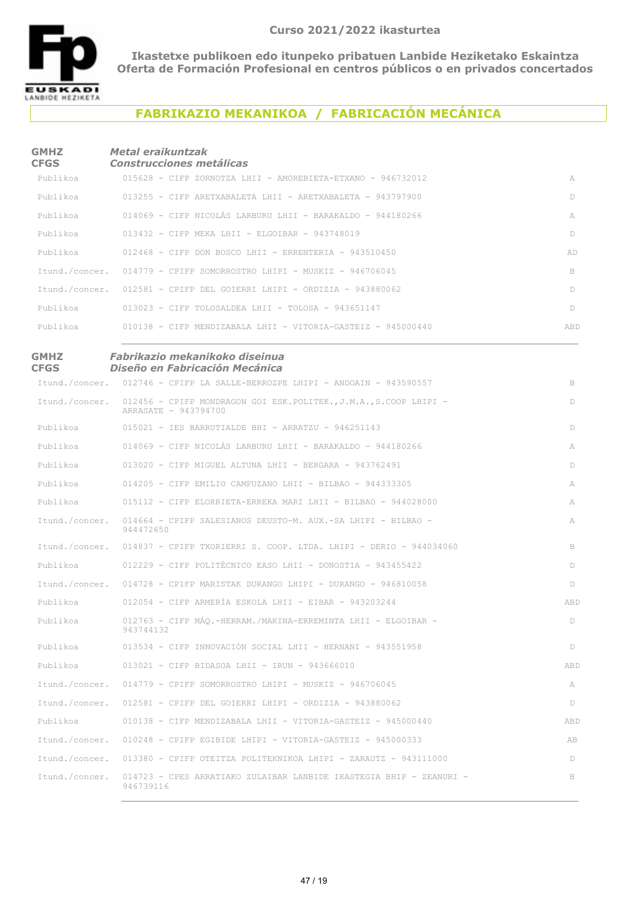Curso 2021/2022 ikasturtea

**Ikastetxe publikoen edo itunpeko pribatuen Lanbide Heziketako Eskaintza**
**Oferta de Formación Profesional en centros públicos o en privados concertados**

# FABRIKAZIO MEKANIKOA / FABRICACIÓN MECÁNICA

## GMHZ / CFGS — *Metal eraikuntzak / Construcciones metálicas*

| | | |
|---|---|---|
| Publikoa | 015628 - CIFP ZORNOTZA LHII - AMOREBIETA-ETXANO - 946732012 | A |
| Publikoa | 013255 - CIFP ARETXABALETA LHII - ARETXABALETA - 943797900 | D |
| Publikoa | 014069 - CIFP NICOLÁS LARBURU LHII - BARAKALDO - 944180266 | A |
| Publikoa | 013432 - CIFP MEKA LHII - ELGOIBAR - 943748019 | D |
| Publikoa | 012468 - CIFP DON BOSCO LHII - ERRENTERIA - 943510450 | AD |
| Itund./concer. | 014779 - CPIFP SOMORROSTRO LHIPI - MUSKIZ - 946706045 | B |
| Itund./concer. | 012581 - CPIFP DEL GOIERRI LHIPI - ORDIZIA - 943880062 | D |
| Publikoa | 013023 - CIFP TOLOSALDEA LHII - TOLOSA - 943651147 | D |
| Publikoa | 010138 - CIFP MENDIZABALA LHII - VITORIA-GASTEIZ - 945000440 | ABD |

## GMHZ / CFGS — *Fabrikazio mekanikoko diseinua / Diseño en Fabricación Mecánica*

| | | |
|---|---|---|
| Itund./concer. | 012746 - CPIFP LA SALLE-BERROZPE LHIPI - ANDOAIN - 943590557 | B |
| Itund./concer. | 012456 - CPIFP MONDRAGON GOI ESK.POLITEK.,J.M.A.,S.COOP LHIPI - ARRASATE - 943794700 | D |
| Publikoa | 015021 - IES BARRUTIALDE BHI - ARRATZU - 946251143 | D |
| Publikoa | 014069 - CIFP NICOLÁS LARBURU LHII - BARAKALDO - 944180266 | A |
| Publikoa | 013020 - CIFP MIGUEL ALTUNA LHII - BERGARA - 943762491 | D |
| Publikoa | 014205 - CIFP EMILIO CAMPUZANO LHII - BILBAO - 944333305 | A |
| Publikoa | 015112 - CIFP ELORRIETA-ERREKA MARI LHII - BILBAO - 944028000 | A |
| Itund./concer. | 014664 - CPIFP SALESIANOS DEUSTO-M. AUX.-SA LHIPI - BILBAO - 944472650 | A |
| Itund./concer. | 014837 - CPIFP TXORIERRI S. COOP. LTDA. LHIPI - DERIO - 944034060 | B |
| Publikoa | 012229 - CIFP POLITÉCNICO EASO LHII - DONOSTIA - 943455422 | D |
| Itund./concer. | 014728 - CPIFP MARISTAK DURANGO LHIPI - DURANGO - 946810058 | D |
| Publikoa | 012054 - CIFP ARMERÍA ESKOLA LHII - EIBAR - 943203244 | ABD |
| Publikoa | 012763 - CIFP MÁQ.-HERRAM./MAKINA-ERREMINTA LHII - ELGOIBAR - 943744132 | D |
| Publikoa | 013534 - CIFP INNOVACIÓN SOCIAL LHII - HERNANI - 943551958 | D |
| Publikoa | 013021 - CIFP BIDASOA LHII - IRUN - 943666010 | ABD |
| Itund./concer. | 014779 - CPIFP SOMORROSTRO LHIPI - MUSKIZ - 946706045 | A |
| Itund./concer. | 012581 - CPIFP DEL GOIERRI LHIPI - ORDIZIA - 943880062 | D |
| Publikoa | 010138 - CIFP MENDIZABALA LHII - VITORIA-GASTEIZ - 945000440 | ABD |
| Itund./concer. | 010248 - CPIFP EGIBIDE LHIPI - VITORIA-GASTEIZ - 945000333 | AB |
| Itund./concer. | 013380 - CPIFP OTEITZA POLITEKNIKOA LHIPI - ZARAUTZ - 943111000 | D |
| Itund./concer. | 014723 - CPES ARRATIAKO ZULAIBAR LANBIDE IKASTEGIA BHIP - ZEANURI - 946739116 | B |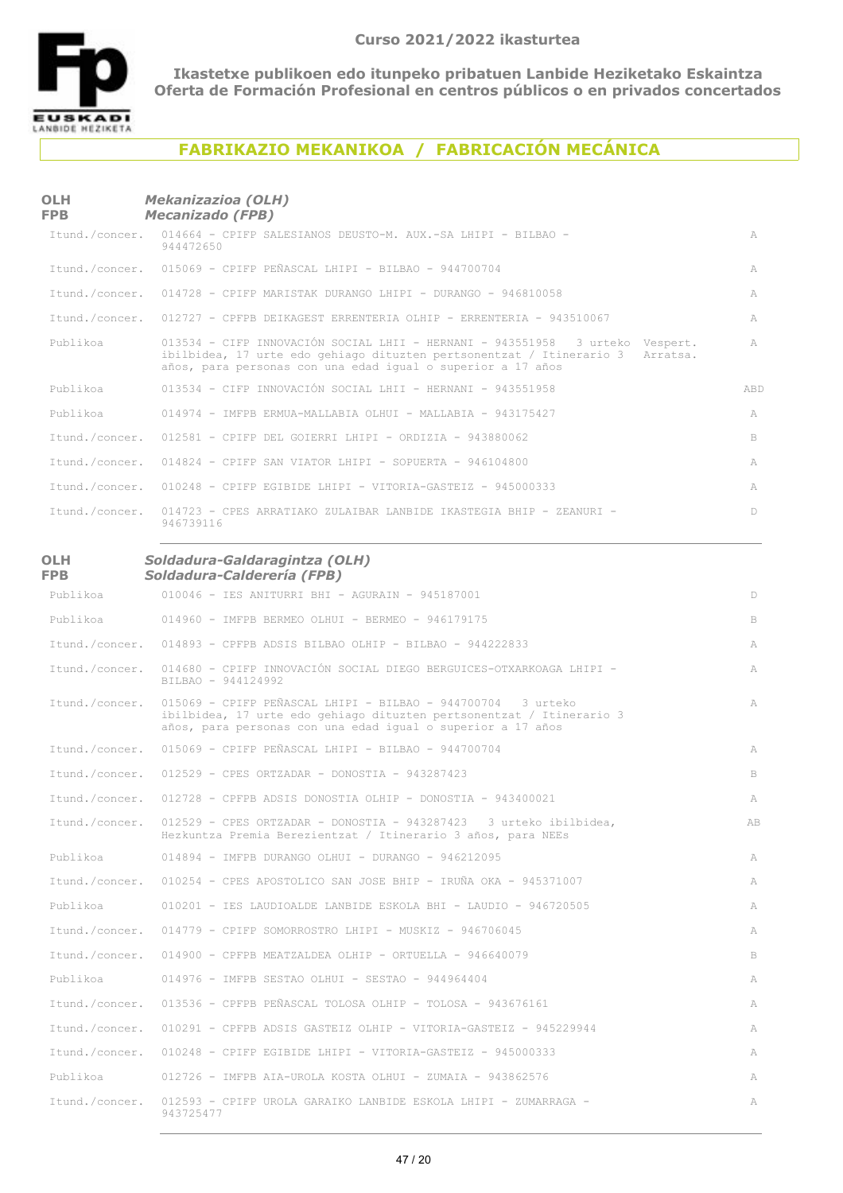Curso 2021/2022 ikasturtea

**Ikastetxe publikoen edo itunpeko pribatuen Lanbide Heziketako Eskaintza**
**Oferta de Formación Profesional en centros públicos o en privados concertados**

## FABRIKAZIO MEKANIKOA / FABRICACIÓN MECÁNICA

### OLH *Mekanizazioa (OLH)*
### FPB *Mecanizado (FPB)*

| | | |
|---|---|---|
| Itund./concer. | 014664 - CPIFP SALESIANOS DEUSTO-M. AUX.-SA LHIPI - BILBAO - 944472650 | A |
| Itund./concer. | 015069 - CPIFP PEÑASCAL LHIPI - BILBAO - 944700704 | A |
| Itund./concer. | 014728 - CPIFP MARISTAK DURANGO LHIPI - DURANGO - 946810058 | A |
| Itund./concer. | 012727 - CPFPB DEIKAGEST ERRENTERIA OLHIP - ERRENTERIA - 943510067 | A |
| Publikoa | 013534 - CIFP INNOVACIÓN SOCIAL LHII - HERNANI - 943551958 3 urteko ibilbidea, 17 urte edo gehiago dituzten pertsonentzat / Itinerario 3 años, para personas con una edad igual o superior a 17 años Vespert. Arratsa. | A |
| Publikoa | 013534 - CIFP INNOVACIÓN SOCIAL LHII - HERNANI - 943551958 | ABD |
| Publikoa | 014974 - IMFPB ERMUA-MALLABIA OLHUI - MALLABIA - 943175427 | A |
| Itund./concer. | 012581 - CPIFP DEL GOIERRI LHIPI - ORDIZIA - 943880062 | B |
| Itund./concer. | 014824 - CPIFP SAN VIATOR LHIPI - SOPUERTA - 946104800 | A |
| Itund./concer. | 010248 - CPIFP EGIBIDE LHIPI - VITORIA-GASTEIZ - 945000333 | A |
| Itund./concer. | 014723 - CPES ARRATIAKO ZULAIBAR LANBIDE IKASTEGIA BHIP - ZEANURI - 946739116 | D |

### OLH *Soldadura-Galdaragintza (OLH)*
### FPB *Soldadura-Calderería (FPB)*

| | | |
|---|---|---|
| Publikoa | 010046 - IES ANITURRI BHI - AGURAIN - 945187001 | D |
| Publikoa | 014960 - IMFPB BERMEO OLHUI - BERMEO - 946179175 | B |
| Itund./concer. | 014893 - CPFPB ADSIS BILBAO OLHIP - BILBAO - 944222833 | A |
| Itund./concer. | 014680 - CPIFP INNOVACIÓN SOCIAL DIEGO BERGUICES-OTXARKOAGA LHIPI - BILBAO - 944124992 | A |
| Itund./concer. | 015069 - CPIFP PEÑASCAL LHIPI - BILBAO - 944700704 3 urteko ibilbidea, 17 urte edo gehiago dituzten pertsonentzat / Itinerario 3 años, para personas con una edad igual o superior a 17 años | A |
| Itund./concer. | 015069 - CPIFP PEÑASCAL LHIPI - BILBAO - 944700704 | A |
| Itund./concer. | 012529 - CPES ORTZADAR - DONOSTIA - 943287423 | B |
| Itund./concer. | 012728 - CPFPB ADSIS DONOSTIA OLHIP - DONOSTIA - 943400021 | A |
| Itund./concer. | 012529 - CPES ORTZADAR - DONOSTIA - 943287423 3 urteko ibilbidea, Hezkuntza Premia Berezientzat / Itinerario 3 años, para NEEs | AB |
| Publikoa | 014894 - IMFPB DURANGO OLHUI - DURANGO - 946212095 | A |
| Itund./concer. | 010254 - CPES APOSTOLICO SAN JOSE BHIP - IRUÑA OKA - 945371007 | A |
| Publikoa | 010201 - IES LAUDIOALDE LANBIDE ESKOLA BHI - LAUDIO - 946720505 | A |
| Itund./concer. | 014779 - CPIFP SOMORROSTRO LHIPI - MUSKIZ - 946706045 | A |
| Itund./concer. | 014900 - CPFPB MEATZALDEA OLHIP - ORTUELLA - 946640079 | B |
| Publikoa | 014976 - IMFPB SESTAO OLHUI - SESTAO - 944964404 | A |
| Itund./concer. | 013536 - CPFPB PEÑASCAL TOLOSA OLHIP - TOLOSA - 943676161 | A |
| Itund./concer. | 010291 - CPFPB ADSIS GASTEIZ OLHIP - VITORIA-GASTEIZ - 945229944 | A |
| Itund./concer. | 010248 - CPIFP EGIBIDE LHIPI - VITORIA-GASTEIZ - 945000333 | A |
| Publikoa | 012726 - IMFPB AIA-UROLA KOSTA OLHUI - ZUMAIA - 943862576 | A |
| Itund./concer. | 012593 - CPIFP UROLA GARAIKO LANBIDE ESKOLA LHIPI - ZUMARRAGA - 943725477 | A |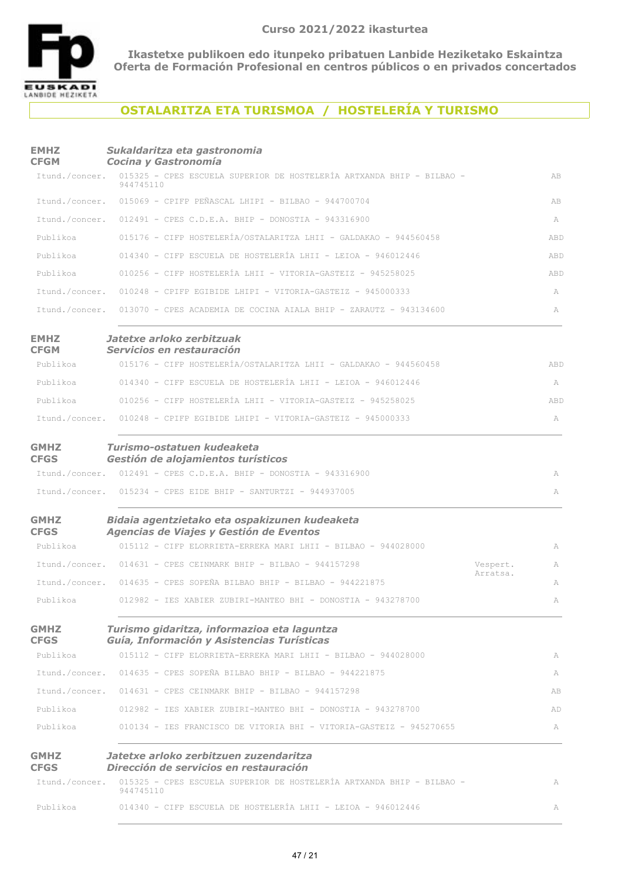**Curso 2021/2022 ikasturtea**

**Ikastetxe publikoen edo itunpeko pribatuen Lanbide Heziketako Eskaintza**
**Oferta de Formación Profesional en centros públicos o en privados concertados**

## OSTALARITZA ETA TURISMOA / HOSTELERÍA Y TURISMO

### EMHZ / CFGM — *Sukaldaritza eta gastronomia* / *Cocina y Gastronomía*

| | | | |
|---|---|---|---|
| Itund./concer. | 015325 - CPES ESCUELA SUPERIOR DE HOSTELERÍA ARTXANDA BHIP - BILBAO - 944745110 | | AB |
| Itund./concer. | 015069 - CPIFP PEÑASCAL LHIPI - BILBAO - 944700704 | | AB |
| Itund./concer. | 012491 - CPES C.D.E.A. BHIP - DONOSTIA - 943316900 | | A |
| Publikoa | 015176 - CIFP HOSTELERÍA/OSTALARITZA LHII - GALDAKAO - 944560458 | | ABD |
| Publikoa | 014340 - CIFP ESCUELA DE HOSTELERÍA LHII - LEIOA - 946012446 | | ABD |
| Publikoa | 010256 - CIFP HOSTELERÍA LHII - VITORIA-GASTEIZ - 945258025 | | ABD |
| Itund./concer. | 010248 - CPIFP EGIBIDE LHIPI - VITORIA-GASTEIZ - 945000333 | | A |
| Itund./concer. | 013070 - CPES ACADEMIA DE COCINA AIALA BHIP - ZARAUTZ - 943134600 | | A |

### EMHZ / CFGM — *Jatetxe arloko zerbitzuak* / *Servicios en restauración*

| | | | |
|---|---|---|---|
| Publikoa | 015176 - CIFP HOSTELERÍA/OSTALARITZA LHII - GALDAKAO - 944560458 | | ABD |
| Publikoa | 014340 - CIFP ESCUELA DE HOSTELERÍA LHII - LEIOA - 946012446 | | A |
| Publikoa | 010256 - CIFP HOSTELERÍA LHII - VITORIA-GASTEIZ - 945258025 | | ABD |
| Itund./concer. | 010248 - CPIFP EGIBIDE LHIPI - VITORIA-GASTEIZ - 945000333 | | A |

### GMHZ / CFGS — *Turismo-ostatuen kudeaketa* / *Gestión de alojamientos turísticos*

| | | | |
|---|---|---|---|
| Itund./concer. | 012491 - CPES C.D.E.A. BHIP - DONOSTIA - 943316900 | | A |
| Itund./concer. | 015234 - CPES EIDE BHIP - SANTURTZI - 944937005 | | A |

### GMHZ / CFGS — *Bidaia agentzietako eta ospakizunen kudeaketa* / *Agencias de Viajes y Gestión de Eventos*

| | | | |
|---|---|---|---|
| Publikoa | 015112 - CIFP ELORRIETA-ERREKA MARI LHII - BILBAO - 944028000 | | A |
| Itund./concer. | 014631 - CPES CEINMARK BHIP - BILBAO - 944157298 | Vespert. Arratsa. | A |
| Itund./concer. | 014635 - CPES SOPEÑA BILBAO BHIP - BILBAO - 944221875 | | A |
| Publikoa | 012982 - IES XABIER ZUBIRI-MANTEO BHI - DONOSTIA - 943278700 | | A |

### GMHZ / CFGS — *Turismo gidaritza, informazioa eta laguntza* / *Guía, Información y Asistencias Turísticas*

| | | | |
|---|---|---|---|
| Publikoa | 015112 - CIFP ELORRIETA-ERREKA MARI LHII - BILBAO - 944028000 | | A |
| Itund./concer. | 014635 - CPES SOPEÑA BILBAO BHIP - BILBAO - 944221875 | | A |
| Itund./concer. | 014631 - CPES CEINMARK BHIP - BILBAO - 944157298 | | AB |
| Publikoa | 012982 - IES XABIER ZUBIRI-MANTEO BHI - DONOSTIA - 943278700 | | AD |
| Publikoa | 010134 - IES FRANCISCO DE VITORIA BHI - VITORIA-GASTEIZ - 945270655 | | A |

### GMHZ / CFGS — *Jatetxe arloko zerbitzuen zuzendaritza* / *Dirección de servicios en restauración*

| | | | |
|---|---|---|---|
| Itund./concer. | 015325 - CPES ESCUELA SUPERIOR DE HOSTELERÍA ARTXANDA BHIP - BILBAO - 944745110 | | A |
| Publikoa | 014340 - CIFP ESCUELA DE HOSTELERÍA LHII - LEIOA - 946012446 | | A |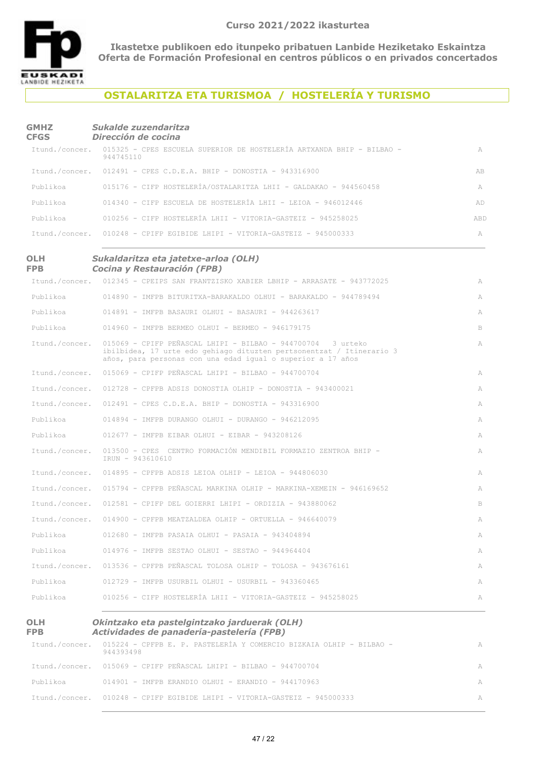**Curso 2021/2022 ikasturtea**

**Ikastetxe publikoen edo itunpeko pribatuen Lanbide Heziketako Eskaintza**
**Oferta de Formación Profesional en centros públicos o en privados concertados**

## OSTALARITZA ETA TURISMOA / HOSTELERÍA Y TURISMO

### GMHZ / CFGS — *Sukalde zuzendaritza / Dirección de cocina*

| | | |
|---|---|---|
| Itund./concer. | 015325 - CPES ESCUELA SUPERIOR DE HOSTELERÍA ARTXANDA BHIP - BILBAO - 944745110 | A |
| Itund./concer. | 012491 - CPES C.D.E.A. BHIP - DONOSTIA - 943316900 | AB |
| Publikoa | 015176 - CIFP HOSTELERÍA/OSTALARITZA LHII - GALDAKAO - 944560458 | A |
| Publikoa | 014340 - CIFP ESCUELA DE HOSTELERÍA LHII - LEIOA - 946012446 | AD |
| Publikoa | 010256 - CIFP HOSTELERÍA LHII - VITORIA-GASTEIZ - 945258025 | ABD |
| Itund./concer. | 010248 - CPIFP EGIBIDE LHIPI - VITORIA-GASTEIZ - 945000333 | A |

### OLH / FPB — *Sukaldaritza eta jatetxe-arloa (OLH) / Cocina y Restauración (FPB)*

| | | |
|---|---|---|
| Itund./concer. | 012345 - CPEIPS SAN FRANTZISKO XABIER LBHIP - ARRASATE - 943772025 | A |
| Publikoa | 014890 - IMFPB BITURITXA-BARAKALDO OLHUI - BARAKALDO - 944789494 | A |
| Publikoa | 014891 - IMFPB BASAURI OLHUI - BASAURI - 944263617 | A |
| Publikoa | 014960 - IMFPB BERMEO OLHUI - BERMEO - 946179175 | B |
| Itund./concer. | 015069 - CPIFP PEÑASCAL LHIPI - BILBAO - 944700704 3 urteko ibilbidea, 17 urte edo gehiago dituzten pertsonentzat / Itinerario 3 años, para personas con una edad igual o superior a 17 años | A |
| Itund./concer. | 015069 - CPIFP PEÑASCAL LHIPI - BILBAO - 944700704 | A |
| Itund./concer. | 012728 - CPFPB ADSIS DONOSTIA OLHIP - DONOSTIA - 943400021 | A |
| Itund./concer. | 012491 - CPES C.D.E.A. BHIP - DONOSTIA - 943316900 | A |
| Publikoa | 014894 - IMFPB DURANGO OLHUI - DURANGO - 946212095 | A |
| Publikoa | 012677 - IMFPB EIBAR OLHUI - EIBAR - 943208126 | A |
| Itund./concer. | 013500 - CPES CENTRO FORMACIÓN MENDIBIL FORMAZIO ZENTROA BHIP - IRUN - 943610610 | A |
| Itund./concer. | 014895 - CPFPB ADSIS LEIOA OLHIP - LEIOA - 944806030 | A |
| Itund./concer. | 015794 - CPFPB PEÑASCAL MARKINA OLHIP - MARKINA-XEMEIN - 946169652 | A |
| Itund./concer. | 012581 - CPIFP DEL GOIERRI LHIPI - ORDIZIA - 943880062 | B |
| Itund./concer. | 014900 - CPFPB MEATZALDEA OLHIP - ORTUELLA - 946640079 | A |
| Publikoa | 012680 - IMFPB PASAIA OLHUI - PASAIA - 943404894 | A |
| Publikoa | 014976 - IMFPB SESTAO OLHUI - SESTAO - 944964404 | A |
| Itund./concer. | 013536 - CPFPB PEÑASCAL TOLOSA OLHIP - TOLOSA - 943676161 | A |
| Publikoa | 012729 - IMFPB USURBIL OLHUI - USURBIL - 943360465 | A |
| Publikoa | 010256 - CIFP HOSTELERÍA LHII - VITORIA-GASTEIZ - 945258025 | A |

### OLH / FPB — *Okintzako eta pastelgintzako jarduerak (OLH) / Actividades de panadería-pastelería (FPB)*

| | | |
|---|---|---|
| Itund./concer. | 015224 - CPFPB E. P. PASTELERÍA Y COMERCIO BIZKAIA OLHIP - BILBAO - 944393498 | A |
| Itund./concer. | 015069 - CPIFP PEÑASCAL LHIPI - BILBAO - 944700704 | A |
| Publikoa | 014901 - IMFPB ERANDIO OLHUI - ERANDIO - 944170963 | A |
| Itund./concer. | 010248 - CPIFP EGIBIDE LHIPI - VITORIA-GASTEIZ - 945000333 | A |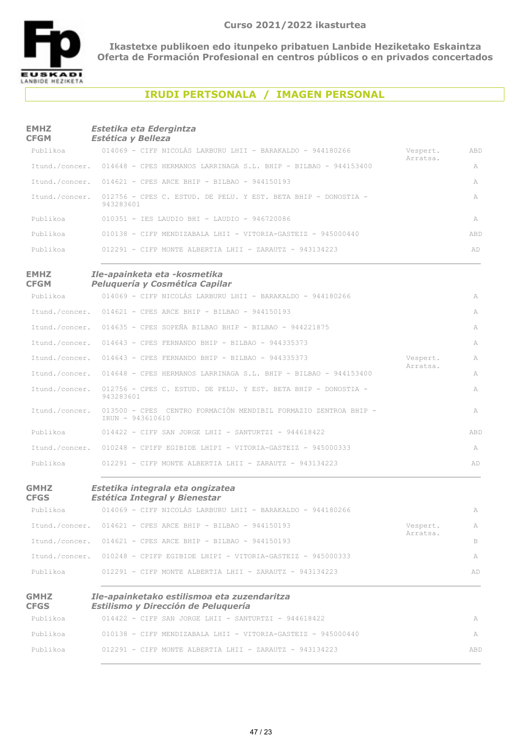Curso 2021/2022 ikasturtea

**Ikastetxe publikoen edo itunpeko pribatuen Lanbide Heziketako Eskaintza**
**Oferta de Formación Profesional en centros públicos o en privados concertados**

## IRUDI PERTSONALA / IMAGEN PERSONAL

### EMHZ CFGM — *Estetika eta Edergintza / Estética y Belleza*

| | | | |
|---|---|---|---|
| Publikoa | 014069 - CIFP NICOLÁS LARBURU LHII - BARAKALDO - 944180266 | Vespert. Arratsa. | ABD |
| Itund./concer. | 014648 - CPES HERMANOS LARRINAGA S.L. BHIP - BILBAO - 944153400 | | A |
| Itund./concer. | 014621 - CPES ARCE BHIP - BILBAO - 944150193 | | A |
| Itund./concer. | 012756 - CPES C. ESTUD. DE PELU. Y EST. BETA BHIP - DONOSTIA - 943283601 | | A |
| Publikoa | 010351 - IES LAUDIO BHI - LAUDIO - 946720086 | | A |
| Publikoa | 010138 - CIFP MENDIZABALA LHII - VITORIA-GASTEIZ - 945000440 | | ABD |
| Publikoa | 012291 - CIFP MONTE ALBERTIA LHII - ZARAUTZ - 943134223 | | AD |

### EMHZ CFGM — *Ile-apainketa eta -kosmetika / Peluquería y Cosmética Capilar*

| | | | |
|---|---|---|---|
| Publikoa | 014069 - CIFP NICOLÁS LARBURU LHII - BARAKALDO - 944180266 | | A |
| Itund./concer. | 014621 - CPES ARCE BHIP - BILBAO - 944150193 | | A |
| Itund./concer. | 014635 - CPES SOPEÑA BILBAO BHIP - BILBAO - 944221875 | | A |
| Itund./concer. | 014643 - CPES FERNANDO BHIP - BILBAO - 944335373 | | A |
| Itund./concer. | 014643 - CPES FERNANDO BHIP - BILBAO - 944335373 | Vespert. Arratsa. | A |
| Itund./concer. | 014648 - CPES HERMANOS LARRINAGA S.L. BHIP - BILBAO - 944153400 | | A |
| Itund./concer. | 012756 - CPES C. ESTUD. DE PELU. Y EST. BETA BHIP - DONOSTIA - 943283601 | | A |
| Itund./concer. | 013500 - CPES CENTRO FORMACIÓN MENDIBIL FORMAZIO ZENTROA BHIP - IRUN - 943610610 | | A |
| Publikoa | 014422 - CIFP SAN JORGE LHII - SANTURTZI - 944618422 | | ABD |
| Itund./concer. | 010248 - CPIFP EGIBIDE LHIPI - VITORIA-GASTEIZ - 945000333 | | A |
| Publikoa | 012291 - CIFP MONTE ALBERTIA LHII - ZARAUTZ - 943134223 | | AD |

### GMHZ CFGS — *Estetika integrala eta ongizatea / Estética Integral y Bienestar*

| | | | |
|---|---|---|---|
| Publikoa | 014069 - CIFP NICOLÁS LARBURU LHII - BARAKALDO - 944180266 | | A |
| Itund./concer. | 014621 - CPES ARCE BHIP - BILBAO - 944150193 | Vespert. Arratsa. | A |
| Itund./concer. | 014621 - CPES ARCE BHIP - BILBAO - 944150193 | | B |
| Itund./concer. | 010248 - CPIFP EGIBIDE LHIPI - VITORIA-GASTEIZ - 945000333 | | A |
| Publikoa | 012291 - CIFP MONTE ALBERTIA LHII - ZARAUTZ - 943134223 | | AD |

### GMHZ CFGS — *Ile-apainketako estilismoa eta zuzendaritza / Estilismo y Dirección de Peluquería*

| | | | |
|---|---|---|---|
| Publikoa | 014422 - CIFP SAN JORGE LHII - SANTURTZI - 944618422 | | A |
| Publikoa | 010138 - CIFP MENDIZABALA LHII - VITORIA-GASTEIZ - 945000440 | | A |
| Publikoa | 012291 - CIFP MONTE ALBERTIA LHII - ZARAUTZ - 943134223 | | ABD |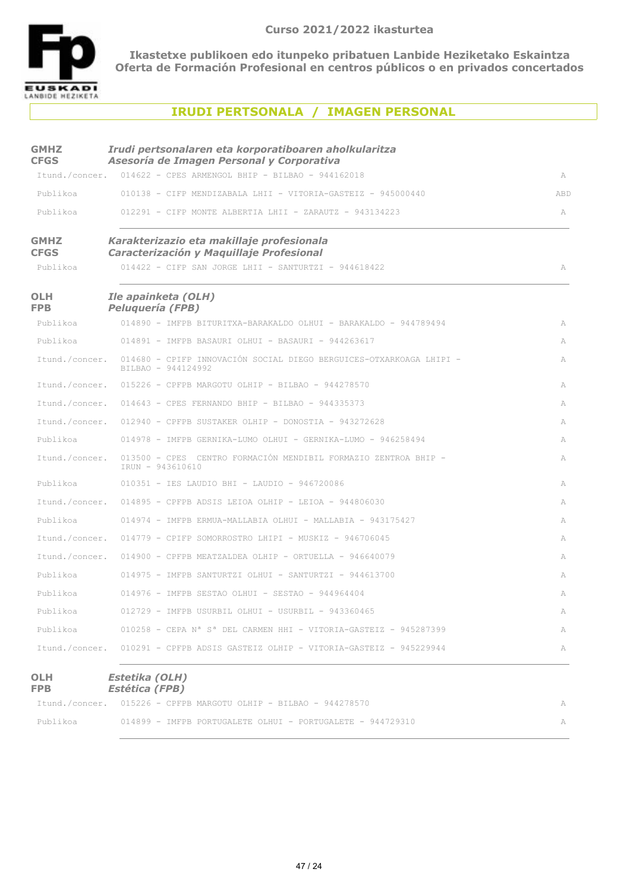Curso 2021/2022 ikasturtea

**Ikastetxe publikoen edo itunpeko pribatuen Lanbide Heziketako Eskaintza**
**Oferta de Formación Profesional en centros públicos o en privados concertados**

## IRUDI PERTSONALA / IMAGEN PERSONAL

### GMHZ / CFGS — *Irudi pertsonalaren eta korporatiboaren aholkularitza / Asesoría de Imagen Personal y Corporativa*

| | | |
|---|---|---|
| Itund./concer. | 014622 - CPES ARMENGOL BHIP - BILBAO - 944162018 | A |
| Publikoa | 010138 - CIFP MENDIZABALA LHII - VITORIA-GASTEIZ - 945000440 | ABD |
| Publikoa | 012291 - CIFP MONTE ALBERTIA LHII - ZARAUTZ - 943134223 | A |

### GMHZ / CFGS — *Karakterizazio eta makillaje profesionala / Caracterización y Maquillaje Profesional*

| | | |
|---|---|---|
| Publikoa | 014422 - CIFP SAN JORGE LHII - SANTURTZI - 944618422 | A |

### OLH / FPB — *Ile apainketa (OLH) / Peluquería (FPB)*

| | | |
|---|---|---|
| Publikoa | 014890 - IMFPB BITURITXA-BARAKALDO OLHUI - BARAKALDO - 944789494 | A |
| Publikoa | 014891 - IMFPB BASAURI OLHUI - BASAURI - 944263617 | A |
| Itund./concer. | 014680 - CPIFP INNOVACIÓN SOCIAL DIEGO BERGUICES-OTXARKOAGA LHIPI - BILBAO - 944124992 | A |
| Itund./concer. | 015226 - CPFPB MARGOTU OLHIP - BILBAO - 944278570 | A |
| Itund./concer. | 014643 - CPES FERNANDO BHIP - BILBAO - 944335373 | A |
| Itund./concer. | 012940 - CPFPB SUSTAKER OLHIP - DONOSTIA - 943272628 | A |
| Publikoa | 014978 - IMFPB GERNIKA-LUMO OLHUI - GERNIKA-LUMO - 946258494 | A |
| Itund./concer. | 013500 - CPES CENTRO FORMACIÓN MENDIBIL FORMAZIO ZENTROA BHIP - IRUN - 943610610 | A |
| Publikoa | 010351 - IES LAUDIO BHI - LAUDIO - 946720086 | A |
| Itund./concer. | 014895 - CPFPB ADSIS LEIOA OLHIP - LEIOA - 944806030 | A |
| Publikoa | 014974 - IMFPB ERMUA-MALLABIA OLHUI - MALLABIA - 943175427 | A |
| Itund./concer. | 014779 - CPIFP SOMORROSTRO LHIPI - MUSKIZ - 946706045 | A |
| Itund./concer. | 014900 - CPFPB MEATZALDEA OLHIP - ORTUELLA - 946640079 | A |
| Publikoa | 014975 - IMFPB SANTURTZI OLHUI - SANTURTZI - 944613700 | A |
| Publikoa | 014976 - IMFPB SESTAO OLHUI - SESTAO - 944964404 | A |
| Publikoa | 012729 - IMFPB USURBIL OLHUI - USURBIL - 943360465 | A |
| Publikoa | 010258 - CEPA Nª Sª DEL CARMEN HHI - VITORIA-GASTEIZ - 945287399 | A |
| Itund./concer. | 010291 - CPFPB ADSIS GASTEIZ OLHIP - VITORIA-GASTEIZ - 945229944 | A |

### OLH / FPB — *Estetika (OLH) / Estética (FPB)*

| | | |
|---|---|---|
| Itund./concer. | 015226 - CPFPB MARGOTU OLHIP - BILBAO - 944278570 | A |
| Publikoa | 014899 - IMFPB PORTUGALETE OLHUI - PORTUGALETE - 944729310 | A |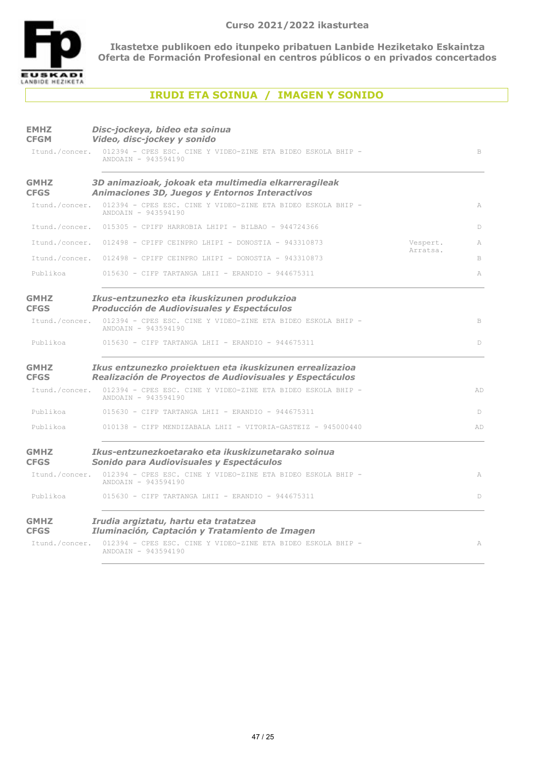**Curso 2021/2022 ikasturtea**

**Ikastetxe publikoen edo itunpeko pribatuen Lanbide Heziketako Eskaintza**
**Oferta de Formación Profesional en centros públicos o en privados concertados**

## IRUDI ETA SOINUA / IMAGEN Y SONIDO

### EMHZ / CFGM — *Disc-jockeya, bideo eta soinua* / *Video, disc-jockey y sonido*

| | | | |
|---|---|---|---|
| Itund./concer. | 012394 - CPES ESC. CINE Y VIDEO-ZINE ETA BIDEO ESKOLA BHIP - ANDOAIN - 943594190 | | B |

### GMHZ / CFGS — *3D animazioak, jokoak eta multimedia elkarreragileak* / *Animaciones 3D, Juegos y Entornos Interactivos*

| | | | |
|---|---|---|---|
| Itund./concer. | 012394 - CPES ESC. CINE Y VIDEO-ZINE ETA BIDEO ESKOLA BHIP - ANDOAIN - 943594190 | | A |
| Itund./concer. | 015305 - CPIFP HARROBIA LHIPI - BILBAO - 944724366 | | D |
| Itund./concer. | 012498 - CPIFP CEINPRO LHIPI - DONOSTIA - 943310873 | Vespert. Arratsa. | A |
| Itund./concer. | 012498 - CPIFP CEINPRO LHIPI - DONOSTIA - 943310873 | | B |
| Publikoa | 015630 - CIFP TARTANGA LHII - ERANDIO - 944675311 | | A |

### GMHZ / CFGS — *Ikus-entzunezko eta ikuskizunen produkzioa* / *Producción de Audiovisuales y Espectáculos*

| | | | |
|---|---|---|---|
| Itund./concer. | 012394 - CPES ESC. CINE Y VIDEO-ZINE ETA BIDEO ESKOLA BHIP - ANDOAIN - 943594190 | | B |
| Publikoa | 015630 - CIFP TARTANGA LHII - ERANDIO - 944675311 | | D |

### GMHZ / CFGS — *Ikus entzunezko proiektuen eta ikuskizunen errealizazioa* / *Realización de Proyectos de Audiovisuales y Espectáculos*

| | | | |
|---|---|---|---|
| Itund./concer. | 012394 - CPES ESC. CINE Y VIDEO-ZINE ETA BIDEO ESKOLA BHIP - ANDOAIN - 943594190 | | AD |
| Publikoa | 015630 - CIFP TARTANGA LHII - ERANDIO - 944675311 | | D |
| Publikoa | 010138 - CIFP MENDIZABALA LHII - VITORIA-GASTEIZ - 945000440 | | AD |

### GMHZ / CFGS — *Ikus-entzunezkoetarako eta ikuskizunetarako soinua* / *Sonido para Audiovisuales y Espectáculos*

| | | | |
|---|---|---|---|
| Itund./concer. | 012394 - CPES ESC. CINE Y VIDEO-ZINE ETA BIDEO ESKOLA BHIP - ANDOAIN - 943594190 | | A |
| Publikoa | 015630 - CIFP TARTANGA LHII - ERANDIO - 944675311 | | D |

### GMHZ / CFGS — *Irudia argiztatu, hartu eta tratatzea* / *Iluminación, Captación y Tratamiento de Imagen*

| | | | |
|---|---|---|---|
| Itund./concer. | 012394 - CPES ESC. CINE Y VIDEO-ZINE ETA BIDEO ESKOLA BHIP - ANDOAIN - 943594190 | | A |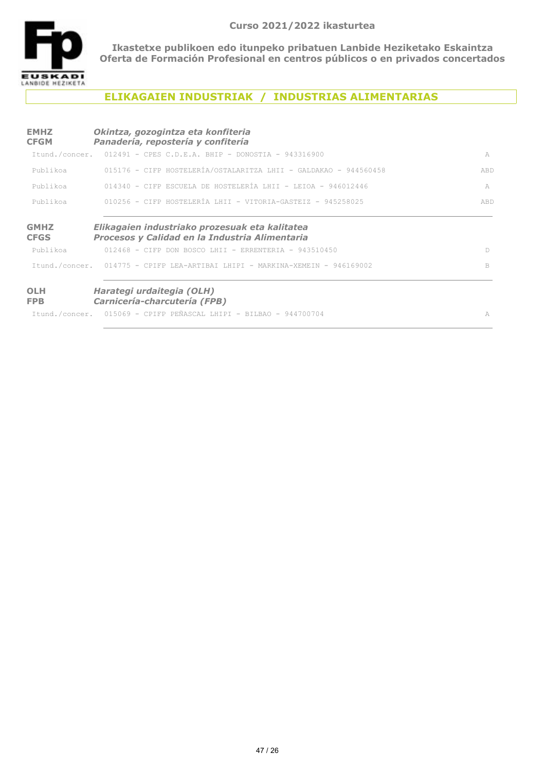Curso 2021/2022 ikasturtea

**Ikastetxe publikoen edo itunpeko pribatuen Lanbide Heziketako Eskaintza**
**Oferta de Formación Profesional en centros públicos o en privados concertados**

## ELIKAGAIEN INDUSTRIAK / INDUSTRIAS ALIMENTARIAS

### EMHZ / CFGM — *Okintza, gozogintza eta konfiteria* / *Panadería, repostería y confitería*

| | | |
|---|---|---|
| Itund./concer. | 012491 - CPES C.D.E.A. BHIP - DONOSTIA - 943316900 | A |
| Publikoa | 015176 - CIFP HOSTELERÍA/OSTALARITZA LHII - GALDAKAO - 944560458 | ABD |
| Publikoa | 014340 - CIFP ESCUELA DE HOSTELERÍA LHII - LEIOA - 946012446 | A |
| Publikoa | 010256 - CIFP HOSTELERÍA LHII - VITORIA-GASTEIZ - 945258025 | ABD |

### GMHZ / CFGS — *Elikagaien industriako prozesuak eta kalitatea* / *Procesos y Calidad en la Industria Alimentaria*

| | | |
|---|---|---|
| Publikoa | 012468 - CIFP DON BOSCO LHII - ERRENTERIA - 943510450 | D |
| Itund./concer. | 014775 - CPIFP LEA-ARTIBAI LHIPI - MARKINA-XEMEIN - 946169002 | B |

### OLH / FPB — *Harategi urdaitegia (OLH)* / *Carnicería-charcutería (FPB)*

| | | |
|---|---|---|
| Itund./concer. | 015069 - CPIFP PEÑASCAL LHIPI - BILBAO - 944700704 | A |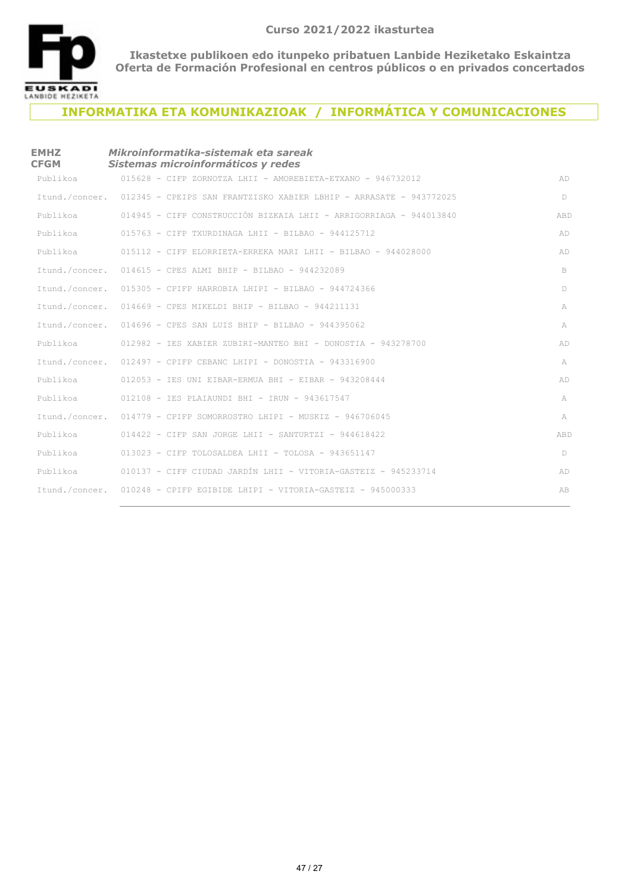**Curso 2021/2022 ikasturtea**

**Ikastetxe publikoen edo itunpeko pribatuen Lanbide Heziketako Eskaintza**
**Oferta de Formación Profesional en centros públicos o en privados concertados**

## INFORMATIKA ETA KOMUNIKAZIOAK / INFORMÁTICA Y COMUNICACIONES

**EMHZ** ***Mikroinformatika-sistemak eta sareak***
**CFGM** ***Sistemas microinformáticos y redes***

| | | |
|---|---|---|
| Publikoa | 015628 - CIFP ZORNOTZA LHII - AMOREBIETA-ETXANO - 946732012 | AD |
| Itund./concer. | 012345 - CPEIPS SAN FRANTZISKO XABIER LBHIP - ARRASATE - 943772025 | D |
| Publikoa | 014945 - CIFP CONSTRUCCIÓN BIZKAIA LHII - ARRIGORRIAGA - 944013840 | ABD |
| Publikoa | 015763 - CIFP TXURDINAGA LHII - BILBAO - 944125712 | AD |
| Publikoa | 015112 - CIFP ELORRIETA-ERREKA MARI LHII - BILBAO - 944028000 | AD |
| Itund./concer. | 014615 - CPES ALMI BHIP - BILBAO - 944232089 | B |
| Itund./concer. | 015305 - CPIFP HARROBIA LHIPI - BILBAO - 944724366 | D |
| Itund./concer. | 014669 - CPES MIKELDI BHIP - BILBAO - 944211131 | A |
| Itund./concer. | 014696 - CPES SAN LUIS BHIP - BILBAO - 944395062 | A |
| Publikoa | 012982 - IES XABIER ZUBIRI-MANTEO BHI - DONOSTIA - 943278700 | AD |
| Itund./concer. | 012497 - CPIFP CEBANC LHIPI - DONOSTIA - 943316900 | A |
| Publikoa | 012053 - IES UNI EIBAR-ERMUA BHI - EIBAR - 943208444 | AD |
| Publikoa | 012108 - IES PLAIAUNDI BHI - IRUN - 943617547 | A |
| Itund./concer. | 014779 - CPIFP SOMORROSTRO LHIPI - MUSKIZ - 946706045 | A |
| Publikoa | 014422 - CIFP SAN JORGE LHII - SANTURTZI - 944618422 | ABD |
| Publikoa | 013023 - CIFP TOLOSALDEA LHII - TOLOSA - 943651147 | D |
| Publikoa | 010137 - CIFP CIUDAD JARDÍN LHII - VITORIA-GASTEIZ - 945233714 | AD |
| Itund./concer. | 010248 - CPIFP EGIBIDE LHIPI - VITORIA-GASTEIZ - 945000333 | AB |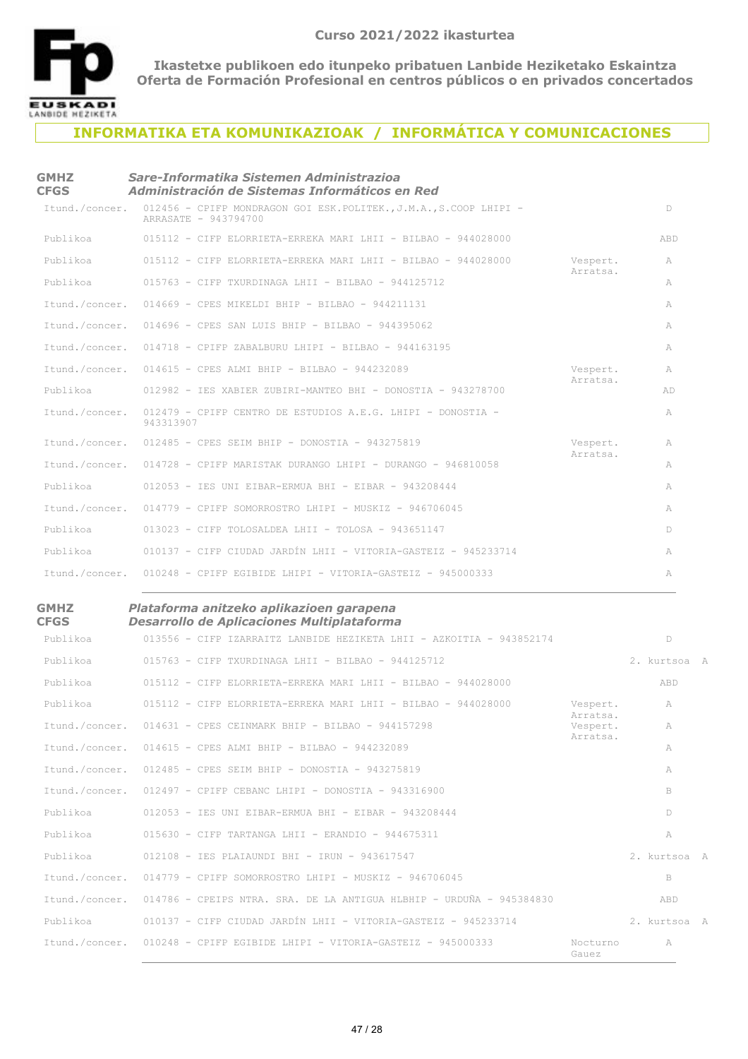## INFORMATIKA ETA KOMUNIKAZIOAK / INFORMÁTICA Y COMUNICACIONES

### GMHZ / CFGS — *Sare-Informatika Sistemen Administrazioa / Administración de Sistemas Informáticos en Red*

| | | | |
|---|---|---|---|
| Itund./concer. | 012456 - CPIFP MONDRAGON GOI ESK.POLITEK.,J.M.A.,S.COOP LHIPI - ARRASATE - 943794700 | | D |
| Publikoa | 015112 - CIFP ELORRIETA-ERREKA MARI LHII - BILBAO - 944028000 | | ABD |
| Publikoa | 015112 - CIFP ELORRIETA-ERREKA MARI LHII - BILBAO - 944028000 | Vespert. Arratsa. | A |
| Publikoa | 015763 - CIFP TXURDINAGA LHII - BILBAO - 944125712 | | A |
| Itund./concer. | 014669 - CPES MIKELDI BHIP - BILBAO - 944211131 | | A |
| Itund./concer. | 014696 - CPES SAN LUIS BHIP - BILBAO - 944395062 | | A |
| Itund./concer. | 014718 - CPIFP ZABALBURU LHIPI - BILBAO - 944163195 | | A |
| Itund./concer. | 014615 - CPES ALMI BHIP - BILBAO - 944232089 | Vespert. Arratsa. | A |
| Publikoa | 012982 - IES XABIER ZUBIRI-MANTEO BHI - DONOSTIA - 943278700 | | AD |
| Itund./concer. | 012479 - CPIFP CENTRO DE ESTUDIOS A.E.G. LHIPI - DONOSTIA - 943313907 | | A |
| Itund./concer. | 012485 - CPES SEIM BHIP - DONOSTIA - 943275819 | Vespert. Arratsa. | A |
| Itund./concer. | 014728 - CPIFP MARISTAK DURANGO LHIPI - DURANGO - 946810058 | | A |
| Publikoa | 012053 - IES UNI EIBAR-ERMUA BHI - EIBAR - 943208444 | | A |
| Itund./concer. | 014779 - CPIFP SOMORROSTRO LHIPI - MUSKIZ - 946706045 | | A |
| Publikoa | 013023 - CIFP TOLOSALDEA LHII - TOLOSA - 943651147 | | D |
| Publikoa | 010137 - CIFP CIUDAD JARDÍN LHII - VITORIA-GASTEIZ - 945233714 | | A |
| Itund./concer. | 010248 - CPIFP EGIBIDE LHIPI - VITORIA-GASTEIZ - 945000333 | | A |

### GMHZ / CFGS — *Plataforma anitzeko aplikazioen garapena / Desarrollo de Aplicaciones Multiplataforma*

| | | | |
|---|---|---|---|
| Publikoa | 013556 - CIFP IZARRAITZ LANBIDE HEZIKETA LHII - AZKOITIA - 943852174 | | D |
| Publikoa | 015763 - CIFP TXURDINAGA LHII - BILBAO - 944125712 | | 2. kurtsoa A |
| Publikoa | 015112 - CIFP ELORRIETA-ERREKA MARI LHII - BILBAO - 944028000 | | ABD |
| Publikoa | 015112 - CIFP ELORRIETA-ERREKA MARI LHII - BILBAO - 944028000 | Vespert. Arratsa. | A |
| Itund./concer. | 014631 - CPES CEINMARK BHIP - BILBAO - 944157298 | Vespert. Arratsa. | A |
| Itund./concer. | 014615 - CPES ALMI BHIP - BILBAO - 944232089 | | A |
| Itund./concer. | 012485 - CPES SEIM BHIP - DONOSTIA - 943275819 | | A |
| Itund./concer. | 012497 - CPIFP CEBANC LHIPI - DONOSTIA - 943316900 | | B |
| Publikoa | 012053 - IES UNI EIBAR-ERMUA BHI - EIBAR - 943208444 | | D |
| Publikoa | 015630 - CIFP TARTANGA LHII - ERANDIO - 944675311 | | A |
| Publikoa | 012108 - IES PLAIAUNDI BHI - IRUN - 943617547 | | 2. kurtsoa A |
| Itund./concer. | 014779 - CPIFP SOMORROSTRO LHIPI - MUSKIZ - 946706045 | | B |
| Itund./concer. | 014786 - CPEIPS NTRA. SRA. DE LA ANTIGUA HLBHIP - URDUÑA - 945384830 | | ABD |
| Publikoa | 010137 - CIFP CIUDAD JARDÍN LHII - VITORIA-GASTEIZ - 945233714 | | 2. kurtsoa A |
| Itund./concer. | 010248 - CPIFP EGIBIDE LHIPI - VITORIA-GASTEIZ - 945000333 | Nocturno Gauez | A |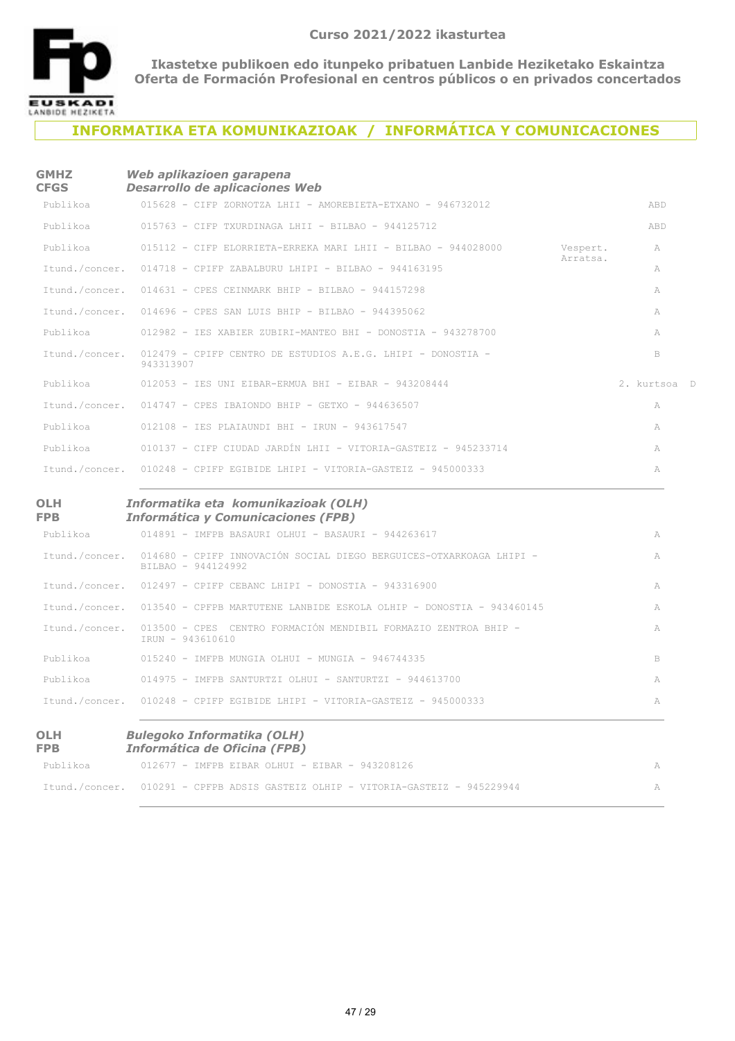**Curso 2021/2022 ikasturtea**

**Ikastetxe publikoen edo itunpeko pribatuen Lanbide Heziketako Eskaintza**
**Oferta de Formación Profesional en centros públicos o en privados concertados**

## INFORMATIKA ETA KOMUNIKAZIOAK / INFORMÁTICA Y COMUNICACIONES

### GMHZ / CFGS — *Web aplikazioen garapena* / *Desarrollo de aplicaciones Web*

| | | | |
|---|---|---|---|
| Publikoa | 015628 - CIFP ZORNOTZA LHII - AMOREBIETA-ETXANO - 946732012 | | ABD |
| Publikoa | 015763 - CIFP TXURDINAGA LHII - BILBAO - 944125712 | | ABD |
| Publikoa | 015112 - CIFP ELORRIETA-ERREKA MARI LHII - BILBAO - 944028000 | Vespert. Arratsa. | A |
| Itund./concer. | 014718 - CPIFP ZABALBURU LHIPI - BILBAO - 944163195 | | A |
| Itund./concer. | 014631 - CPES CEINMARK BHIP - BILBAO - 944157298 | | A |
| Itund./concer. | 014696 - CPES SAN LUIS BHIP - BILBAO - 944395062 | | A |
| Publikoa | 012982 - IES XABIER ZUBIRI-MANTEO BHI - DONOSTIA - 943278700 | | A |
| Itund./concer. | 012479 - CPIFP CENTRO DE ESTUDIOS A.E.G. LHIPI - DONOSTIA - 943313907 | | B |
| Publikoa | 012053 - IES UNI EIBAR-ERMUA BHI - EIBAR - 943208444 | | 2. kurtsoa D |
| Itund./concer. | 014747 - CPES IBAIONDO BHIP - GETXO - 944636507 | | A |
| Publikoa | 012108 - IES PLAIAUNDI BHI - IRUN - 943617547 | | A |
| Publikoa | 010137 - CIFP CIUDAD JARDÍN LHII - VITORIA-GASTEIZ - 945233714 | | A |
| Itund./concer. | 010248 - CPIFP EGIBIDE LHIPI - VITORIA-GASTEIZ - 945000333 | | A |

### OLH / FPB — *Informatika eta komunikazioak (OLH)* / *Informática y Comunicaciones (FPB)*

| | | |
|---|---|---|
| Publikoa | 014891 - IMFPB BASAURI OLHUI - BASAURI - 944263617 | A |
| Itund./concer. | 014680 - CPIFP INNOVACIÓN SOCIAL DIEGO BERGUICES-OTXARKOAGA LHIPI - BILBAO - 944124992 | A |
| Itund./concer. | 012497 - CPIFP CEBANC LHIPI - DONOSTIA - 943316900 | A |
| Itund./concer. | 013540 - CPFPB MARTUTENE LANBIDE ESKOLA OLHIP - DONOSTIA - 943460145 | A |
| Itund./concer. | 013500 - CPES CENTRO FORMACIÓN MENDIBIL FORMAZIO ZENTROA BHIP - IRUN - 943610610 | A |
| Publikoa | 015240 - IMFPB MUNGIA OLHUI - MUNGIA - 946744335 | B |
| Publikoa | 014975 - IMFPB SANTURTZI OLHUI - SANTURTZI - 944613700 | A |
| Itund./concer. | 010248 - CPIFP EGIBIDE LHIPI - VITORIA-GASTEIZ - 945000333 | A |

### OLH / FPB — *Bulegoko Informatika (OLH)* / *Informática de Oficina (FPB)*

| | | |
|---|---|---|
| Publikoa | 012677 - IMFPB EIBAR OLHUI - EIBAR - 943208126 | A |
| Itund./concer. | 010291 - CPFPB ADSIS GASTEIZ OLHIP - VITORIA-GASTEIZ - 945229944 | A |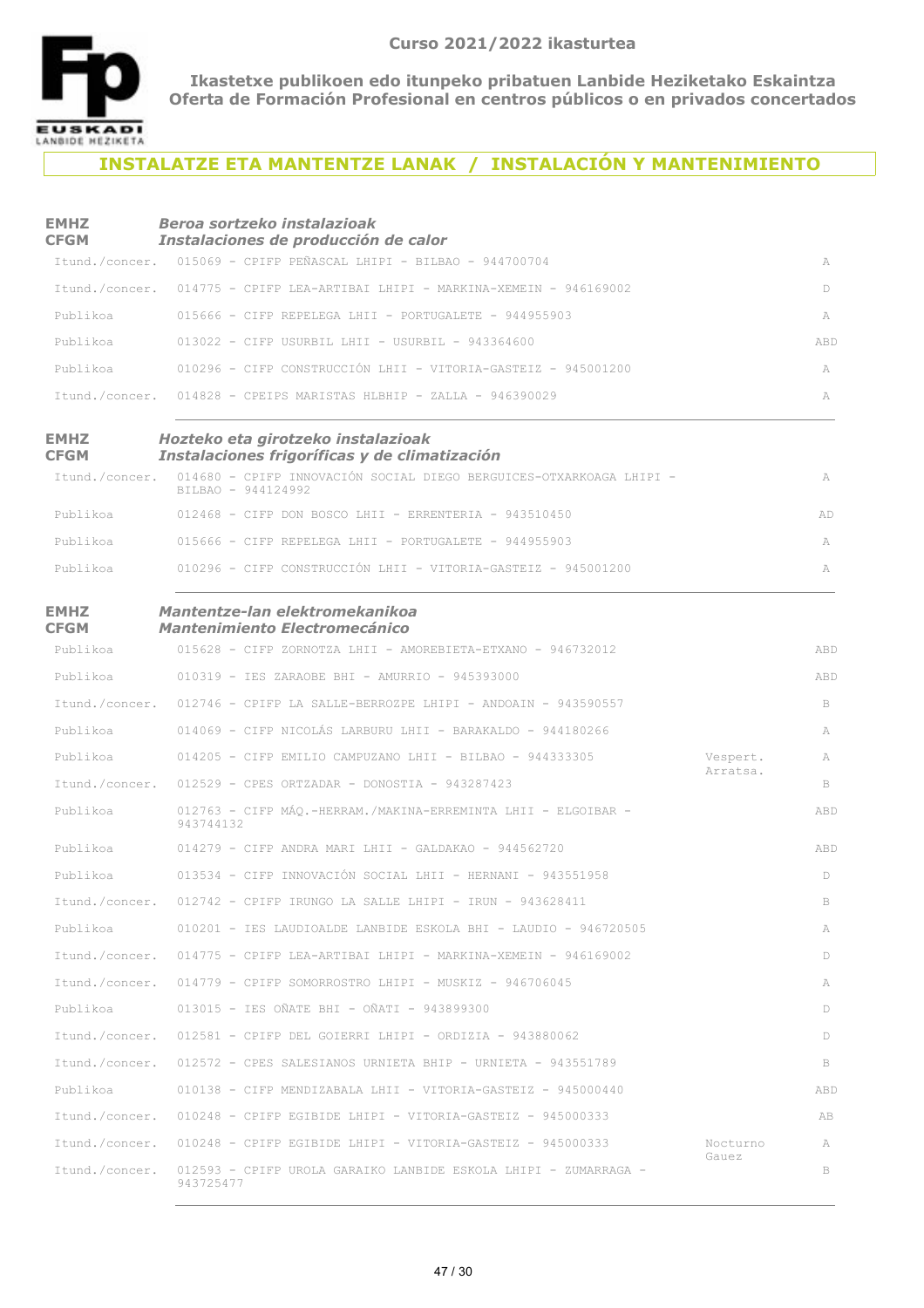Curso 2021/2022 ikasturtea

**Ikastetxe publikoen edo itunpeko pribatuen Lanbide Heziketako Eskaintza**
**Oferta de Formación Profesional en centros públicos o en privados concertados**

## INSTALATZE ETA MANTENTZE LANAK / INSTALACIÓN Y MANTENIMIENTO

### EMHZ / CFGM — *Beroa sortzeko instalazioak* / *Instalaciones de producción de calor*

| | | | |
|---|---|---|---|
| Itund./concer. | 015069 - CPIFP PEÑASCAL LHIPI - BILBAO - 944700704 | | A |
| Itund./concer. | 014775 - CPIFP LEA-ARTIBAI LHIPI - MARKINA-XEMEIN - 946169002 | | D |
| Publikoa | 015666 - CIFP REPELEGA LHII - PORTUGALETE - 944955903 | | A |
| Publikoa | 013022 - CIFP USURBIL LHII - USURBIL - 943364600 | | ABD |
| Publikoa | 010296 - CIFP CONSTRUCCIÓN LHII - VITORIA-GASTEIZ - 945001200 | | A |
| Itund./concer. | 014828 - CPEIPS MARISTAS HLBHIP - ZALLA - 946390029 | | A |

### EMHZ / CFGM — *Hozteko eta girotzeko instalazioak* / *Instalaciones frigoríficas y de climatización*

| | | | |
|---|---|---|---|
| Itund./concer. | 014680 - CPIFP INNOVACIÓN SOCIAL DIEGO BERGUICES-OTXARKOAGA LHIPI - BILBAO - 944124992 | | A |
| Publikoa | 012468 - CIFP DON BOSCO LHII - ERRENTERIA - 943510450 | | AD |
| Publikoa | 015666 - CIFP REPELEGA LHII - PORTUGALETE - 944955903 | | A |
| Publikoa | 010296 - CIFP CONSTRUCCIÓN LHII - VITORIA-GASTEIZ - 945001200 | | A |

### EMHZ / CFGM — *Mantentze-lan elektromekanikoa* / *Mantenimiento Electromecánico*

| | | | |
|---|---|---|---|
| Publikoa | 015628 - CIFP ZORNOTZA LHII - AMOREBIETA-ETXANO - 946732012 | | ABD |
| Publikoa | 010319 - IES ZARAOBE BHI - AMURRIO - 945393000 | | ABD |
| Itund./concer. | 012746 - CPIFP LA SALLE-BERROZPE LHIPI - ANDOAIN - 943590557 | | B |
| Publikoa | 014069 - CIFP NICOLÁS LARBURU LHII - BARAKALDO - 944180266 | | A |
| Publikoa | 014205 - CIFP EMILIO CAMPUZANO LHII - BILBAO - 944333305 | Vespert. Arratsa. | A |
| Itund./concer. | 012529 - CPES ORTZADAR - DONOSTIA - 943287423 | | B |
| Publikoa | 012763 - CIFP MÁQ.-HERRAM./MAKINA-ERREMINTA LHII - ELGOIBAR - 943744132 | | ABD |
| Publikoa | 014279 - CIFP ANDRA MARI LHII - GALDAKAO - 944562720 | | ABD |
| Publikoa | 013534 - CIFP INNOVACIÓN SOCIAL LHII - HERNANI - 943551958 | | D |
| Itund./concer. | 012742 - CPIFP IRUNGO LA SALLE LHIPI - IRUN - 943628411 | | B |
| Publikoa | 010201 - IES LAUDIOALDE LANBIDE ESKOLA BHI - LAUDIO - 946720505 | | A |
| Itund./concer. | 014775 - CPIFP LEA-ARTIBAI LHIPI - MARKINA-XEMEIN - 946169002 | | D |
| Itund./concer. | 014779 - CPIFP SOMORROSTRO LHIPI - MUSKIZ - 946706045 | | A |
| Publikoa | 013015 - IES OÑATE BHI - OÑATI - 943899300 | | D |
| Itund./concer. | 012581 - CPIFP DEL GOIERRI LHIPI - ORDIZIA - 943880062 | | D |
| Itund./concer. | 012572 - CPES SALESIANOS URNIETA BHIP - URNIETA - 943551789 | | B |
| Publikoa | 010138 - CIFP MENDIZABALA LHII - VITORIA-GASTEIZ - 945000440 | | ABD |
| Itund./concer. | 010248 - CPIFP EGIBIDE LHIPI - VITORIA-GASTEIZ - 945000333 | | AB |
| Itund./concer. | 010248 - CPIFP EGIBIDE LHIPI - VITORIA-GASTEIZ - 945000333 | Nocturno Gauez | A |
| Itund./concer. | 012593 - CPIFP UROLA GARAIKO LANBIDE ESKOLA LHIPI - ZUMARRAGA - 943725477 | | B |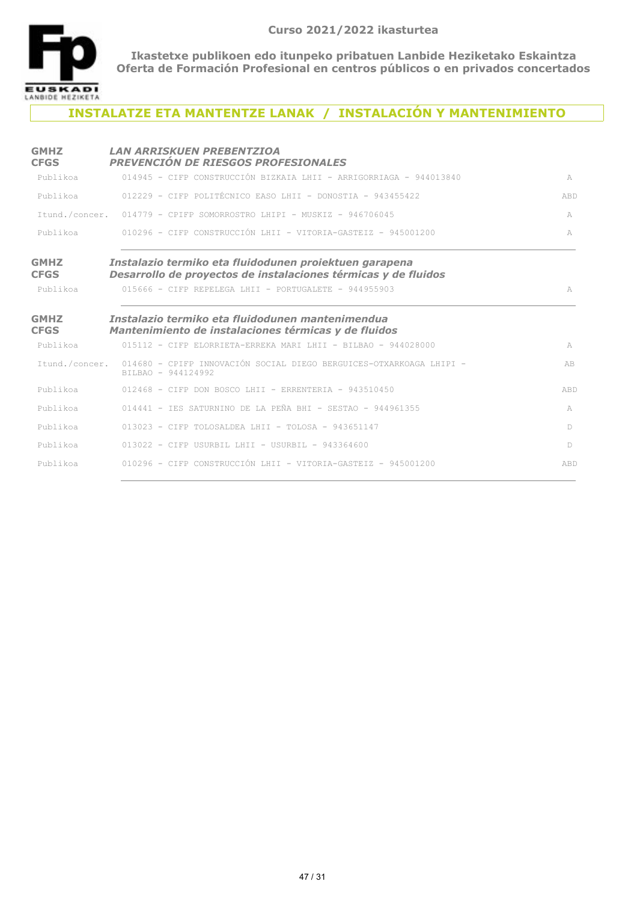Curso 2021/2022 ikasturtea

**Ikastetxe publikoen edo itunpeko pribatuen Lanbide Heziketako Eskaintza**
**Oferta de Formación Profesional en centros públicos o en privados concertados**

## INSTALATZE ETA MANTENTZE LANAK / INSTALACIÓN Y MANTENIMIENTO

### GMHZ / CFGS — *LAN ARRISKUEN PREBENTZIOA* / *PREVENCIÓN DE RIESGOS PROFESIONALES*

| | | |
|---|---|---|
| Publikoa | 014945 - CIFP CONSTRUCCIÓN BIZKAIA LHII - ARRIGORRIAGA - 944013840 | A |
| Publikoa | 012229 - CIFP POLITÉCNICO EASO LHII - DONOSTIA - 943455422 | ABD |
| Itund./concer. | 014779 - CPIFP SOMORROSTRO LHIPI - MUSKIZ - 946706045 | A |
| Publikoa | 010296 - CIFP CONSTRUCCIÓN LHII - VITORIA-GASTEIZ - 945001200 | A |

### GMHZ / CFGS — *Instalazio termiko eta fluidodunen proiektuen garapena* / *Desarrollo de proyectos de instalaciones térmicas y de fluidos*

| | | |
|---|---|---|
| Publikoa | 015666 - CIFP REPELEGA LHII - PORTUGALETE - 944955903 | A |

### GMHZ / CFGS — *Instalazio termiko eta fluidodunen mantenimendua* / *Mantenimiento de instalaciones térmicas y de fluidos*

| | | |
|---|---|---|
| Publikoa | 015112 - CIFP ELORRIETA-ERREKA MARI LHII - BILBAO - 944028000 | A |
| Itund./concer. | 014680 - CPIFP INNOVACIÓN SOCIAL DIEGO BERGUICES-OTXARKOAGA LHIPI - BILBAO - 944124992 | AB |
| Publikoa | 012468 - CIFP DON BOSCO LHII - ERRENTERIA - 943510450 | ABD |
| Publikoa | 014441 - IES SATURNINO DE LA PEÑA BHI - SESTAO - 944961355 | A |
| Publikoa | 013023 - CIFP TOLOSALDEA LHII - TOLOSA - 943651147 | D |
| Publikoa | 013022 - CIFP USURBIL LHII - USURBIL - 943364600 | D |
| Publikoa | 010296 - CIFP CONSTRUCCIÓN LHII - VITORIA-GASTEIZ - 945001200 | ABD |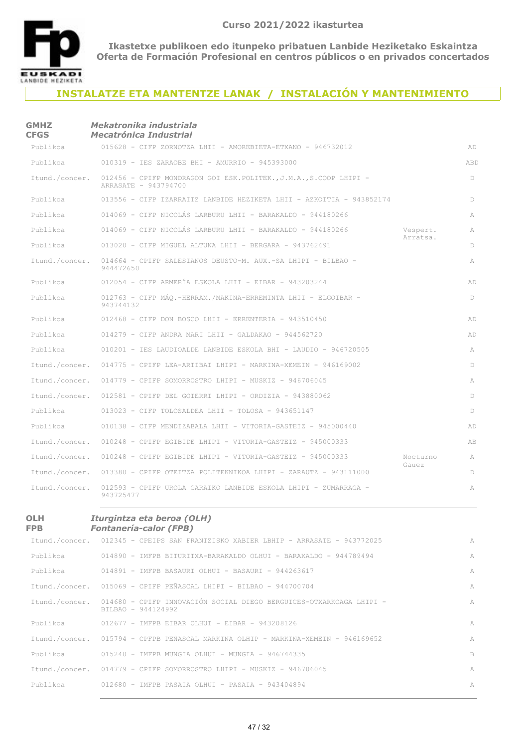# INSTALATZE ETA MANTENTZE LANAK / INSTALACIÓN Y MANTENIMIENTO

## GMHZ / CFGS — *Mekatronika industriala* / *Mecatrónica Industrial*

| | | | |
|---|---|---|---|
| Publikoa | 015628 - CIFP ZORNOTZA LHII - AMOREBIETA-ETXANO - 946732012 | | AD |
| Publikoa | 010319 - IES ZARAOBE BHI - AMURRIO - 945393000 | | ABD |
| Itund./concer. | 012456 - CPIFP MONDRAGON GOI ESK.POLITEK.,J.M.A.,S.COOP LHIPI - ARRASATE - 943794700 | | D |
| Publikoa | 013556 - CIFP IZARRAITZ LANBIDE HEZIKETA LHII - AZKOITIA - 943852174 | | D |
| Publikoa | 014069 - CIFP NICOLÁS LARBURU LHII - BARAKALDO - 944180266 | | A |
| Publikoa | 014069 - CIFP NICOLÁS LARBURU LHII - BARAKALDO - 944180266 | Vespert. Arratsa. | A |
| Publikoa | 013020 - CIFP MIGUEL ALTUNA LHII - BERGARA - 943762491 | | D |
| Itund./concer. | 014664 - CPIFP SALESIANOS DEUSTO-M. AUX.-SA LHIPI - BILBAO - 944472650 | | A |
| Publikoa | 012054 - CIFP ARMERÍA ESKOLA LHII - EIBAR - 943203244 | | AD |
| Publikoa | 012763 - CIFP MÁQ.-HERRAM./MAKINA-ERREMINTA LHII - ELGOIBAR - 943744132 | | D |
| Publikoa | 012468 - CIFP DON BOSCO LHII - ERRENTERIA - 943510450 | | AD |
| Publikoa | 014279 - CIFP ANDRA MARI LHII - GALDAKAO - 944562720 | | AD |
| Publikoa | 010201 - IES LAUDIOALDE LANBIDE ESKOLA BHI - LAUDIO - 946720505 | | A |
| Itund./concer. | 014775 - CPIFP LEA-ARTIBAI LHIPI - MARKINA-XEMEIN - 946169002 | | D |
| Itund./concer. | 014779 - CPIFP SOMORROSTRO LHIPI - MUSKIZ - 946706045 | | A |
| Itund./concer. | 012581 - CPIFP DEL GOIERRI LHIPI - ORDIZIA - 943880062 | | D |
| Publikoa | 013023 - CIFP TOLOSALDEA LHII - TOLOSA - 943651147 | | D |
| Publikoa | 010138 - CIFP MENDIZABALA LHII - VITORIA-GASTEIZ - 945000440 | | AD |
| Itund./concer. | 010248 - CPIFP EGIBIDE LHIPI - VITORIA-GASTEIZ - 945000333 | | AB |
| Itund./concer. | 010248 - CPIFP EGIBIDE LHIPI - VITORIA-GASTEIZ - 945000333 | Nocturno Gauez | A |
| Itund./concer. | 013380 - CPIFP OTEITZA POLITEKNIKOA LHIPI - ZARAUTZ - 943111000 | | D |
| Itund./concer. | 012593 - CPIFP UROLA GARAIKO LANBIDE ESKOLA LHIPI - ZUMARRAGA - 943725477 | | A |

## OLH / FPB — *Iturgintza eta beroa (OLH)* / *Fontanería-calor (FPB)*

| | | | |
|---|---|---|---|
| Itund./concer. | 012345 - CPEIPS SAN FRANTZISKO XABIER LBHIP - ARRASATE - 943772025 | | A |
| Publikoa | 014890 - IMFPB BITURITXA-BARAKALDO OLHUI - BARAKALDO - 944789494 | | A |
| Publikoa | 014891 - IMFPB BASAURI OLHUI - BASAURI - 944263617 | | A |
| Itund./concer. | 015069 - CPIFP PEÑASCAL LHIPI - BILBAO - 944700704 | | A |
| Itund./concer. | 014680 - CPIFP INNOVACIÓN SOCIAL DIEGO BERGUICES-OTXARKOAGA LHIPI - BILBAO - 944124992 | | A |
| Publikoa | 012677 - IMFPB EIBAR OLHUI - EIBAR - 943208126 | | A |
| Itund./concer. | 015794 - CPFPB PEÑASCAL MARKINA OLHIP - MARKINA-XEMEIN - 946169652 | | A |
| Publikoa | 015240 - IMFPB MUNGIA OLHUI - MUNGIA - 946744335 | | B |
| Itund./concer. | 014779 - CPIFP SOMORROSTRO LHIPI - MUSKIZ - 946706045 | | A |
| Publikoa | 012680 - IMFPB PASAIA OLHUI - PASAIA - 943404894 | | A |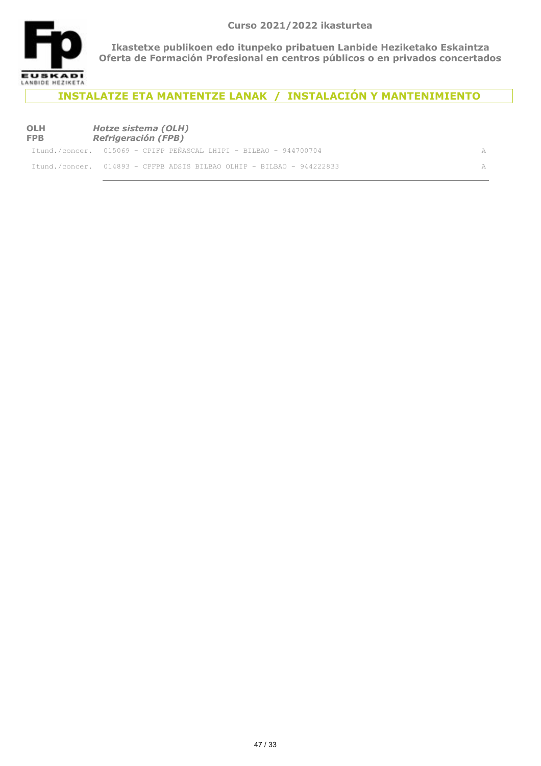Curso 2021/2022 ikasturtea

**Ikastetxe publikoen edo itunpeko pribatuen Lanbide Heziketako Eskaintza**
**Oferta de Formación Profesional en centros públicos o en privados concertados**

## INSTALATZE ETA MANTENTZE LANAK / INSTALACIÓN Y MANTENIMIENTO

**OLH** *Hotze sistema (OLH)*
**FPB** *Refrigeración (FPB)*

Itund./concer. 015069 - CPIFP PEÑASCAL LHIPI - BILBAO - 944700704 A

Itund./concer. 014893 - CPFPB ADSIS BILBAO OLHIP - BILBAO - 944222833 A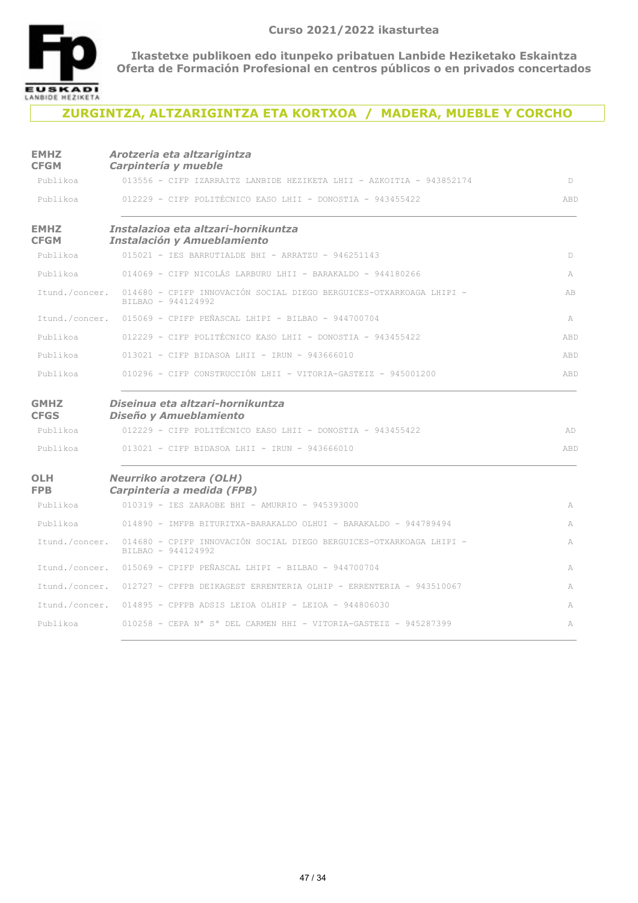Curso 2021/2022 ikasturtea

**Ikastetxe publikoen edo itunpeko pribatuen Lanbide Heziketako Eskaintza**
**Oferta de Formación Profesional en centros públicos o en privados concertados**

## ZURGINTZA, ALTZARIGINTZA ETA KORTXOA / MADERA, MUEBLE Y CORCHO

### EMHZ / CFGM — *Arotzeria eta altzarigintza* / *Carpintería y mueble*

| | | |
|---|---|---|
| Publikoa | 013556 - CIFP IZARRAITZ LANBIDE HEZIKETA LHII - AZKOITIA - 943852174 | D |
| Publikoa | 012229 - CIFP POLITÉCNICO EASO LHII - DONOSTIA - 943455422 | ABD |

### EMHZ / CFGM — *Instalazioa eta altzari-hornikuntza* / *Instalación y Amueblamiento*

| | | |
|---|---|---|
| Publikoa | 015021 - IES BARRUTIALDE BHI - ARRATZU - 946251143 | D |
| Publikoa | 014069 - CIFP NICOLÁS LARBURU LHII - BARAKALDO - 944180266 | A |
| Itund./concer. | 014680 - CPIFP INNOVACIÓN SOCIAL DIEGO BERGUICES-OTXARKOAGA LHIPI - BILBAO - 944124992 | AB |
| Itund./concer. | 015069 - CPIFP PEÑASCAL LHIPI - BILBAO - 944700704 | A |
| Publikoa | 012229 - CIFP POLITÉCNICO EASO LHII - DONOSTIA - 943455422 | ABD |
| Publikoa | 013021 - CIFP BIDASOA LHII - IRUN - 943666010 | ABD |
| Publikoa | 010296 - CIFP CONSTRUCCIÓN LHII - VITORIA-GASTEIZ - 945001200 | ABD |

### GMHZ / CFGS — *Diseinua eta altzari-hornikuntza* / *Diseño y Amueblamiento*

| | | |
|---|---|---|
| Publikoa | 012229 - CIFP POLITÉCNICO EASO LHII - DONOSTIA - 943455422 | AD |
| Publikoa | 013021 - CIFP BIDASOA LHII - IRUN - 943666010 | ABD |

### OLH / FPB — *Neurriko arotzera (OLH)* / *Carpintería a medida (FPB)*

| | | |
|---|---|---|
| Publikoa | 010319 - IES ZARAOBE BHI - AMURRIO - 945393000 | A |
| Publikoa | 014890 - IMFPB BITURITXA-BARAKALDO OLHUI - BARAKALDO - 944789494 | A |
| Itund./concer. | 014680 - CPIFP INNOVACIÓN SOCIAL DIEGO BERGUICES-OTXARKOAGA LHIPI - BILBAO - 944124992 | A |
| Itund./concer. | 015069 - CPIFP PEÑASCAL LHIPI - BILBAO - 944700704 | A |
| Itund./concer. | 012727 - CPFPB DEIKAGEST ERRENTERIA OLHIP - ERRENTERIA - 943510067 | A |
| Itund./concer. | 014895 - CPFPB ADSIS LEIOA OLHIP - LEIOA - 944806030 | A |
| Publikoa | 010258 - CEPA Nª Sª DEL CARMEN HHI - VITORIA-GASTEIZ - 945287399 | A |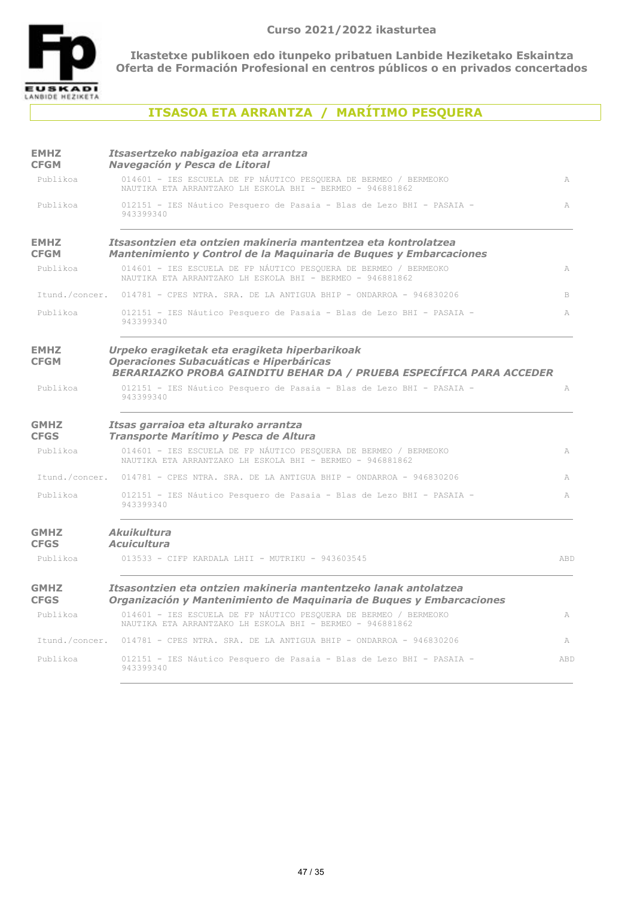**Curso 2021/2022 ikasturtea**

**Ikastetxe publikoen edo itunpeko pribatuen Lanbide Heziketako Eskaintza**
**Oferta de Formación Profesional en centros públicos o en privados concertados**

## ITSASOA ETA ARRANTZA / MARÍTIMO PESQUERA

### EMHZ / CFGM — *Itsasertzeko nabigazioa eta arrantza* / *Navegación y Pesca de Litoral*

| | | |
|---|---|---|
| Publikoa | 014601 - IES ESCUELA DE FP NÁUTICO PESQUERA DE BERMEO / BERMEOKO NAUTIKA ETA ARRANTZAKO LH ESKOLA BHI - BERMEO - 946881862 | A |
| Publikoa | 012151 - IES Náutico Pesquero de Pasaia - Blas de Lezo BHI - PASAIA - 943399340 | A |

### EMHZ / CFGM — *Itsasontzien eta ontzien makineria mantentzea eta kontrolatzea* / *Mantenimiento y Control de la Maquinaria de Buques y Embarcaciones*

| | | |
|---|---|---|
| Publikoa | 014601 - IES ESCUELA DE FP NÁUTICO PESQUERA DE BERMEO / BERMEOKO NAUTIKA ETA ARRANTZAKO LH ESKOLA BHI - BERMEO - 946881862 | A |
| Itund./concer. | 014781 - CPES NTRA. SRA. DE LA ANTIGUA BHIP - ONDARROA - 946830206 | B |
| Publikoa | 012151 - IES Náutico Pesquero de Pasaia - Blas de Lezo BHI - PASAIA - 943399340 | A |

### EMHZ / CFGM — *Urpeko eragiketak eta eragiketa hiperbarikoak* / *Operaciones Subacuáticas e Hiperbáricas*

***BERARIAZKO PROBA GAINDITU BEHAR DA / PRUEBA ESPECÍFICA PARA ACCEDER***

| | | |
|---|---|---|
| Publikoa | 012151 - IES Náutico Pesquero de Pasaia - Blas de Lezo BHI - PASAIA - 943399340 | A |

### GMHZ / CFGS — *Itsas garraioa eta alturako arrantza* / *Transporte Marítimo y Pesca de Altura*

| | | |
|---|---|---|
| Publikoa | 014601 - IES ESCUELA DE FP NÁUTICO PESQUERA DE BERMEO / BERMEOKO NAUTIKA ETA ARRANTZAKO LH ESKOLA BHI - BERMEO - 946881862 | A |
| Itund./concer. | 014781 - CPES NTRA. SRA. DE LA ANTIGUA BHIP - ONDARROA - 946830206 | A |
| Publikoa | 012151 - IES Náutico Pesquero de Pasaia - Blas de Lezo BHI - PASAIA - 943399340 | A |

### GMHZ / CFGS — *Akuikultura* / *Acuicultura*

| | | |
|---|---|---|
| Publikoa | 013533 - CIFP KARDALA LHII - MUTRIKU - 943603545 | ABD |

### GMHZ / CFGS — *Itsasontzien eta ontzien makineria mantentzeko lanak antolatzea* / *Organización y Mantenimiento de Maquinaria de Buques y Embarcaciones*

| | | |
|---|---|---|
| Publikoa | 014601 - IES ESCUELA DE FP NÁUTICO PESQUERA DE BERMEO / BERMEOKO NAUTIKA ETA ARRANTZAKO LH ESKOLA BHI - BERMEO - 946881862 | A |
| Itund./concer. | 014781 - CPES NTRA. SRA. DE LA ANTIGUA BHIP - ONDARROA - 946830206 | A |
| Publikoa | 012151 - IES Náutico Pesquero de Pasaia - Blas de Lezo BHI - PASAIA - 943399340 | ABD |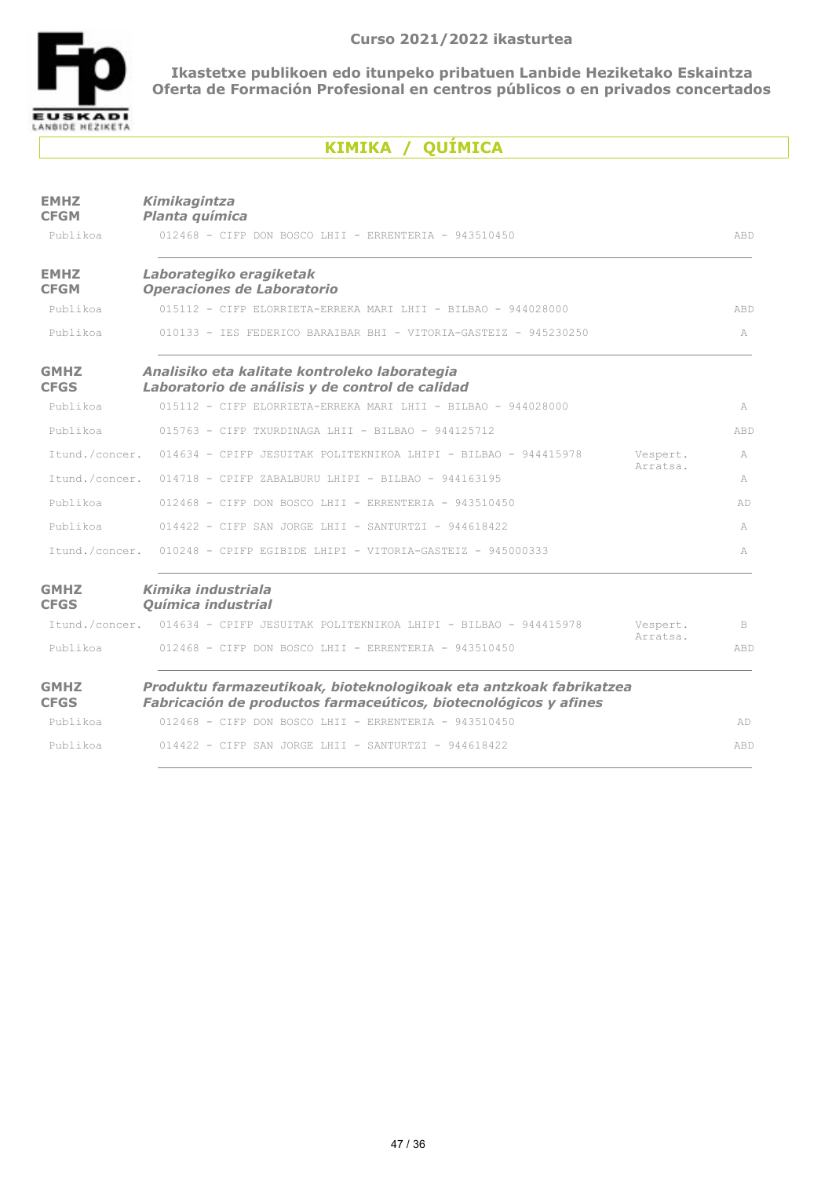Ikastetxe publikoen edo itunpeko pribatuen Lanbide Heziketako Eskaintza
Oferta de Formación Profesional en centros públicos o en privados concertados

# KIMIKA / QUÍMICA

## EMHZ / CFGM — *Kimikagintza / Planta química*

| | | | |
|---|---|---|---|
| Publikoa | 012468 - CIFP DON BOSCO LHII - ERRENTERIA - 943510450 | | ABD |

## EMHZ / CFGM — *Laborategiko eragiketak / Operaciones de Laboratorio*

| | | | |
|---|---|---|---|
| Publikoa | 015112 - CIFP ELORRIETA-ERREKA MARI LHII - BILBAO - 944028000 | | ABD |
| Publikoa | 010133 - IES FEDERICO BARAIBAR BHI - VITORIA-GASTEIZ - 945230250 | | A |

## GMHZ / CFGS — *Analisiko eta kalitate kontroleko laborategia / Laboratorio de análisis y de control de calidad*

| | | | |
|---|---|---|---|
| Publikoa | 015112 - CIFP ELORRIETA-ERREKA MARI LHII - BILBAO - 944028000 | | A |
| Publikoa | 015763 - CIFP TXURDINAGA LHII - BILBAO - 944125712 | | ABD |
| Itund./concer. | 014634 - CPIFP JESUITAK POLITEKNIKOA LHIPI - BILBAO - 944415978 | Vespert. Arratsa. | A |
| Itund./concer. | 014718 - CPIFP ZABALBURU LHIPI - BILBAO - 944163195 | | A |
| Publikoa | 012468 - CIFP DON BOSCO LHII - ERRENTERIA - 943510450 | | AD |
| Publikoa | 014422 - CIFP SAN JORGE LHII - SANTURTZI - 944618422 | | A |
| Itund./concer. | 010248 - CPIFP EGIBIDE LHIPI - VITORIA-GASTEIZ - 945000333 | | A |

## GMHZ / CFGS — *Kimika industriala / Química industrial*

| | | | |
|---|---|---|---|
| Itund./concer. | 014634 - CPIFP JESUITAK POLITEKNIKOA LHIPI - BILBAO - 944415978 | Vespert. Arratsa. | B |
| Publikoa | 012468 - CIFP DON BOSCO LHII - ERRENTERIA - 943510450 | | ABD |

## GMHZ / CFGS — *Produktu farmazeutikoak, bioteknologikoak eta antzkoak fabrikatzea / Fabricación de productos farmaceúticos, biotecnológicos y afines*

| | | | |
|---|---|---|---|
| Publikoa | 012468 - CIFP DON BOSCO LHII - ERRENTERIA - 943510450 | | AD |
| Publikoa | 014422 - CIFP SAN JORGE LHII - SANTURTZI - 944618422 | | ABD |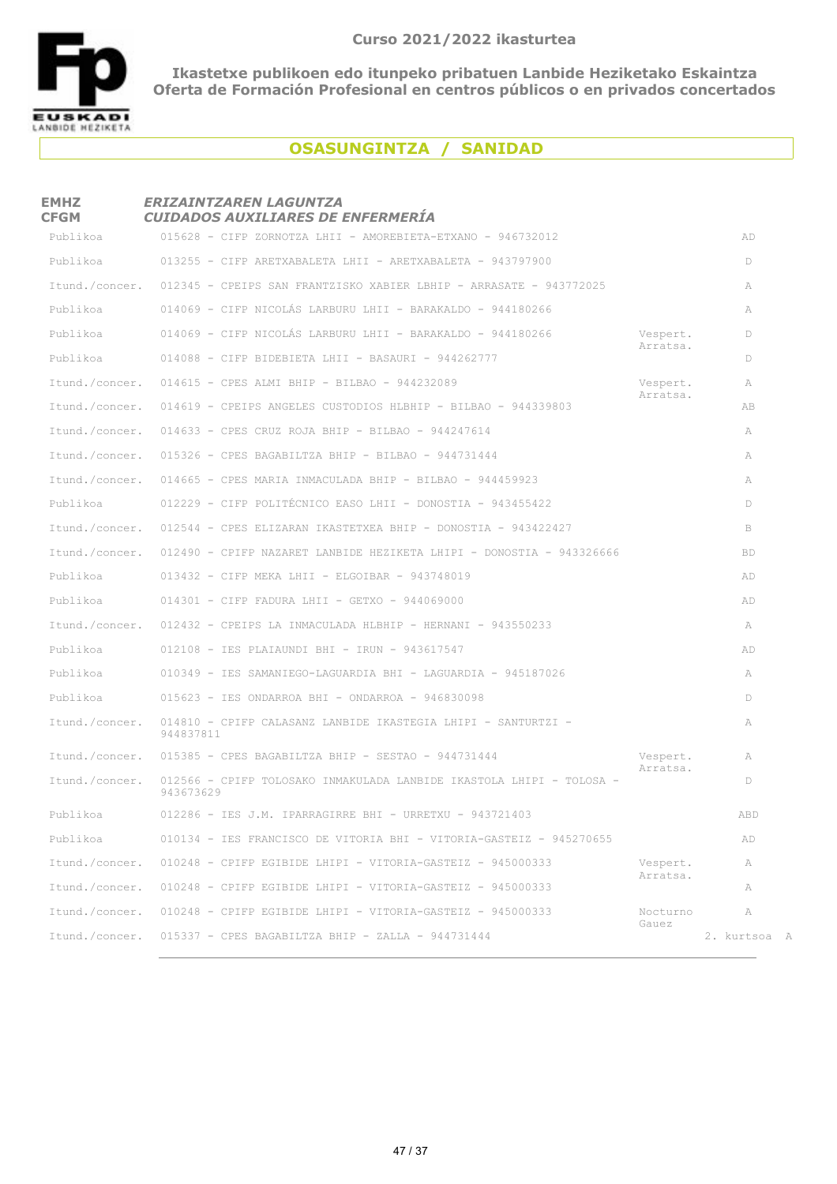**Curso 2021/2022 ikasturtea**

**Ikastetxe publikoen edo itunpeko pribatuen Lanbide Heziketako Eskaintza**
**Oferta de Formación Profesional en centros públicos o en privados concertados**

## OSASUNGINTZA / SANIDAD

### EMHZ / CFGM — *ERIZAINTZAREN LAGUNTZA / CUIDADOS AUXILIARES DE ENFERMERÍA*

| | | | |
|---|---|---|---|
| Publikoa | 015628 - CIFP ZORNOTZA LHII - AMOREBIETA-ETXANO - 946732012 | | AD |
| Publikoa | 013255 - CIFP ARETXABALETA LHII - ARETXABALETA - 943797900 | | D |
| Itund./concer. | 012345 - CPEIPS SAN FRANTZISKO XABIER LBHIP - ARRASATE - 943772025 | | A |
| Publikoa | 014069 - CIFP NICOLÁS LARBURU LHII - BARAKALDO - 944180266 | | A |
| Publikoa | 014069 - CIFP NICOLÁS LARBURU LHII - BARAKALDO - 944180266 | Vespert. Arratsa. | D |
| Publikoa | 014088 - CIFP BIDEBIETA LHII - BASAURI - 944262777 | | D |
| Itund./concer. | 014615 - CPES ALMI BHIP - BILBAO - 944232089 | Vespert. Arratsa. | A |
| Itund./concer. | 014619 - CPEIPS ANGELES CUSTODIOS HLBHIP - BILBAO - 944339803 | | AB |
| Itund./concer. | 014633 - CPES CRUZ ROJA BHIP - BILBAO - 944247614 | | A |
| Itund./concer. | 015326 - CPES BAGABILTZA BHIP - BILBAO - 944731444 | | A |
| Itund./concer. | 014665 - CPES MARIA INMACULADA BHIP - BILBAO - 944459923 | | A |
| Publikoa | 012229 - CIFP POLITÉCNICO EASO LHII - DONOSTIA - 943455422 | | D |
| Itund./concer. | 012544 - CPES ELIZARAN IKASTETXEA BHIP - DONOSTIA - 943422427 | | B |
| Itund./concer. | 012490 - CPIFP NAZARET LANBIDE HEZIKETA LHIPI - DONOSTIA - 943326666 | | BD |
| Publikoa | 013432 - CIFP MEKA LHII - ELGOIBAR - 943748019 | | AD |
| Publikoa | 014301 - CIFP FADURA LHII - GETXO - 944069000 | | AD |
| Itund./concer. | 012432 - CPEIPS LA INMACULADA HLBHIP - HERNANI - 943550233 | | A |
| Publikoa | 012108 - IES PLAIAUNDI BHI - IRUN - 943617547 | | AD |
| Publikoa | 010349 - IES SAMANIEGO-LAGUARDIA BHI - LAGUARDIA - 945187026 | | A |
| Publikoa | 015623 - IES ONDARROA BHI - ONDARROA - 946830098 | | D |
| Itund./concer. | 014810 - CPIFP CALASANZ LANBIDE IKASTEGIA LHIPI - SANTURTZI - 944837811 | | A |
| Itund./concer. | 015385 - CPES BAGABILTZA BHIP - SESTAO - 944731444 | Vespert. Arratsa. | A |
| Itund./concer. | 012566 - CPIFP TOLOSAKO INMAKULADA LANBIDE IKASTOLA LHIPI - TOLOSA - 943673629 | | D |
| Publikoa | 012286 - IES J.M. IPARRAGIRRE BHI - URRETXU - 943721403 | | ABD |
| Publikoa | 010134 - IES FRANCISCO DE VITORIA BHI - VITORIA-GASTEIZ - 945270655 | | AD |
| Itund./concer. | 010248 - CPIFP EGIBIDE LHIPI - VITORIA-GASTEIZ - 945000333 | Vespert. Arratsa. | A |
| Itund./concer. | 010248 - CPIFP EGIBIDE LHIPI - VITORIA-GASTEIZ - 945000333 | | A |
| Itund./concer. | 010248 - CPIFP EGIBIDE LHIPI - VITORIA-GASTEIZ - 945000333 | Nocturno Gauez | A |
| Itund./concer. | 015337 - CPES BAGABILTZA BHIP - ZALLA - 944731444 | | 2. kurtsoa A |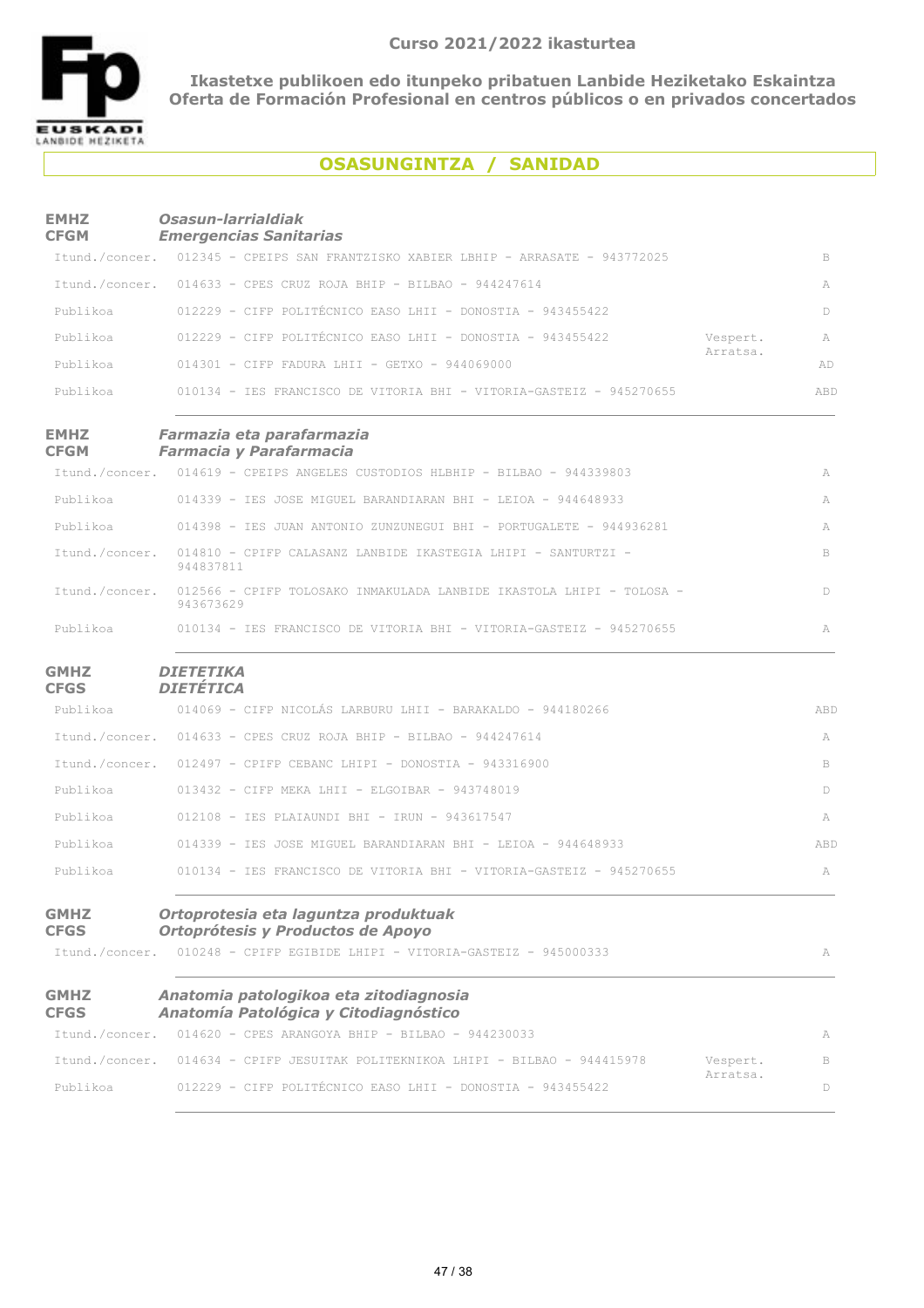Curso 2021/2022 ikasturtea

**Ikastetxe publikoen edo itunpeko pribatuen Lanbide Heziketako Eskaintza**
**Oferta de Formación Profesional en centros públicos o en privados concertados**

## OSASUNGINTZA / SANIDAD

### EMHZ / CFGM — *Osasun-larrialdiak / Emergencias Sanitarias*

| Tipo | Centro | Turno | Modelo |
|---|---|---|---|
| Itund./concer. | 012345 - CPEIPS SAN FRANTZISKO XABIER LBHIP - ARRASATE - 943772025 | | B |
| Itund./concer. | 014633 - CPES CRUZ ROJA BHIP - BILBAO - 944247614 | | A |
| Publikoa | 012229 - CIFP POLITÉCNICO EASO LHII - DONOSTIA - 943455422 | | D |
| Publikoa | 012229 - CIFP POLITÉCNICO EASO LHII - DONOSTIA - 943455422 | Vespert. Arratsa. | A |
| Publikoa | 014301 - CIFP FADURA LHII - GETXO - 944069000 | | AD |
| Publikoa | 010134 - IES FRANCISCO DE VITORIA BHI - VITORIA-GASTEIZ - 945270655 | | ABD |

### EMHZ / CFGM — *Farmazia eta parafarmazia / Farmacia y Parafarmacia*

| Tipo | Centro | Turno | Modelo |
|---|---|---|---|
| Itund./concer. | 014619 - CPEIPS ANGELES CUSTODIOS HLBHIP - BILBAO - 944339803 | | A |
| Publikoa | 014339 - IES JOSE MIGUEL BARANDIARAN BHI - LEIOA - 944648933 | | A |
| Publikoa | 014398 - IES JUAN ANTONIO ZUNZUNEGUI BHI - PORTUGALETE - 944936281 | | A |
| Itund./concer. | 014810 - CPIFP CALASANZ LANBIDE IKASTEGIA LHIPI - SANTURTZI - 944837811 | | B |
| Itund./concer. | 012566 - CPIFP TOLOSAKO INMAKULADA LANBIDE IKASTOLA LHIPI - TOLOSA - 943673629 | | D |
| Publikoa | 010134 - IES FRANCISCO DE VITORIA BHI - VITORIA-GASTEIZ - 945270655 | | A |

### GMHZ / CFGS — *DIETETIKA / DIETÉTICA*

| Tipo | Centro | Turno | Modelo |
|---|---|---|---|
| Publikoa | 014069 - CIFP NICOLÁS LARBURU LHII - BARAKALDO - 944180266 | | ABD |
| Itund./concer. | 014633 - CPES CRUZ ROJA BHIP - BILBAO - 944247614 | | A |
| Itund./concer. | 012497 - CPIFP CEBANC LHIPI - DONOSTIA - 943316900 | | B |
| Publikoa | 013432 - CIFP MEKA LHII - ELGOIBAR - 943748019 | | D |
| Publikoa | 012108 - IES PLAIAUNDI BHI - IRUN - 943617547 | | A |
| Publikoa | 014339 - IES JOSE MIGUEL BARANDIARAN BHI - LEIOA - 944648933 | | ABD |
| Publikoa | 010134 - IES FRANCISCO DE VITORIA BHI - VITORIA-GASTEIZ - 945270655 | | A |

### GMHZ / CFGS — *Ortoprotesia eta laguntza produktuak / Ortoprótesis y Productos de Apoyo*

| Tipo | Centro | Turno | Modelo |
|---|---|---|---|
| Itund./concer. | 010248 - CPIFP EGIBIDE LHIPI - VITORIA-GASTEIZ - 945000333 | | A |

### GMHZ / CFGS — *Anatomia patologikoa eta zitodiagnosia / Anatomía Patológica y Citodiagnóstico*

| Tipo | Centro | Turno | Modelo |
|---|---|---|---|
| Itund./concer. | 014620 - CPES ARANGOYA BHIP - BILBAO - 944230033 | | A |
| Itund./concer. | 014634 - CPIFP JESUITAK POLITEKNIKOA LHIPI - BILBAO - 944415978 | Vespert. Arratsa. | B |
| Publikoa | 012229 - CIFP POLITÉCNICO EASO LHII - DONOSTIA - 943455422 | | D |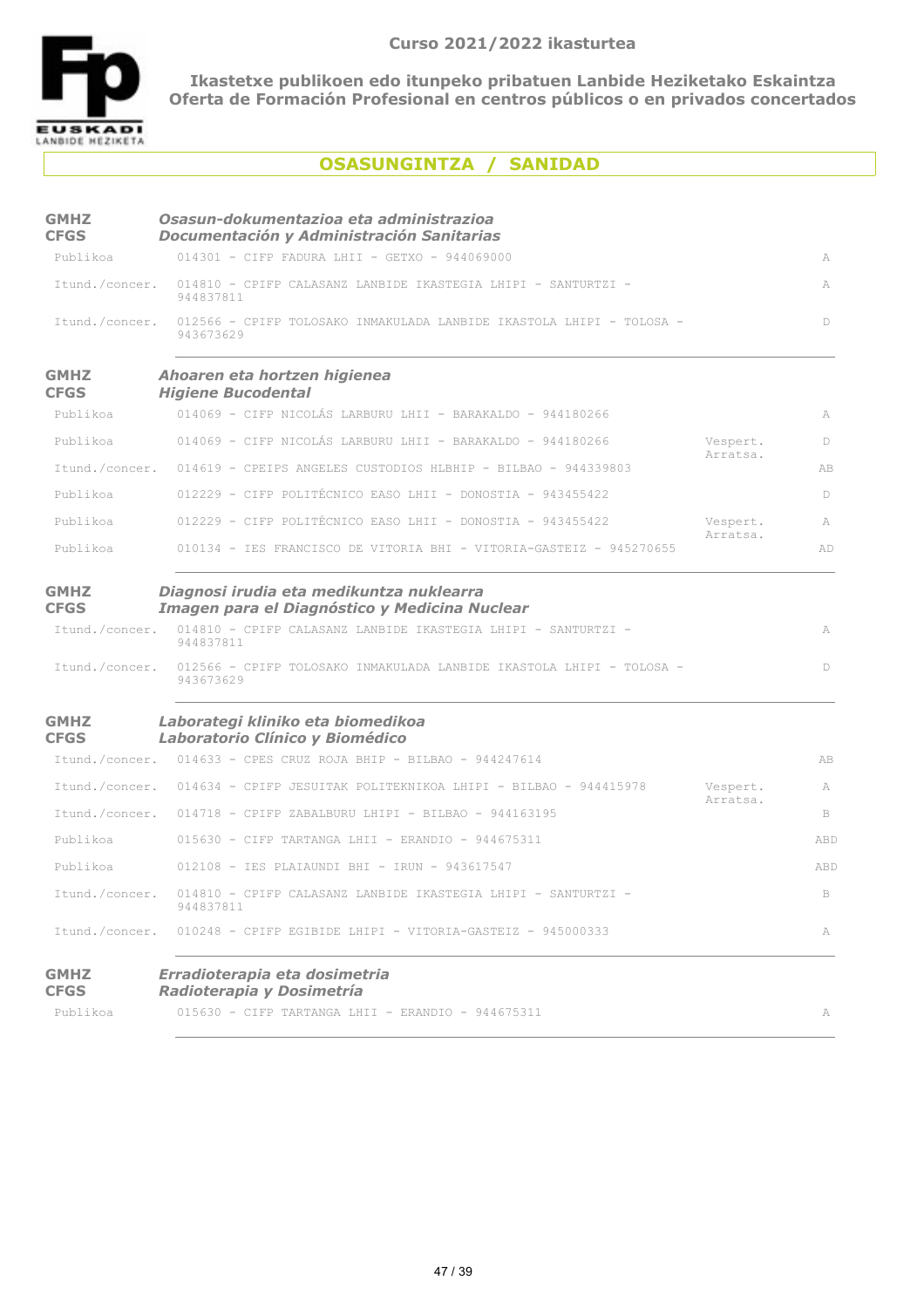Curso 2021/2022 ikasturtea

**Ikastetxe publikoen edo itunpeko pribatuen Lanbide Heziketako Eskaintza**
**Oferta de Formación Profesional en centros públicos o en privados concertados**

## OSASUNGINTZA / SANIDAD

### GMHZ / CFGS — *Osasun-dokumentazioa eta administrazioa* / *Documentación y Administración Sanitarias*

| | | | |
|---|---|---|---|
| Publikoa | 014301 - CIFP FADURA LHII - GETXO - 944069000 | | A |
| Itund./concer. | 014810 - CPIFP CALASANZ LANBIDE IKASTEGIA LHIPI - SANTURTZI - 944837811 | | A |
| Itund./concer. | 012566 - CPIFP TOLOSAKO INMAKULADA LANBIDE IKASTOLA LHIPI - TOLOSA - 943673629 | | D |

### GMHZ / CFGS — *Ahoaren eta hortzen higienea* / *Higiene Bucodental*

| | | | |
|---|---|---|---|
| Publikoa | 014069 - CIFP NICOLÁS LARBURU LHII - BARAKALDO - 944180266 | | A |
| Publikoa | 014069 - CIFP NICOLÁS LARBURU LHII - BARAKALDO - 944180266 | Vespert. Arratsa. | D |
| Itund./concer. | 014619 - CPEIPS ANGELES CUSTODIOS HLBHIP - BILBAO - 944339803 | | AB |
| Publikoa | 012229 - CIFP POLITÉCNICO EASO LHII - DONOSTIA - 943455422 | | D |
| Publikoa | 012229 - CIFP POLITÉCNICO EASO LHII - DONOSTIA - 943455422 | Vespert. Arratsa. | A |
| Publikoa | 010134 - IES FRANCISCO DE VITORIA BHI - VITORIA-GASTEIZ - 945270655 | | AD |

### GMHZ / CFGS — *Diagnosi irudia eta medikuntza nuklearra* / *Imagen para el Diagnóstico y Medicina Nuclear*

| | | | |
|---|---|---|---|
| Itund./concer. | 014810 - CPIFP CALASANZ LANBIDE IKASTEGIA LHIPI - SANTURTZI - 944837811 | | A |
| Itund./concer. | 012566 - CPIFP TOLOSAKO INMAKULADA LANBIDE IKASTOLA LHIPI - TOLOSA - 943673629 | | D |

### GMHZ / CFGS — *Laborategi kliniko eta biomedikoa* / *Laboratorio Clínico y Biomédico*

| | | | |
|---|---|---|---|
| Itund./concer. | 014633 - CPES CRUZ ROJA BHIP - BILBAO - 944247614 | | AB |
| Itund./concer. | 014634 - CPIFP JESUITAK POLITEKNIKOA LHIPI - BILBAO - 944415978 | Vespert. Arratsa. | A |
| Itund./concer. | 014718 - CPIFP ZABALBURU LHIPI - BILBAO - 944163195 | | B |
| Publikoa | 015630 - CIFP TARTANGA LHII - ERANDIO - 944675311 | | ABD |
| Publikoa | 012108 - IES PLAIAUNDI BHI - IRUN - 943617547 | | ABD |
| Itund./concer. | 014810 - CPIFP CALASANZ LANBIDE IKASTEGIA LHIPI - SANTURTZI - 944837811 | | B |
| Itund./concer. | 010248 - CPIFP EGIBIDE LHIPI - VITORIA-GASTEIZ - 945000333 | | A |

### GMHZ / CFGS — *Erradioterapia eta dosimetria* / *Radioterapia y Dosimetría*

| | | | |
|---|---|---|---|
| Publikoa | 015630 - CIFP TARTANGA LHII - ERANDIO - 944675311 | | A |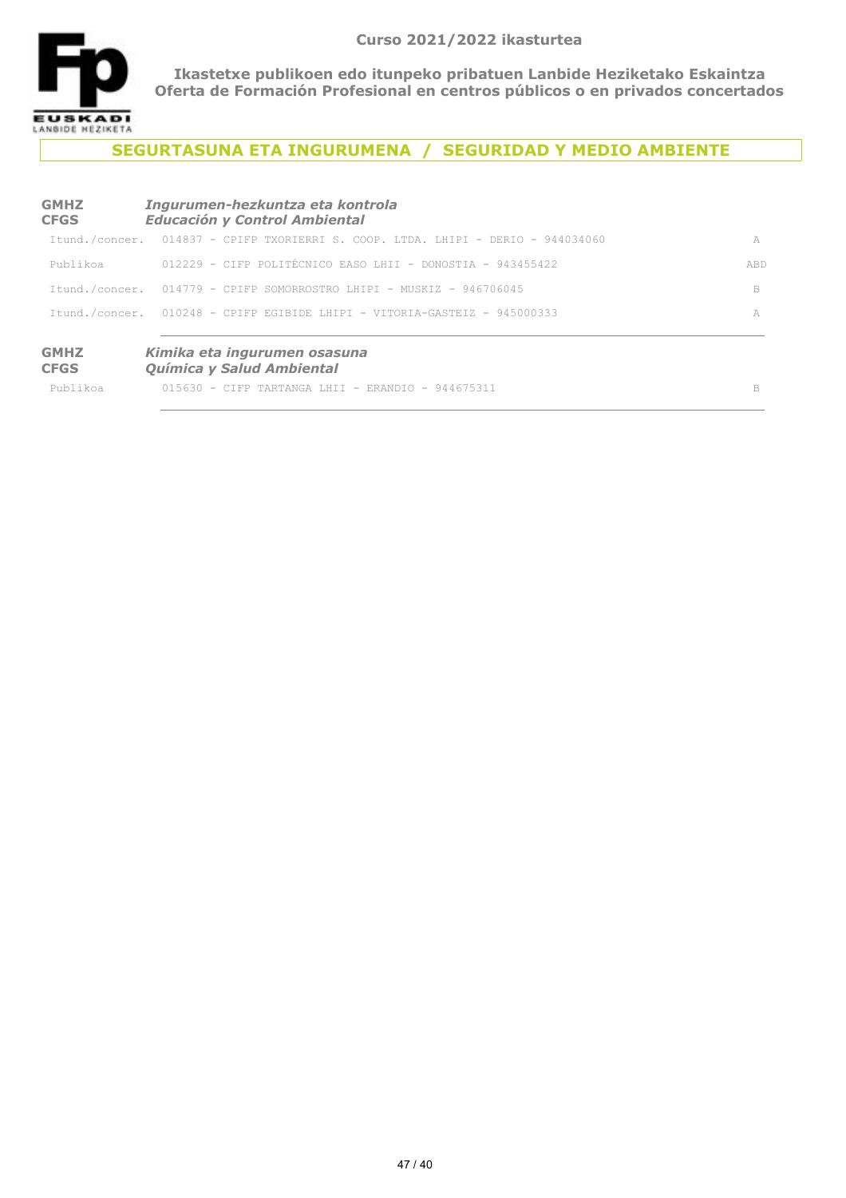## SEGURTASUNA ETA INGURUMENA / SEGURIDAD Y MEDIO AMBIENTE

**GMHZ** *Ingurumen-hezkuntza eta kontrola*
**CFGS** *Educación y Control Ambiental*

| | | |
|---|---|---|
| Itund./concer. | 014837 - CPIFP TXORIERRI S. COOP. LTDA. LHIPI - DERIO - 944034060 | A |
| Publikoa | 012229 - CIFP POLITÉCNICO EASO LHII - DONOSTIA - 943455422 | ABD |
| Itund./concer. | 014779 - CPIFP SOMORROSTRO LHIPI - MUSKIZ - 946706045 | B |
| Itund./concer. | 010248 - CPIFP EGIBIDE LHIPI - VITORIA-GASTEIZ - 945000333 | A |

**GMHZ** *Kimika eta ingurumen osasuna*
**CFGS** *Química y Salud Ambiental*

| | | |
|---|---|---|
| Publikoa | 015630 - CIFP TARTANGA LHII - ERANDIO - 944675311 | B |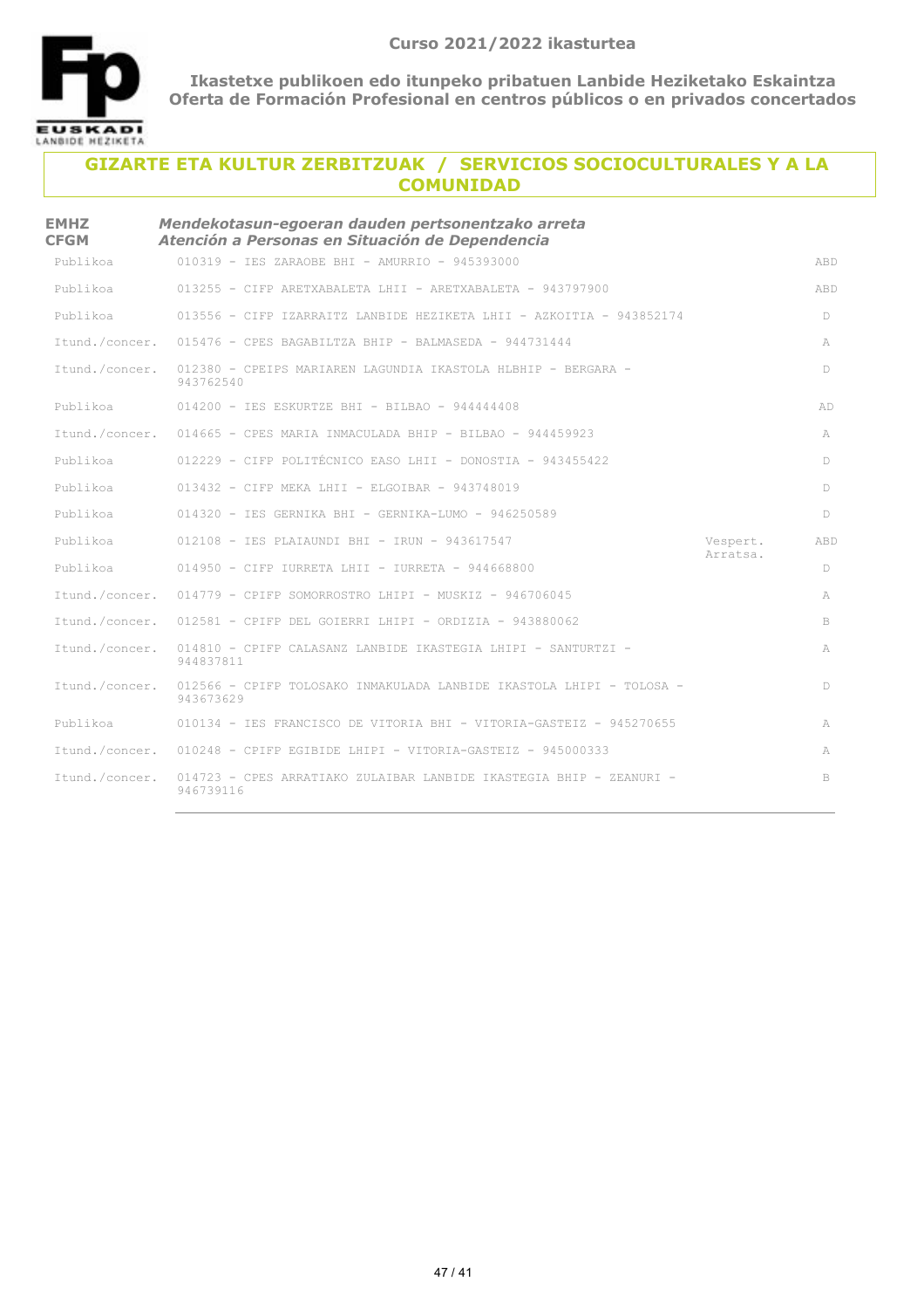**Curso 2021/2022 ikasturtea**

**Ikastetxe publikoen edo itunpeko pribatuen Lanbide Heziketako Eskaintza**
**Oferta de Formación Profesional en centros públicos o en privados concertados**

## GIZARTE ETA KULTUR ZERBITZUAK / SERVICIOS SOCIOCULTURALES Y A LA COMUNIDAD

### EMHZ / CFGM — *Mendekotasun-egoeran dauden pertsonentzako arreta* / *Atención a Personas en Situación de Dependencia*

| | | | |
|---|---|---|---|
| Publikoa | 010319 - IES ZARAOBE BHI - AMURRIO - 945393000 | | ABD |
| Publikoa | 013255 - CIFP ARETXABALETA LHII - ARETXABALETA - 943797900 | | ABD |
| Publikoa | 013556 - CIFP IZARRAITZ LANBIDE HEZIKETA LHII - AZKOITIA - 943852174 | | D |
| Itund./concer. | 015476 - CPES BAGABILTZA BHIP - BALMASEDA - 944731444 | | A |
| Itund./concer. | 012380 - CPEIPS MARIAREN LAGUNDIA IKASTOLA HLBHIP - BERGARA - 943762540 | | D |
| Publikoa | 014200 - IES ESKURTZE BHI - BILBAO - 944444408 | | AD |
| Itund./concer. | 014665 - CPES MARIA INMACULADA BHIP - BILBAO - 944459923 | | A |
| Publikoa | 012229 - CIFP POLITÉCNICO EASO LHII - DONOSTIA - 943455422 | | D |
| Publikoa | 013432 - CIFP MEKA LHII - ELGOIBAR - 943748019 | | D |
| Publikoa | 014320 - IES GERNIKA BHI - GERNIKA-LUMO - 946250589 | | D |
| Publikoa | 012108 - IES PLAIAUNDI BHI - IRUN - 943617547 | Vespert. Arratsa. | ABD |
| Publikoa | 014950 - CIFP IURRETA LHII - IURRETA - 944668800 | | D |
| Itund./concer. | 014779 - CPIFP SOMORROSTRO LHIPI - MUSKIZ - 946706045 | | A |
| Itund./concer. | 012581 - CPIFP DEL GOIERRI LHIPI - ORDIZIA - 943880062 | | B |
| Itund./concer. | 014810 - CPIFP CALASANZ LANBIDE IKASTEGIA LHIPI - SANTURTZI - 944837811 | | A |
| Itund./concer. | 012566 - CPIFP TOLOSAKO INMAKULADA LANBIDE IKASTOLA LHIPI - TOLOSA - 943673629 | | D |
| Publikoa | 010134 - IES FRANCISCO DE VITORIA BHI - VITORIA-GASTEIZ - 945270655 | | A |
| Itund./concer. | 010248 - CPIFP EGIBIDE LHIPI - VITORIA-GASTEIZ - 945000333 | | A |
| Itund./concer. | 014723 - CPES ARRATIAKO ZULAIBAR LANBIDE IKASTEGIA BHIP - ZEANURI - 946739116 | | B |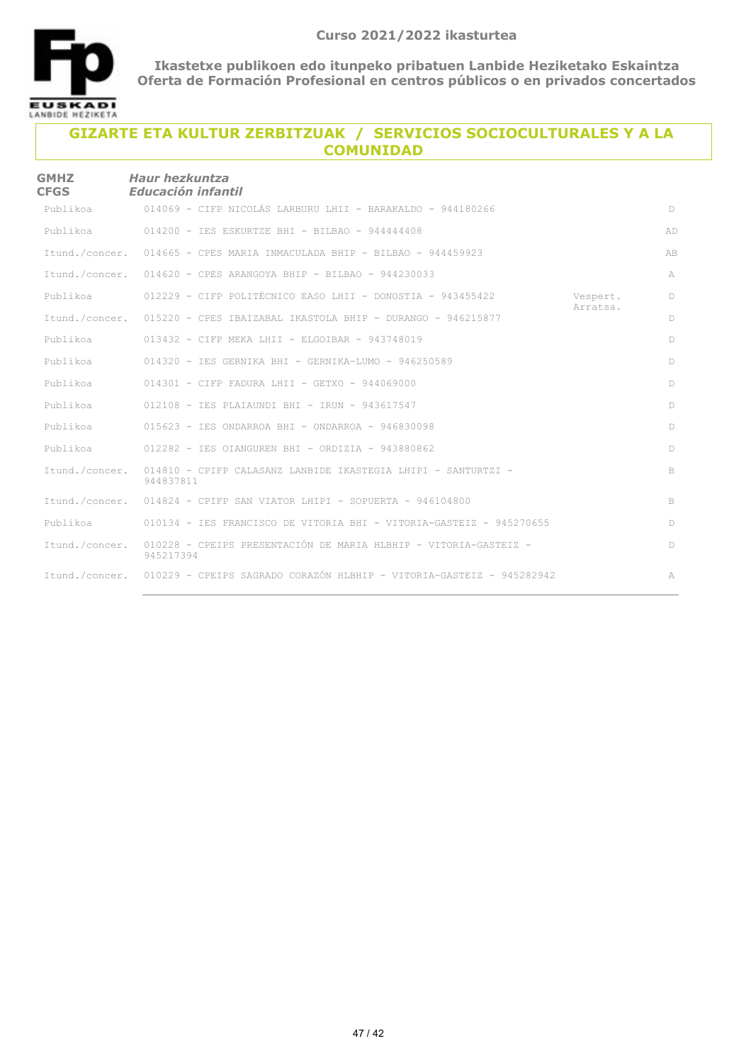Curso 2021/2022 ikasturtea

**Ikastetxe publikoen edo itunpeko pribatuen Lanbide Heziketako Eskaintza**
**Oferta de Formación Profesional en centros públicos o en privados concertados**

## GIZARTE ETA KULTUR ZERBITZUAK / SERVICIOS SOCIOCULTURALES Y A LA COMUNIDAD

**GMHZ** *Haur hezkuntza*
**CFGS** *Educación infantil*

| | | | |
|---|---|---|---|
| Publikoa | 014069 - CIFP NICOLÁS LARBURU LHII - BARAKALDO - 944180266 | | D |
| Publikoa | 014200 - IES ESKURTZE BHI - BILBAO - 944444408 | | AD |
| Itund./concer. | 014665 - CPES MARIA INMACULADA BHIP - BILBAO - 944459923 | | AB |
| Itund./concer. | 014620 - CPES ARANGOYA BHIP - BILBAO - 944230033 | | A |
| Publikoa | 012229 - CIFP POLITÉCNICO EASO LHII - DONOSTIA - 943455422 | Vespert. Arratsa. | D |
| Itund./concer. | 015220 - CPES IBAIZABAL IKASTOLA BHIP - DURANGO - 946215877 | | D |
| Publikoa | 013432 - CIFP MEKA LHII - ELGOIBAR - 943748019 | | D |
| Publikoa | 014320 - IES GERNIKA BHI - GERNIKA-LUMO - 946250589 | | D |
| Publikoa | 014301 - CIFP FADURA LHII - GETXO - 944069000 | | D |
| Publikoa | 012108 - IES PLAIAUNDI BHI - IRUN - 943617547 | | D |
| Publikoa | 015623 - IES ONDARROA BHI - ONDARROA - 946830098 | | D |
| Publikoa | 012282 - IES OIANGUREN BHI - ORDIZIA - 943880862 | | D |
| Itund./concer. | 014810 - CPIFP CALASANZ LANBIDE IKASTEGIA LHIPI - SANTURTZI - 944837811 | | B |
| Itund./concer. | 014824 - CPIFP SAN VIATOR LHIPI - SOPUERTA - 946104800 | | B |
| Publikoa | 010134 - IES FRANCISCO DE VITORIA BHI - VITORIA-GASTEIZ - 945270655 | | D |
| Itund./concer. | 010228 - CPEIPS PRESENTACIÓN DE MARIA HLBHIP - VITORIA-GASTEIZ - 945217394 | | D |
| Itund./concer. | 010229 - CPEIPS SAGRADO CORAZÓN HLBHIP - VITORIA-GASTEIZ - 945282942 | | A |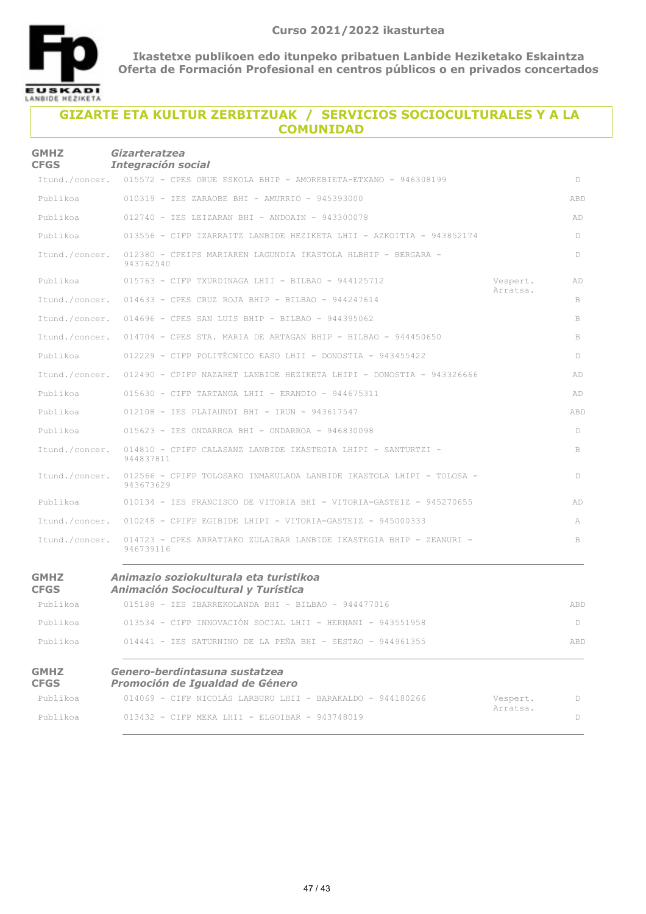Curso 2021/2022 ikasturtea

**Ikastetxe publikoen edo itunpeko pribatuen Lanbide Heziketako Eskaintza**
**Oferta de Formación Profesional en centros públicos o en privados concertados**

## GIZARTE ETA KULTUR ZERBITZUAK / SERVICIOS SOCIOCULTURALES Y A LA COMUNIDAD

### GMHZ / CFGS — *Gizarteratzea* / *Integración social*

| | | | |
|---|---|---|---|
| Itund./concer. | 015572 - CPES ORUE ESKOLA BHIP - AMOREBIETA-ETXANO - 946308199 | | D |
| Publikoa | 010319 - IES ZARAOBE BHI - AMURRIO - 945393000 | | ABD |
| Publikoa | 012740 - IES LEIZARAN BHI - ANDOAIN - 943300078 | | AD |
| Publikoa | 013556 - CIFP IZARRAITZ LANBIDE HEZIKETA LHII - AZKOITIA - 943852174 | | D |
| Itund./concer. | 012380 - CPEIPS MARIAREN LAGUNDIA IKASTOLA HLBHIP - BERGARA - 943762540 | | D |
| Publikoa | 015763 - CIFP TXURDINAGA LHII - BILBAO - 944125712 | Vespert. Arratsa. | AD |
| Itund./concer. | 014633 - CPES CRUZ ROJA BHIP - BILBAO - 944247614 | | B |
| Itund./concer. | 014696 - CPES SAN LUIS BHIP - BILBAO - 944395062 | | B |
| Itund./concer. | 014704 - CPES STA. MARIA DE ARTAGAN BHIP - BILBAO - 944450650 | | B |
| Publikoa | 012229 - CIFP POLITÉCNICO EASO LHII - DONOSTIA - 943455422 | | D |
| Itund./concer. | 012490 - CPIFP NAZARET LANBIDE HEZIKETA LHIPI - DONOSTIA - 943326666 | | AD |
| Publikoa | 015630 - CIFP TARTANGA LHII - ERANDIO - 944675311 | | AD |
| Publikoa | 012108 - IES PLAIAUNDI BHI - IRUN - 943617547 | | ABD |
| Publikoa | 015623 - IES ONDARROA BHI - ONDARROA - 946830098 | | D |
| Itund./concer. | 014810 - CPIFP CALASANZ LANBIDE IKASTEGIA LHIPI - SANTURTZI - 944837811 | | B |
| Itund./concer. | 012566 - CPIFP TOLOSAKO INMAKULADA LANBIDE IKASTOLA LHIPI - TOLOSA - 943673629 | | D |
| Publikoa | 010134 - IES FRANCISCO DE VITORIA BHI - VITORIA-GASTEIZ - 945270655 | | AD |
| Itund./concer. | 010248 - CPIFP EGIBIDE LHIPI - VITORIA-GASTEIZ - 945000333 | | A |
| Itund./concer. | 014723 - CPES ARRATIAKO ZULAIBAR LANBIDE IKASTEGIA BHIP - ZEANURI - 946739116 | | B |

### GMHZ / CFGS — *Animazio soziokulturala eta turistikoa* / *Animación Sociocultural y Turística*

| | | | |
|---|---|---|---|
| Publikoa | 015188 - IES IBARREKOLANDA BHI - BILBAO - 944477016 | | ABD |
| Publikoa | 013534 - CIFP INNOVACIÓN SOCIAL LHII - HERNANI - 943551958 | | D |
| Publikoa | 014441 - IES SATURNINO DE LA PEÑA BHI - SESTAO - 944961355 | | ABD |

### GMHZ / CFGS — *Genero-berdintasuna sustatzea* / *Promoción de Igualdad de Género*

| | | | |
|---|---|---|---|
| Publikoa | 014069 - CIFP NICOLÁS LARBURU LHII - BARAKALDO - 944180266 | Vespert. Arratsa. | D |
| Publikoa | 013432 - CIFP MEKA LHII - ELGOIBAR - 943748019 | | D |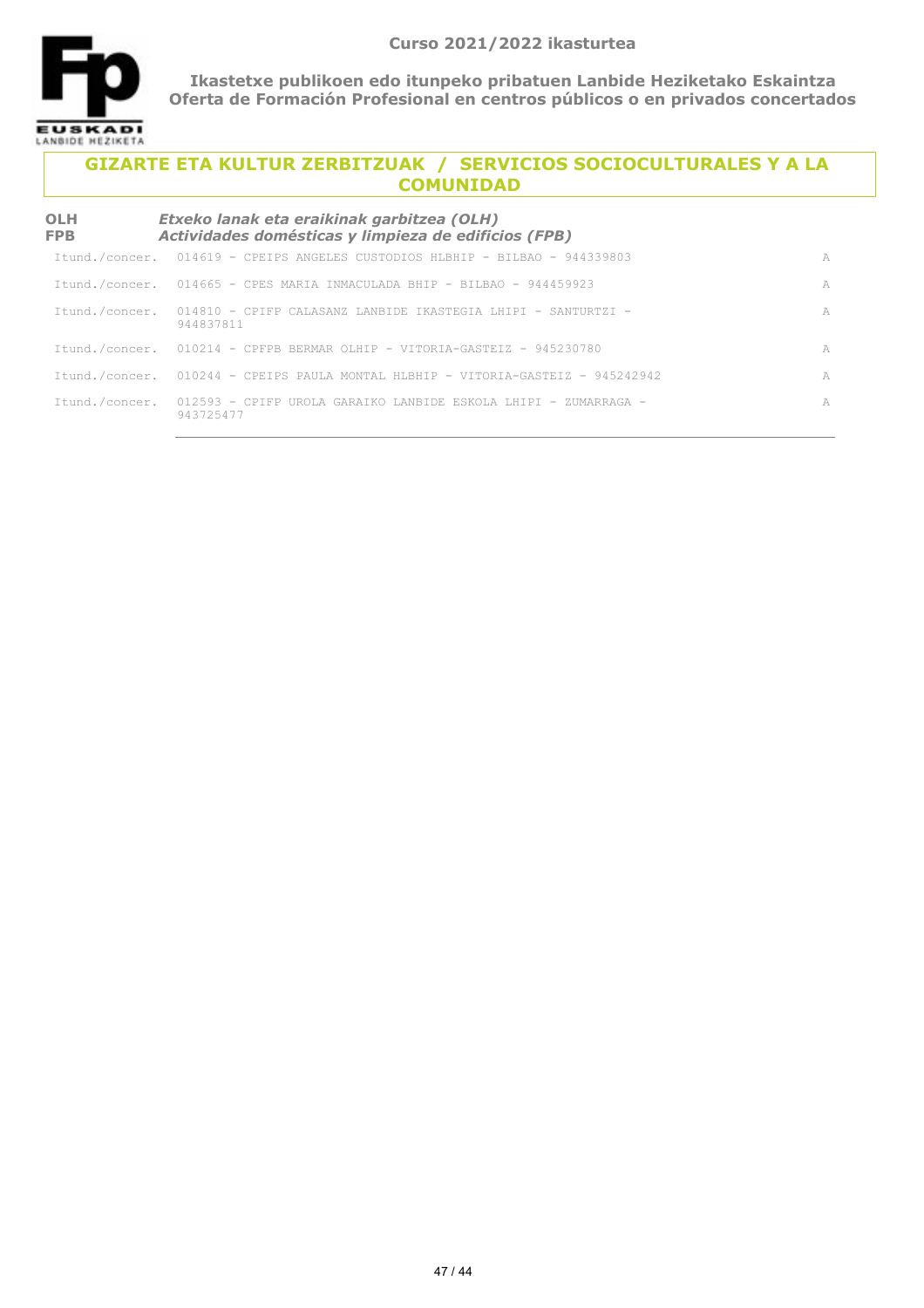## GIZARTE ETA KULTUR ZERBITZUAK / SERVICIOS SOCIOCULTURALES Y A LA COMUNIDAD

**OLH** *Etxeko lanak eta eraikinak garbitzea (OLH)*
**FPB** *Actividades domésticas y limpieza de edificios (FPB)*

| | | |
|---|---|---|
| Itund./concer. | 014619 - CPEIPS ANGELES CUSTODIOS HLBHIP - BILBAO - 944339803 | A |
| Itund./concer. | 014665 - CPES MARIA INMACULADA BHIP - BILBAO - 944459923 | A |
| Itund./concer. | 014810 - CPIFP CALASANZ LANBIDE IKASTEGIA LHIPI - SANTURTZI - 944837811 | A |
| Itund./concer. | 010214 - CPFPB BERMAR OLHIP - VITORIA-GASTEIZ - 945230780 | A |
| Itund./concer. | 010244 - CPEIPS PAULA MONTAL HLBHIP - VITORIA-GASTEIZ - 945242942 | A |
| Itund./concer. | 012593 - CPIFP UROLA GARAIKO LANBIDE ESKOLA LHIPI - ZUMARRAGA - 943725477 | A |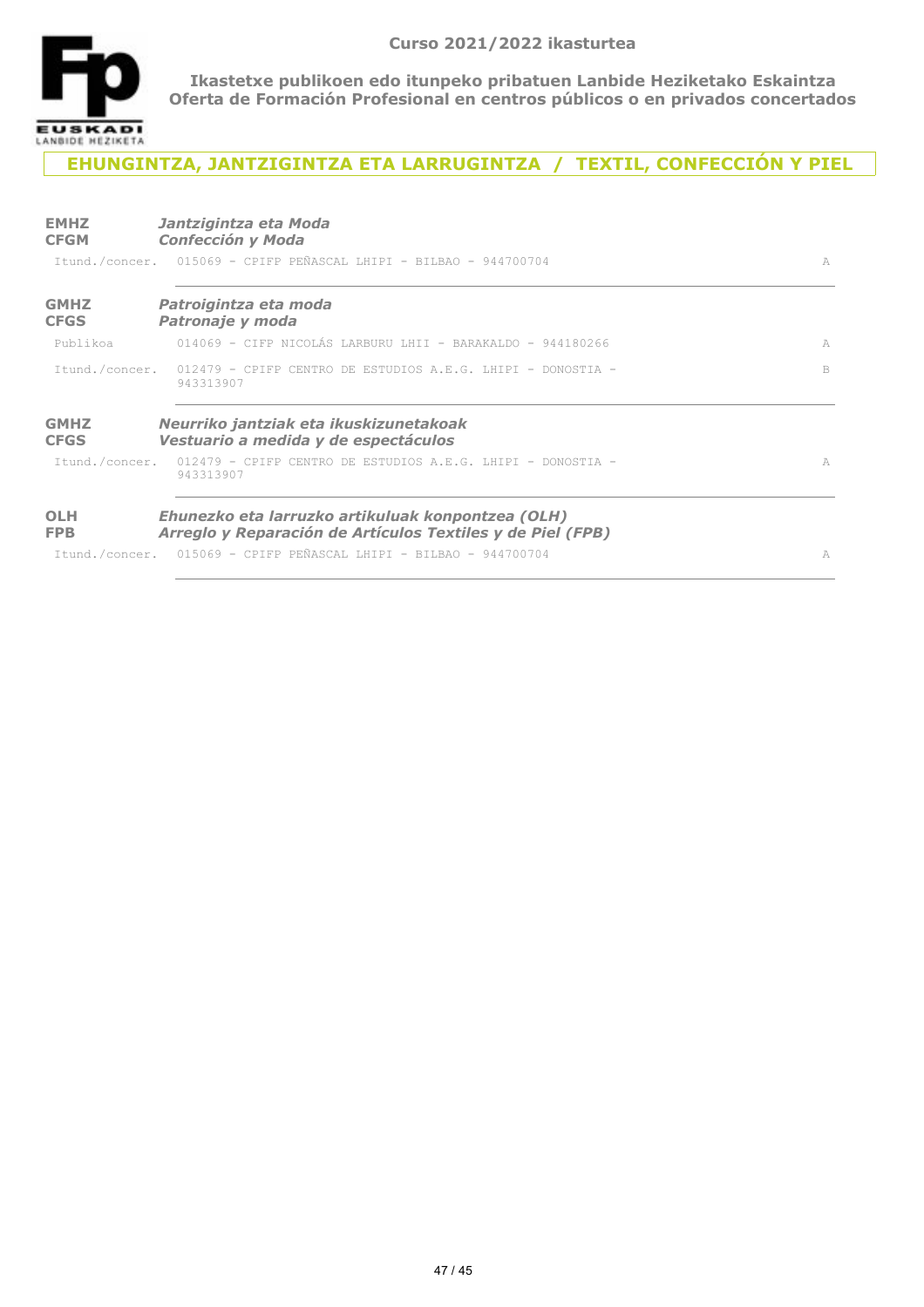## EHUNGINTZA, JANTZIGINTZA ETA LARRUGINTZA / TEXTIL, CONFECCIÓN Y PIEL

**EMHZ** ***Jantzigintza eta Moda***
**CFGM** ***Confección y Moda***

| | | |
|---|---|---|
| Itund./concer. | 015069 - CPIFP PEÑASCAL LHIPI - BILBAO - 944700704 | A |

**GMHZ** ***Patroigintza eta moda***
**CFGS** ***Patronaje y moda***

| | | |
|---|---|---|
| Publikoa | 014069 - CIFP NICOLÁS LARBURU LHII - BARAKALDO - 944180266 | A |
| Itund./concer. | 012479 - CPIFP CENTRO DE ESTUDIOS A.E.G. LHIPI - DONOSTIA - 943313907 | B |

**GMHZ** ***Neurriko jantziak eta ikuskizunetakoak***
**CFGS** ***Vestuario a medida y de espectáculos***

| | | |
|---|---|---|
| Itund./concer. | 012479 - CPIFP CENTRO DE ESTUDIOS A.E.G. LHIPI - DONOSTIA - 943313907 | A |

**OLH** ***Ehunezko eta larruzko artikuluak konpontzea (OLH)***
**FPB** ***Arreglo y Reparación de Artículos Textiles y de Piel (FPB)***

| | | |
|---|---|---|
| Itund./concer. | 015069 - CPIFP PEÑASCAL LHIPI - BILBAO - 944700704 | A |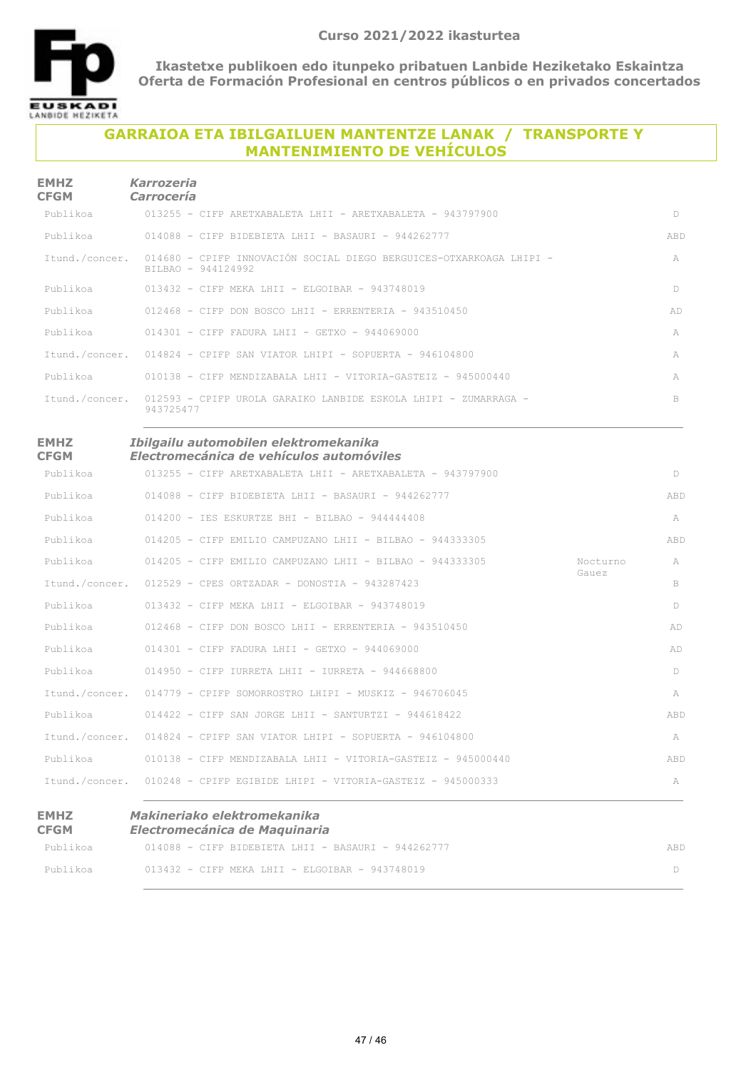**Curso 2021/2022 ikasturtea**

**Ikastetxe publikoen edo itunpeko pribatuen Lanbide Heziketako Eskaintza**
**Oferta de Formación Profesional en centros públicos o en privados concertados**

## GARRAIOA ETA IBILGAILUEN MANTENTZE LANAK / TRANSPORTE Y MANTENIMIENTO DE VEHÍCULOS

### EMHZ / CFGM — *Karrozeria / Carrocería*

| | | | |
|---|---|---|---|
| Publikoa | 013255 - CIFP ARETXABALETA LHII - ARETXABALETA - 943797900 | | D |
| Publikoa | 014088 - CIFP BIDEBIETA LHII - BASAURI - 944262777 | | ABD |
| Itund./concer. | 014680 - CPIFP INNOVACIÓN SOCIAL DIEGO BERGUICES-OTXARKOAGA LHIPI - BILBAO - 944124992 | | A |
| Publikoa | 013432 - CIFP MEKA LHII - ELGOIBAR - 943748019 | | D |
| Publikoa | 012468 - CIFP DON BOSCO LHII - ERRENTERIA - 943510450 | | AD |
| Publikoa | 014301 - CIFP FADURA LHII - GETXO - 944069000 | | A |
| Itund./concer. | 014824 - CPIFP SAN VIATOR LHIPI - SOPUERTA - 946104800 | | A |
| Publikoa | 010138 - CIFP MENDIZABALA LHII - VITORIA-GASTEIZ - 945000440 | | A |
| Itund./concer. | 012593 - CPIFP UROLA GARAIKO LANBIDE ESKOLA LHIPI - ZUMARRAGA - 943725477 | | B |

### EMHZ / CFGM — *Ibilgailu automobilen elektromekanika / Electromecánica de vehículos automóviles*

| | | | |
|---|---|---|---|
| Publikoa | 013255 - CIFP ARETXABALETA LHII - ARETXABALETA - 943797900 | | D |
| Publikoa | 014088 - CIFP BIDEBIETA LHII - BASAURI - 944262777 | | ABD |
| Publikoa | 014200 - IES ESKURTZE BHI - BILBAO - 944444408 | | A |
| Publikoa | 014205 - CIFP EMILIO CAMPUZANO LHII - BILBAO - 944333305 | | ABD |
| Publikoa | 014205 - CIFP EMILIO CAMPUZANO LHII - BILBAO - 944333305 | Nocturno Gauez | A |
| Itund./concer. | 012529 - CPES ORTZADAR - DONOSTIA - 943287423 | | B |
| Publikoa | 013432 - CIFP MEKA LHII - ELGOIBAR - 943748019 | | D |
| Publikoa | 012468 - CIFP DON BOSCO LHII - ERRENTERIA - 943510450 | | AD |
| Publikoa | 014301 - CIFP FADURA LHII - GETXO - 944069000 | | AD |
| Publikoa | 014950 - CIFP IURRETA LHII - IURRETA - 944668800 | | D |
| Itund./concer. | 014779 - CPIFP SOMORROSTRO LHIPI - MUSKIZ - 946706045 | | A |
| Publikoa | 014422 - CIFP SAN JORGE LHII - SANTURTZI - 944618422 | | ABD |
| Itund./concer. | 014824 - CPIFP SAN VIATOR LHIPI - SOPUERTA - 946104800 | | A |
| Publikoa | 010138 - CIFP MENDIZABALA LHII - VITORIA-GASTEIZ - 945000440 | | ABD |
| Itund./concer. | 010248 - CPIFP EGIBIDE LHIPI - VITORIA-GASTEIZ - 945000333 | | A |

### EMHZ / CFGM — *Makineriako elektromekanika / Electromecánica de Maquinaria*

| | | | |
|---|---|---|---|
| Publikoa | 014088 - CIFP BIDEBIETA LHII - BASAURI - 944262777 | | ABD |
| Publikoa | 013432 - CIFP MEKA LHII - ELGOIBAR - 943748019 | | D |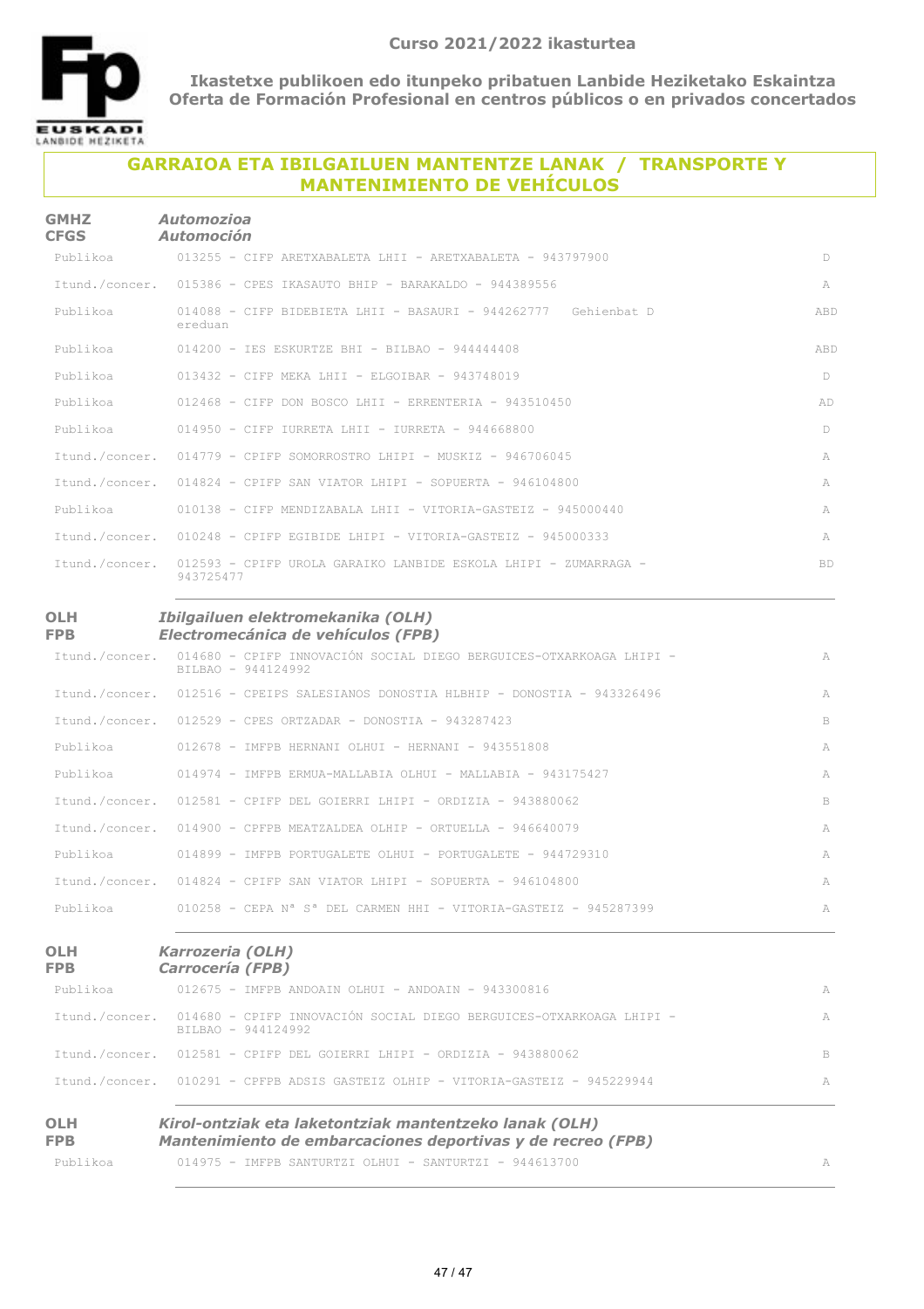Curso 2021/2022 ikasturtea

**Ikastetxe publikoen edo itunpeko pribatuen Lanbide Heziketako Eskaintza**
**Oferta de Formación Profesional en centros públicos o en privados concertados**

## GARRAIOA ETA IBILGAILUEN MANTENTZE LANAK / TRANSPORTE Y MANTENIMIENTO DE VEHÍCULOS

### GMHZ / CFGS — *Automozioa / Automoción*

| | | |
|---|---|---|
| Publikoa | 013255 - CIFP ARETXABALETA LHII - ARETXABALETA - 943797900 | D |
| Itund./concer. | 015386 - CPES IKASAUTO BHIP - BARAKALDO - 944389556 | A |
| Publikoa | 014088 - CIFP BIDEBIETA LHII - BASAURI - 944262777 Gehienbat D ereduan | ABD |
| Publikoa | 014200 - IES ESKURTZE BHI - BILBAO - 944444408 | ABD |
| Publikoa | 013432 - CIFP MEKA LHII - ELGOIBAR - 943748019 | D |
| Publikoa | 012468 - CIFP DON BOSCO LHII - ERRENTERIA - 943510450 | AD |
| Publikoa | 014950 - CIFP IURRETA LHII - IURRETA - 944668800 | D |
| Itund./concer. | 014779 - CPIFP SOMORROSTRO LHIPI - MUSKIZ - 946706045 | A |
| Itund./concer. | 014824 - CPIFP SAN VIATOR LHIPI - SOPUERTA - 946104800 | A |
| Publikoa | 010138 - CIFP MENDIZABALA LHII - VITORIA-GASTEIZ - 945000440 | A |
| Itund./concer. | 010248 - CPIFP EGIBIDE LHIPI - VITORIA-GASTEIZ - 945000333 | A |
| Itund./concer. | 012593 - CPIFP UROLA GARAIKO LANBIDE ESKOLA LHIPI - ZUMARRAGA - 943725477 | BD |

### OLH / FPB — *Ibilgailuen elektromekanika (OLH) / Electromecánica de vehículos (FPB)*

| | | |
|---|---|---|
| Itund./concer. | 014680 - CPIFP INNOVACIÓN SOCIAL DIEGO BERGUICES-OTXARKOAGA LHIPI - BILBAO - 944124992 | A |
| Itund./concer. | 012516 - CPEIPS SALESIANOS DONOSTIA HLBHIP - DONOSTIA - 943326496 | A |
| Itund./concer. | 012529 - CPES ORTZADAR - DONOSTIA - 943287423 | B |
| Publikoa | 012678 - IMFPB HERNANI OLHUI - HERNANI - 943551808 | A |
| Publikoa | 014974 - IMFPB ERMUA-MALLABIA OLHUI - MALLABIA - 943175427 | A |
| Itund./concer. | 012581 - CPIFP DEL GOIERRI LHIPI - ORDIZIA - 943880062 | B |
| Itund./concer. | 014900 - CPFPB MEATZALDEA OLHIP - ORTUELLA - 946640079 | A |
| Publikoa | 014899 - IMFPB PORTUGALETE OLHUI - PORTUGALETE - 944729310 | A |
| Itund./concer. | 014824 - CPIFP SAN VIATOR LHIPI - SOPUERTA - 946104800 | A |
| Publikoa | 010258 - CEPA Nª Sª DEL CARMEN HHI - VITORIA-GASTEIZ - 945287399 | A |

### OLH / FPB — *Karrozeria (OLH) / Carrocería (FPB)*

| | | |
|---|---|---|
| Publikoa | 012675 - IMFPB ANDOAIN OLHUI - ANDOAIN - 943300816 | A |
| Itund./concer. | 014680 - CPIFP INNOVACIÓN SOCIAL DIEGO BERGUICES-OTXARKOAGA LHIPI - BILBAO - 944124992 | A |
| Itund./concer. | 012581 - CPIFP DEL GOIERRI LHIPI - ORDIZIA - 943880062 | B |
| Itund./concer. | 010291 - CPFPB ADSIS GASTEIZ OLHIP - VITORIA-GASTEIZ - 945229944 | A |

### OLH / FPB — *Kirol-ontziak eta laketontziak mantentzeko lanak (OLH) / Mantenimiento de embarcaciones deportivas y de recreo (FPB)*

| | | |
|---|---|---|
| Publikoa | 014975 - IMFPB SANTURTZI OLHUI - SANTURTZI - 944613700 | A |